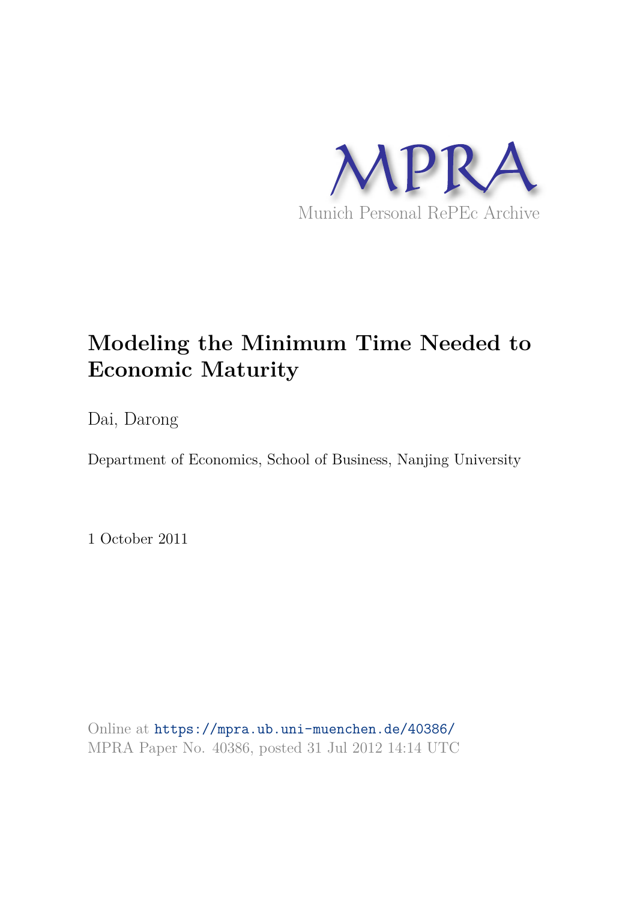MPRA

Munich Personal RePEc Archive

# Modeling the Minimum Time Needed to Economic Maturity

Dai, Darong

Department of Economics, School of Business, Nanjing University

1 October 2011

Online at https://mpra.ub.uni-muenchen.de/40386/
MPRA Paper No. 40386, posted 31 Jul 2012 14:14 UTC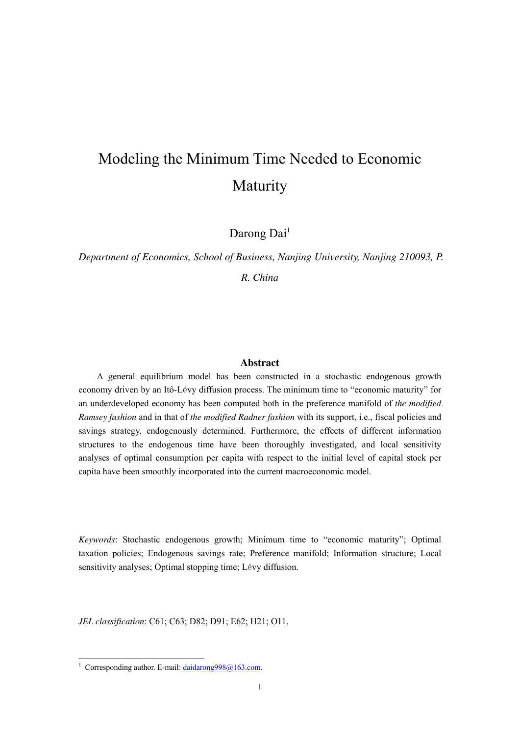# Modeling the Minimum Time Needed to Economic Maturity

Darong Dai[1]

*Department of Economics, School of Business, Nanjing University, Nanjing 210093, P. R. China*

### Abstract

A general equilibrium model has been constructed in a stochastic endogenous growth economy driven by an Itô-Lévy diffusion process. The minimum time to "economic maturity" for an underdeveloped economy has been computed both in the preference manifold of *the modified Ramsey fashion* and in that of *the modified Radner fashion* with its support, i.e., fiscal policies and savings strategy, endogenously determined. Furthermore, the effects of different information structures to the endogenous time have been thoroughly investigated, and local sensitivity analyses of optimal consumption per capita with respect to the initial level of capital stock per capita have been smoothly incorporated into the current macroeconomic model.

*Keywords*: Stochastic endogenous growth; Minimum time to "economic maturity"; Optimal taxation policies; Endogenous savings rate; Preference manifold; Information structure; Local sensitivity analyses; Optimal stopping time; Lévy diffusion.

*JEL classification*: C61; C63; D82; D91; E62; H21; O11.

[1] Corresponding author. E-mail: daidarong998@163.com.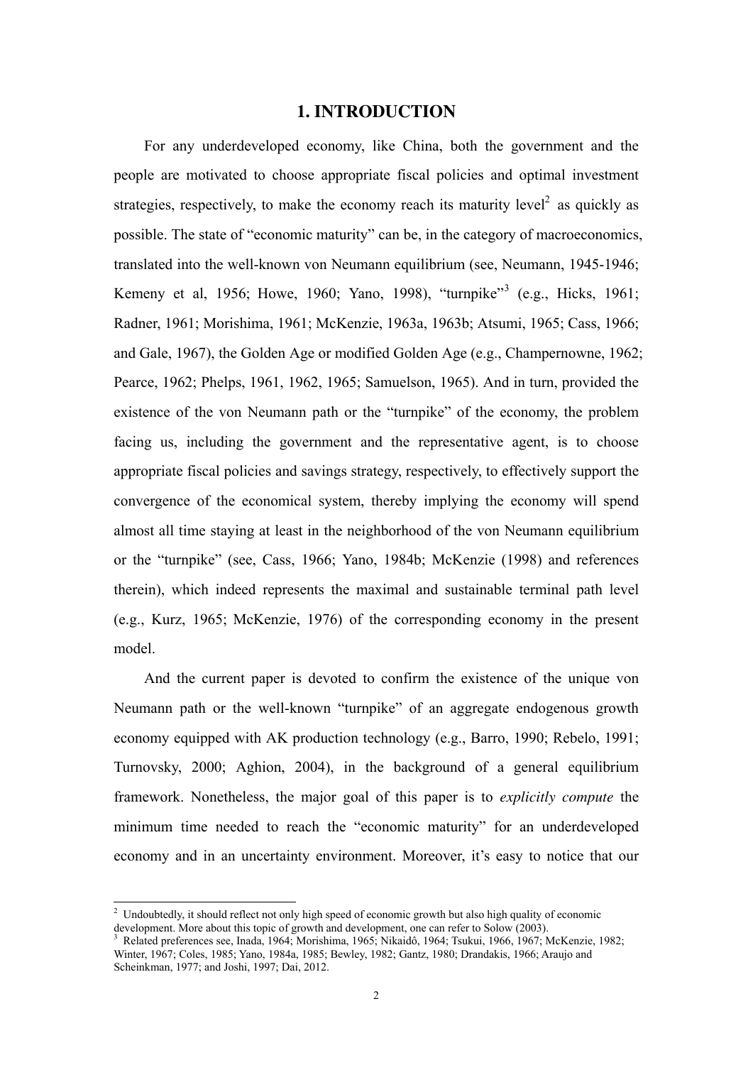## 1. INTRODUCTION

For any underdeveloped economy, like China, both the government and the people are motivated to choose appropriate fiscal policies and optimal investment strategies, respectively, to make the economy reach its maturity level[2] as quickly as possible. The state of "economic maturity" can be, in the category of macroeconomics, translated into the well-known von Neumann equilibrium (see, Neumann, 1945-1946; Kemeny et al, 1956; Howe, 1960; Yano, 1998), "turnpike"[3] (e.g., Hicks, 1961; Radner, 1961; Morishima, 1961; McKenzie, 1963a, 1963b; Atsumi, 1965; Cass, 1966; and Gale, 1967), the Golden Age or modified Golden Age (e.g., Champernowne, 1962; Pearce, 1962; Phelps, 1961, 1962, 1965; Samuelson, 1965). And in turn, provided the existence of the von Neumann path or the "turnpike" of the economy, the problem facing us, including the government and the representative agent, is to choose appropriate fiscal policies and savings strategy, respectively, to effectively support the convergence of the economical system, thereby implying the economy will spend almost all time staying at least in the neighborhood of the von Neumann equilibrium or the "turnpike" (see, Cass, 1966; Yano, 1984b; McKenzie (1998) and references therein), which indeed represents the maximal and sustainable terminal path level (e.g., Kurz, 1965; McKenzie, 1976) of the corresponding economy in the present model.

And the current paper is devoted to confirm the existence of the unique von Neumann path or the well-known "turnpike" of an aggregate endogenous growth economy equipped with AK production technology (e.g., Barro, 1990; Rebelo, 1991; Turnovsky, 2000; Aghion, 2004), in the background of a general equilibrium framework. Nonetheless, the major goal of this paper is to *explicitly compute* the minimum time needed to reach the "economic maturity" for an underdeveloped economy and in an uncertainty environment. Moreover, it's easy to notice that our

[2] Undoubtedly, it should reflect not only high speed of economic growth but also high quality of economic development. More about this topic of growth and development, one can refer to Solow (2003).

[3] Related preferences see, Inada, 1964; Morishima, 1965; Nikaidô, 1964; Tsukui, 1966, 1967; McKenzie, 1982; Winter, 1967; Coles, 1985; Yano, 1984a, 1985; Bewley, 1982; Gantz, 1980; Drandakis, 1966; Araujo and Scheinkman, 1977; and Joshi, 1997; Dai, 2012.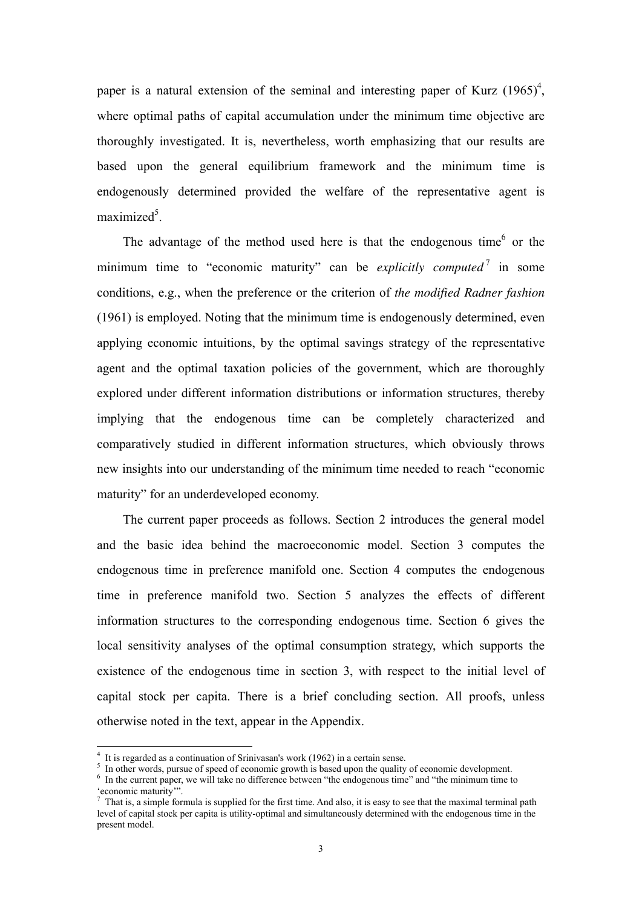paper is a natural extension of the seminal and interesting paper of Kurz (1965)[4], where optimal paths of capital accumulation under the minimum time objective are thoroughly investigated. It is, nevertheless, worth emphasizing that our results are based upon the general equilibrium framework and the minimum time is endogenously determined provided the welfare of the representative agent is maximized[5].

The advantage of the method used here is that the endogenous time[6] or the minimum time to "economic maturity" can be *explicitly computed*[7] in some conditions, e.g., when the preference or the criterion of *the modified Radner fashion* (1961) is employed. Noting that the minimum time is endogenously determined, even applying economic intuitions, by the optimal savings strategy of the representative agent and the optimal taxation policies of the government, which are thoroughly explored under different information distributions or information structures, thereby implying that the endogenous time can be completely characterized and comparatively studied in different information structures, which obviously throws new insights into our understanding of the minimum time needed to reach "economic maturity" for an underdeveloped economy.

The current paper proceeds as follows. Section 2 introduces the general model and the basic idea behind the macroeconomic model. Section 3 computes the endogenous time in preference manifold one. Section 4 computes the endogenous time in preference manifold two. Section 5 analyzes the effects of different information structures to the corresponding endogenous time. Section 6 gives the local sensitivity analyses of the optimal consumption strategy, which supports the existence of the endogenous time in section 3, with respect to the initial level of capital stock per capita. There is a brief concluding section. All proofs, unless otherwise noted in the text, appear in the Appendix.

---

[4] It is regarded as a continuation of Srinivasan's work (1962) in a certain sense.

[5] In other words, pursue of speed of economic growth is based upon the quality of economic development.

[6] In the current paper, we will take no difference between "the endogenous time" and "the minimum time to 'economic maturity'".

[7] That is, a simple formula is supplied for the first time. And also, it is easy to see that the maximal terminal path level of capital stock per capita is utility-optimal and simultaneously determined with the endogenous time in the present model.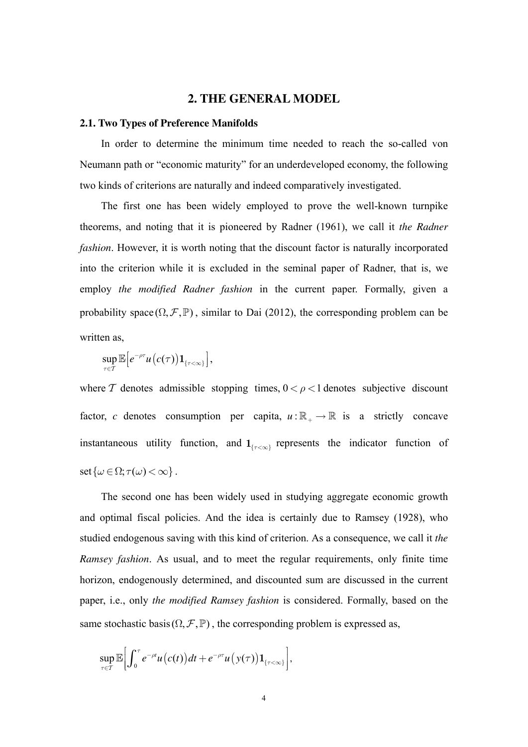# 2. THE GENERAL MODEL

## 2.1. Two Types of Preference Manifolds

In order to determine the minimum time needed to reach the so-called von Neumann path or "economic maturity" for an underdeveloped economy, the following two kinds of criterions are naturally and indeed comparatively investigated.

The first one has been widely employed to prove the well-known turnpike theorems, and noting that it is pioneered by Radner (1961), we call it *the Radner fashion*. However, it is worth noting that the discount factor is naturally incorporated into the criterion while it is excluded in the seminal paper of Radner, that is, we employ *the modified Radner fashion* in the current paper. Formally, given a probability space $(\Omega, \mathcal{F}, \mathbb{P})$, similar to Dai (2012), the corresponding problem can be written as,

$$\sup_{\tau \in \mathcal{T}} \mathbb{E}\left[e^{-\rho\tau} u\left(c(\tau)\right) \mathbf{1}_{\{\tau<\infty\}}\right],$$

where $\mathcal{T}$ denotes admissible stopping times, $0 < \rho < 1$ denotes subjective discount factor, $c$ denotes consumption per capita, $u: \mathbb{R}_+ \to \mathbb{R}$ is a strictly concave instantaneous utility function, and $\mathbf{1}_{\{\tau<\infty\}}$ represents the indicator function of set $\{\omega \in \Omega; \tau(\omega) < \infty\}$.

The second one has been widely used in studying aggregate economic growth and optimal fiscal policies. And the idea is certainly due to Ramsey (1928), who studied endogenous saving with this kind of criterion. As a consequence, we call it *the Ramsey fashion*. As usual, and to meet the regular requirements, only finite time horizon, endogenously determined, and discounted sum are discussed in the current paper, i.e., only *the modified Ramsey fashion* is considered. Formally, based on the same stochastic basis $(\Omega, \mathcal{F}, \mathbb{P})$, the corresponding problem is expressed as,

$$\sup_{\tau \in \mathcal{T}} \mathbb{E}\left[\int_0^\tau e^{-\rho t} u\left(c(t)\right) dt + e^{-\rho\tau} u\left(y(\tau)\right) \mathbf{1}_{\{\tau<\infty\}}\right],$$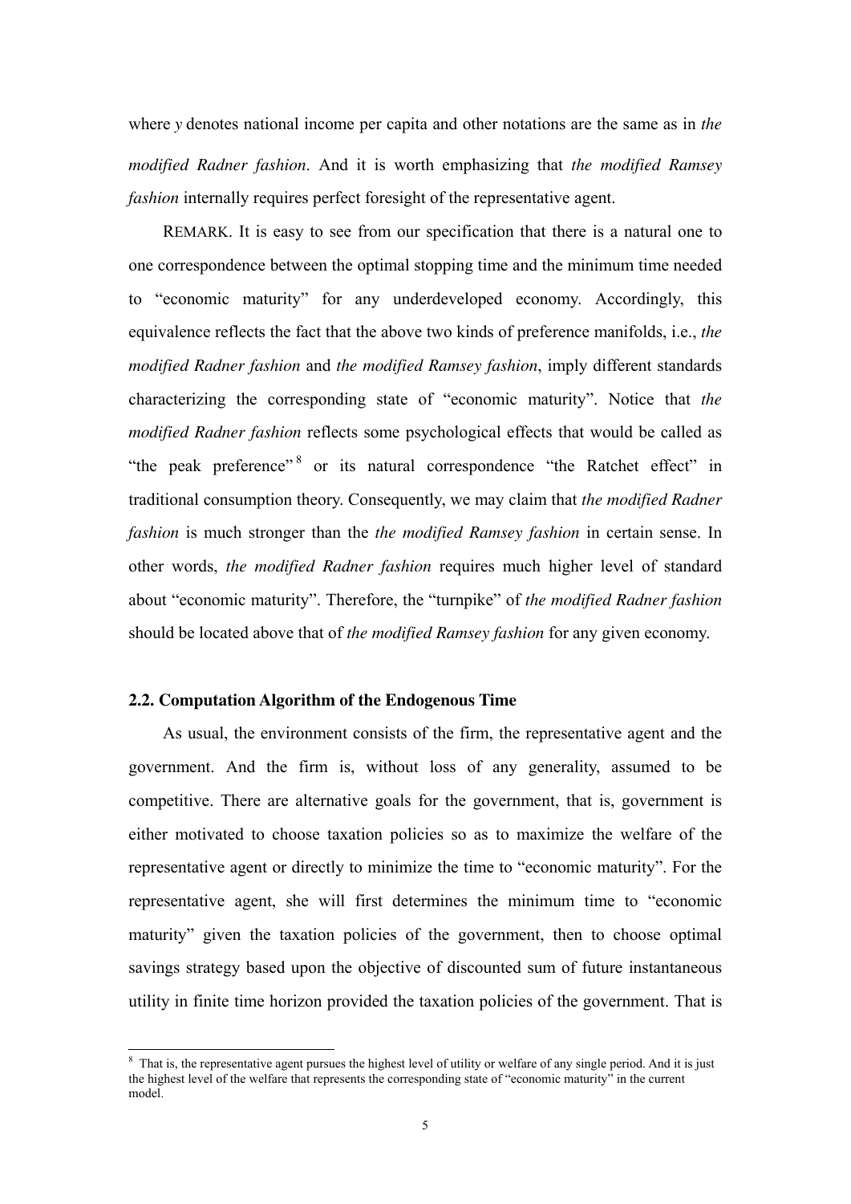where $y$ denotes national income per capita and other notations are the same as in *the modified Radner fashion*. And it is worth emphasizing that *the modified Ramsey fashion* internally requires perfect foresight of the representative agent.

REMARK. It is easy to see from our specification that there is a natural one to one correspondence between the optimal stopping time and the minimum time needed to "economic maturity" for any underdeveloped economy. Accordingly, this equivalence reflects the fact that the above two kinds of preference manifolds, i.e., *the modified Radner fashion* and *the modified Ramsey fashion*, imply different standards characterizing the corresponding state of "economic maturity". Notice that *the modified Radner fashion* reflects some psychological effects that would be called as "the peak preference"[8] or its natural correspondence "the Ratchet effect" in traditional consumption theory. Consequently, we may claim that *the modified Radner fashion* is much stronger than the *the modified Ramsey fashion* in certain sense. In other words, *the modified Radner fashion* requires much higher level of standard about "economic maturity". Therefore, the "turnpike" of *the modified Radner fashion* should be located above that of *the modified Ramsey fashion* for any given economy.

### 2.2. Computation Algorithm of the Endogenous Time

As usual, the environment consists of the firm, the representative agent and the government. And the firm is, without loss of any generality, assumed to be competitive. There are alternative goals for the government, that is, government is either motivated to choose taxation policies so as to maximize the welfare of the representative agent or directly to minimize the time to "economic maturity". For the representative agent, she will first determines the minimum time to "economic maturity" given the taxation policies of the government, then to choose optimal savings strategy based upon the objective of discounted sum of future instantaneous utility in finite time horizon provided the taxation policies of the government. That is

[8] That is, the representative agent pursues the highest level of utility or welfare of any single period. And it is just the highest level of the welfare that represents the corresponding state of "economic maturity" in the current model.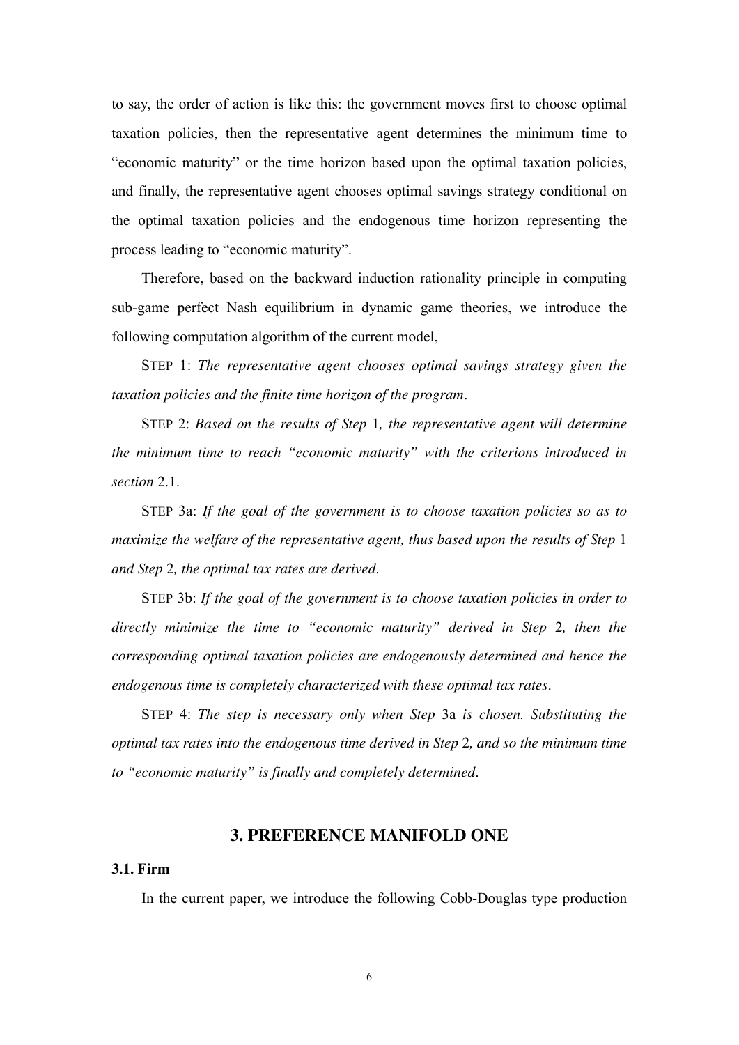to say, the order of action is like this: the government moves first to choose optimal taxation policies, then the representative agent determines the minimum time to "economic maturity" or the time horizon based upon the optimal taxation policies, and finally, the representative agent chooses optimal savings strategy conditional on the optimal taxation policies and the endogenous time horizon representing the process leading to "economic maturity".

Therefore, based on the backward induction rationality principle in computing sub-game perfect Nash equilibrium in dynamic game theories, we introduce the following computation algorithm of the current model,

STEP 1: *The representative agent chooses optimal savings strategy given the taxation policies and the finite time horizon of the program*.

STEP 2: *Based on the results of Step* 1*, the representative agent will determine the minimum time to reach "economic maturity" with the criterions introduced in section* 2.1.

STEP 3a: *If the goal of the government is to choose taxation policies so as to maximize the welfare of the representative agent, thus based upon the results of Step* 1 *and Step* 2*, the optimal tax rates are derived*.

STEP 3b: *If the goal of the government is to choose taxation policies in order to directly minimize the time to "economic maturity" derived in Step* 2*, then the corresponding optimal taxation policies are endogenously determined and hence the endogenous time is completely characterized with these optimal tax rates*.

STEP 4: *The step is necessary only when Step* 3a *is chosen. Substituting the optimal tax rates into the endogenous time derived in Step* 2*, and so the minimum time to "economic maturity" is finally and completely determined*.

## 3. PREFERENCE MANIFOLD ONE

### 3.1. Firm

In the current paper, we introduce the following Cobb-Douglas type production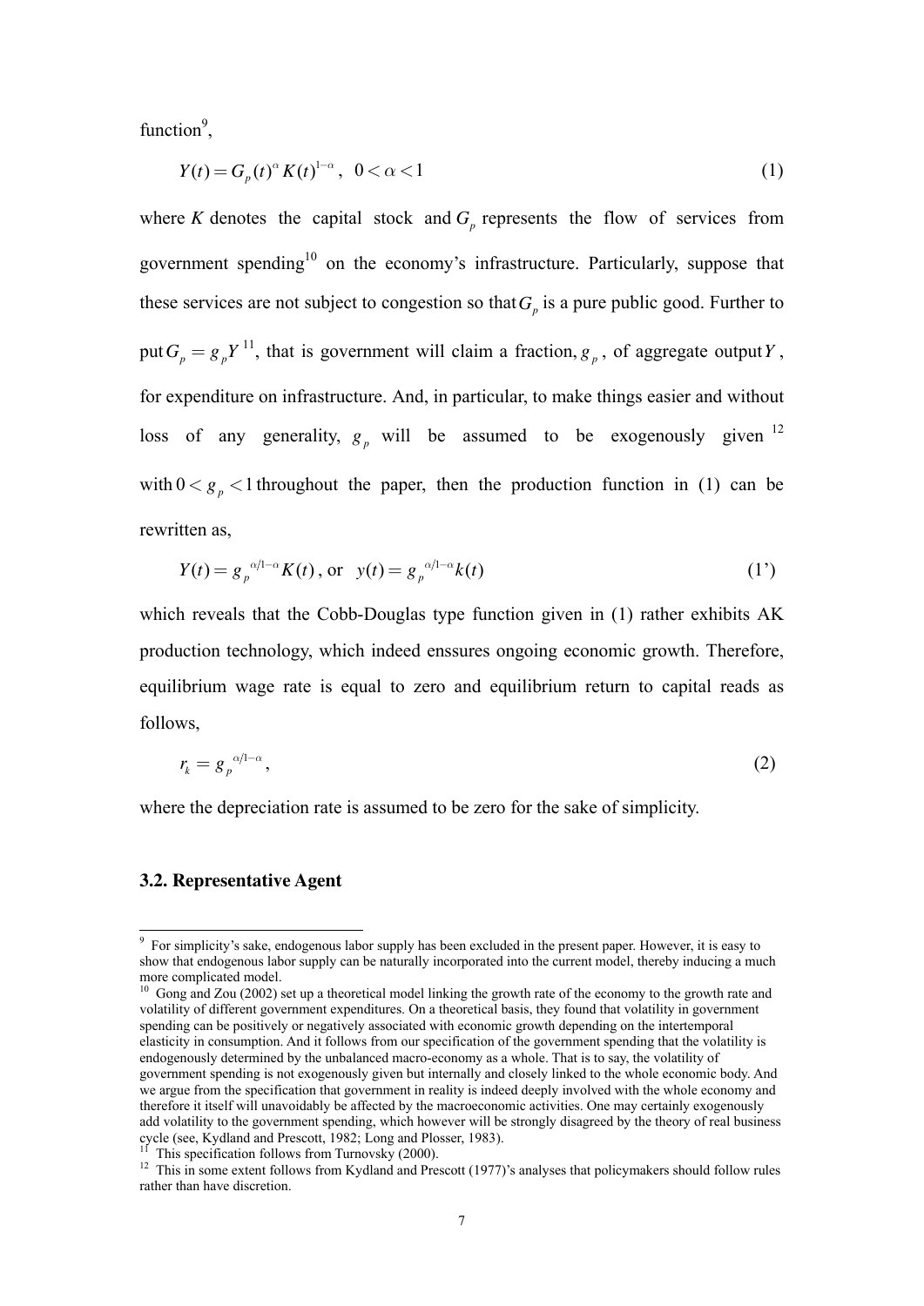function[9],

$$Y(t) = G_p(t)^{\alpha} K(t)^{1-\alpha}, \quad 0 < \alpha < 1 \tag{1}$$

where $K$ denotes the capital stock and $G_p$ represents the flow of services from government spending[10] on the economy's infrastructure. Particularly, suppose that these services are not subject to congestion so that $G_p$ is a pure public good. Further to put $G_p = g_p Y$ [11], that is government will claim a fraction, $g_p$, of aggregate output $Y$, for expenditure on infrastructure. And, in particular, to make things easier and without loss of any generality, $g_p$ will be assumed to be exogenously given [12] with $0 < g_p < 1$ throughout the paper, then the production function in (1) can be rewritten as,

$$Y(t) = g_p{}^{\alpha/1-\alpha} K(t), \text{ or } \quad y(t) = g_p{}^{\alpha/1-\alpha} k(t) \tag{1'}$$

which reveals that the Cobb-Douglas type function given in (1) rather exhibits AK production technology, which indeed enssures ongoing economic growth. Therefore, equilibrium wage rate is equal to zero and equilibrium return to capital reads as follows,

$$r_k = g_p{}^{\alpha/1-\alpha}, \tag{2}$$

where the depreciation rate is assumed to be zero for the sake of simplicity.

### 3.2. Representative Agent

---

[9] For simplicity's sake, endogenous labor supply has been excluded in the present paper. However, it is easy to show that endogenous labor supply can be naturally incorporated into the current model, thereby inducing a much more complicated model.

[10] Gong and Zou (2002) set up a theoretical model linking the growth rate of the economy to the growth rate and volatility of different government expenditures. On a theoretical basis, they found that volatility in government spending can be positively or negatively associated with economic growth depending on the intertemporal elasticity in consumption. And it follows from our specification of the government spending that the volatility is endogenously determined by the unbalanced macro-economy as a whole. That is to say, the volatility of government spending is not exogenously given but internally and closely linked to the whole economic body. And we argue from the specification that government in reality is indeed deeply involved with the whole economy and therefore it itself will unavoidably be affected by the macroeconomic activities. One may certainly exogenously add volatility to the government spending, which however will be strongly disagreed by the theory of real business cycle (see, Kydland and Prescott, 1982; Long and Plosser, 1983).

[11] This specification follows from Turnovsky (2000).

[12] This in some extent follows from Kydland and Prescott (1977)'s analyses that policymakers should follow rules rather than have discretion.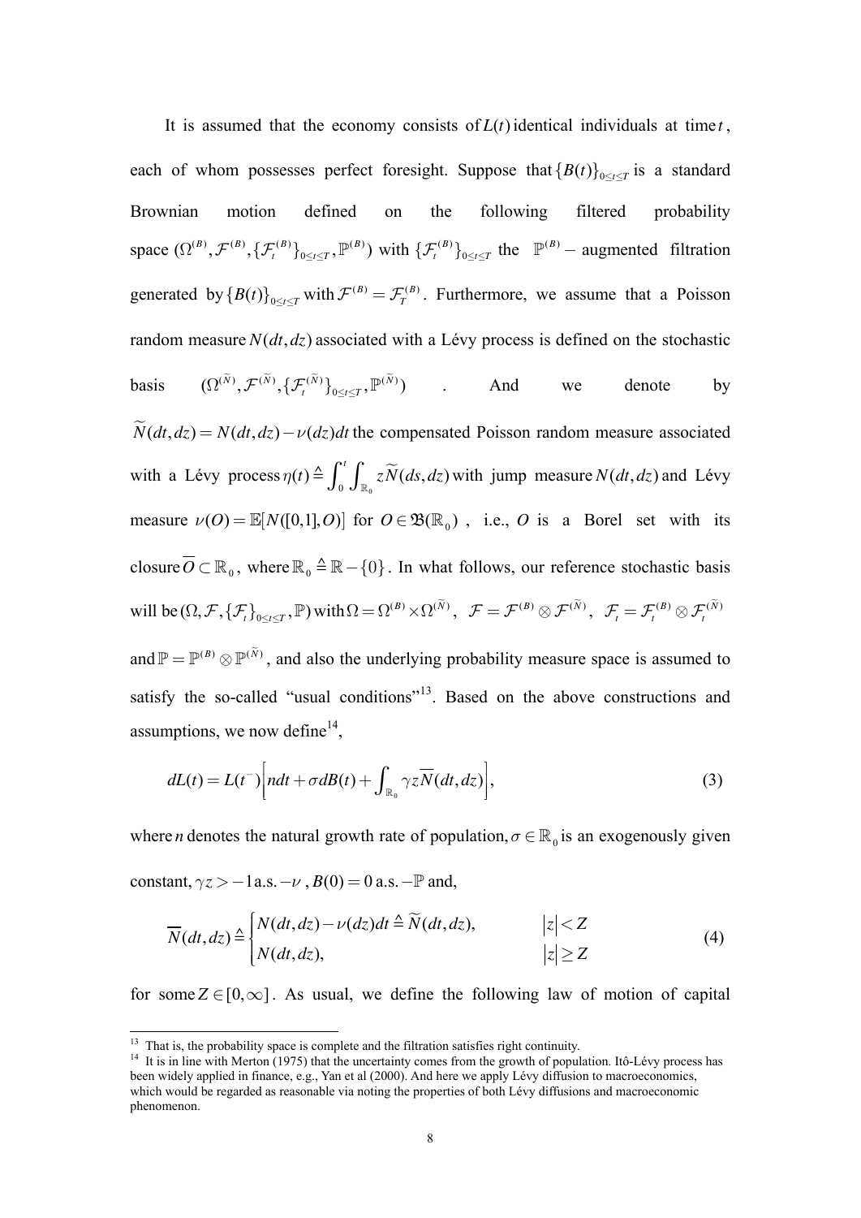It is assumed that the economy consists of $L(t)$ identical individuals at time $t$, each of whom possesses perfect foresight. Suppose that $\{B(t)\}_{0\leq t\leq T}$ is a standard Brownian motion defined on the following filtered probability space $(\Omega^{(B)}, \mathcal{F}^{(B)}, \{\mathcal{F}_t^{(B)}\}_{0\leq t\leq T}, \mathbb{P}^{(B)})$ with $\{\mathcal{F}_t^{(B)}\}_{0\leq t\leq T}$ the $\mathbb{P}^{(B)}-$ augmented filtration generated by $\{B(t)\}_{0\leq t\leq T}$ with $\mathcal{F}^{(B)} = \mathcal{F}_T^{(B)}$. Furthermore, we assume that a Poisson random measure $N(dt,dz)$ associated with a Lévy process is defined on the stochastic basis $(\Omega^{(\widetilde{N})}, \mathcal{F}^{(\widetilde{N})}, \{\mathcal{F}_t^{(\widetilde{N})}\}_{0\leq t\leq T}, \mathbb{P}^{(\widetilde{N})})$ . And we denote by $\widetilde{N}(dt,dz) = N(dt,dz) - \nu(dz)dt$ the compensated Poisson random measure associated with a Lévy process $\eta(t) \triangleq \int_0^t \int_{\mathbb{R}_0} z\widetilde{N}(ds,dz)$ with jump measure $N(dt,dz)$ and Lévy measure $\nu(O) = \mathbb{E}[N([0,1],O)]$ for $O \in \mathfrak{B}(\mathbb{R}_0)$ , i.e., $O$ is a Borel set with its closure $\overline{O} \subset \mathbb{R}_0$, where $\mathbb{R}_0 \triangleq \mathbb{R} - \{0\}$. In what follows, our reference stochastic basis will be $(\Omega, \mathcal{F}, \{\mathcal{F}_t\}_{0\leq t\leq T}, \mathbb{P})$ with $\Omega = \Omega^{(B)} \times \Omega^{(\widetilde{N})}$, $\mathcal{F} = \mathcal{F}^{(B)} \otimes \mathcal{F}^{(\widetilde{N})}$, $\mathcal{F}_t = \mathcal{F}_t^{(B)} \otimes \mathcal{F}_t^{(\widetilde{N})}$ and $\mathbb{P} = \mathbb{P}^{(B)} \otimes \mathbb{P}^{(\widetilde{N})}$, and also the underlying probability measure space is assumed to satisfy the so-called "usual conditions"[13]. Based on the above constructions and assumptions, we now define[14],

$$dL(t) = L(t^-)\left[ndt + \sigma dB(t) + \int_{\mathbb{R}_0} \gamma z \overline{N}(dt,dz)\right], \tag{3}$$

where $n$ denotes the natural growth rate of population, $\sigma \in \mathbb{R}_0$ is an exogenously given constant, $\gamma z > -1$ a.s. $-\nu$ , $B(0) = 0$ a.s. $-\mathbb{P}$ and,

$$\overline{N}(dt,dz) \triangleq \begin{cases} N(dt,dz) - \nu(dz)dt \triangleq \widetilde{N}(dt,dz), & |z| < Z \\ N(dt,dz), & |z| \geq Z \end{cases} \tag{4}$$

for some $Z \in [0,\infty]$. As usual, we define the following law of motion of capital

[13] That is, the probability space is complete and the filtration satisfies right continuity.

[14] It is in line with Merton (1975) that the uncertainty comes from the growth of population. Itô-Lévy process has been widely applied in finance, e.g., Yan et al (2000). And here we apply Lévy diffusion to macroeconomics, which would be regarded as reasonable via noting the properties of both Lévy diffusions and macroeconomic phenomenon.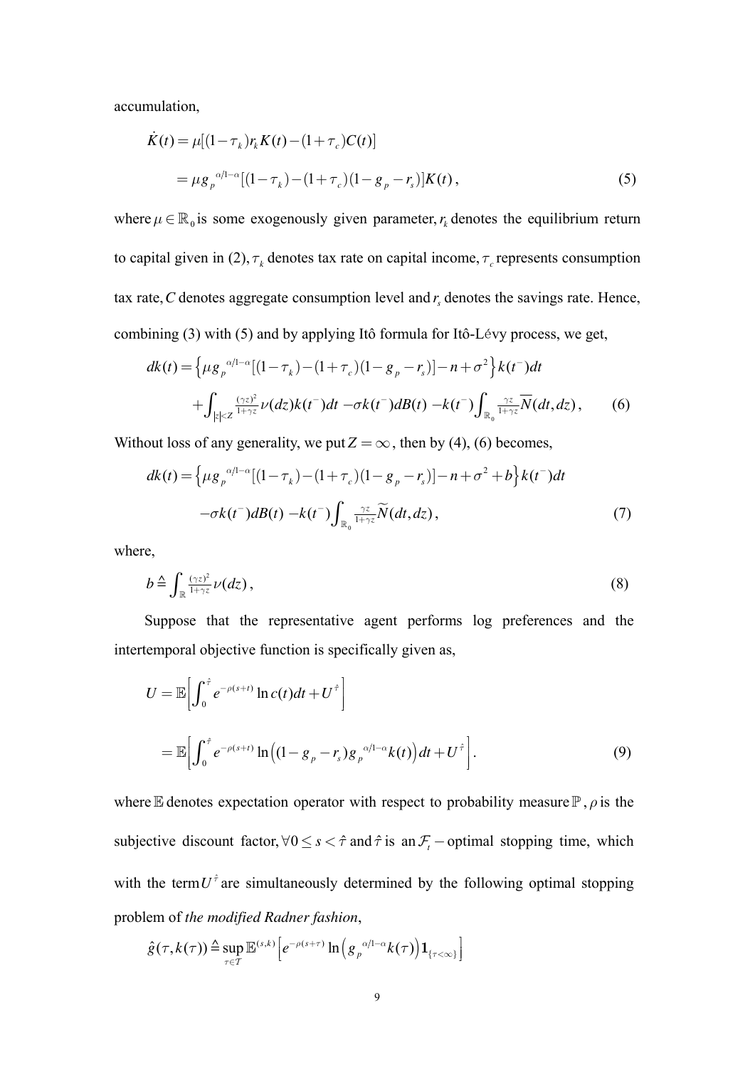accumulation,

$$\dot{K}(t) = \mu[(1-\tau_k)r_k K(t) - (1+\tau_c)C(t)]$$

$$= \mu g_p^{\alpha/1-\alpha}[(1-\tau_k) - (1+\tau_c)(1-g_p - r_s)]K(t)\,, \tag{5}$$

where $\mu \in \mathbb{R}_0$ is some exogenously given parameter, $r_k$ denotes the equilibrium return to capital given in (2), $\tau_k$ denotes tax rate on capital income, $\tau_c$ represents consumption tax rate, $C$ denotes aggregate consumption level and $r_s$ denotes the savings rate. Hence, combining (3) with (5) and by applying Itô formula for Itô-Lévy process, we get,

$$dk(t) = \left\{\mu g_p^{\alpha/1-\alpha}[(1-\tau_k) - (1+\tau_c)(1-g_p - r_s)] - n + \sigma^2\right\}k(t^-)dt$$
$$+\int_{|z|<Z} \tfrac{(\gamma z)^2}{1+\gamma z}\nu(dz)k(t^-)dt - \sigma k(t^-)dB(t) - k(t^-)\int_{\mathbb{R}_0} \tfrac{\gamma z}{1+\gamma z}\overline{N}(dt,dz)\,, \tag{6}$$

Without loss of any generality, we put $Z = \infty$, then by (4), (6) becomes,

$$dk(t) = \left\{\mu g_p^{\alpha/1-\alpha}[(1-\tau_k) - (1+\tau_c)(1-g_p - r_s)] - n + \sigma^2 + b\right\}k(t^-)dt$$
$$-\sigma k(t^-)dB(t) - k(t^-)\int_{\mathbb{R}_0} \tfrac{\gamma z}{1+\gamma z}\widetilde{N}(dt,dz)\,, \tag{7}$$

where,

$$b \triangleq \int_{\mathbb{R}} \tfrac{(\gamma z)^2}{1+\gamma z}\nu(dz)\,, \tag{8}$$

Suppose that the representative agent performs log preferences and the intertemporal objective function is specifically given as,

$$U = \mathbb{E}\left[\int_0^{\hat{\tau}} e^{-\rho(s+t)} \ln c(t)dt + U^{\hat{\tau}}\right]$$

$$= \mathbb{E}\left[\int_0^{\hat{\tau}} e^{-\rho(s+t)} \ln\left((1-g_p - r_s)g_p^{\alpha/1-\alpha}k(t)\right)dt + U^{\hat{\tau}}\right]. \tag{9}$$

where $\mathbb{E}$ denotes expectation operator with respect to probability measure $\mathbb{P}$, $\rho$ is the subjective discount factor, $\forall 0 \le s < \hat{\tau}$ and $\hat{\tau}$ is an $\mathcal{F}_t$ − optimal stopping time, which with the term $U^{\hat{\tau}}$ are simultaneously determined by the following optimal stopping problem of *the modified Radner fashion*,

$$\hat{g}(\tau, k(\tau)) \triangleq \sup_{\tau \in \mathcal{T}} \mathbb{E}^{(s,k)}\left[e^{-\rho(s+\tau)} \ln\left(g_p^{\alpha/1-\alpha}k(\tau)\right)\mathbf{1}_{\{\tau<\infty\}}\right]$$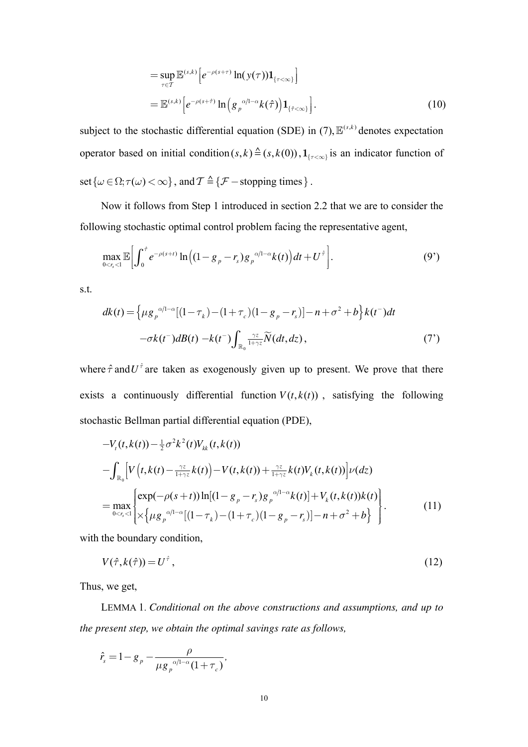$$
\begin{aligned}
&= \sup_{\tau \in \mathcal{T}} \mathbb{E}^{(s,k)}\left[ e^{-\rho(s+\tau)} \ln(y(\tau)) \mathbf{1}_{\{\tau<\infty\}} \right] \\
&= \mathbb{E}^{(s,k)}\left[ e^{-\rho(s+\hat{\tau})} \ln\left( g_p{}^{\alpha/1-\alpha} k(\hat{\tau}) \right) \mathbf{1}_{\{\hat{\tau}<\infty\}} \right]. \qquad (10)
\end{aligned}
$$

subject to the stochastic differential equation (SDE) in (7), $\mathbb{E}^{(s,k)}$ denotes expectation operator based on initial condition $(s,k) \triangleq (s,k(0))$, $\mathbf{1}_{\{\tau<\infty\}}$ is an indicator function of set $\{\omega \in \Omega; \tau(\omega) < \infty\}$, and $\mathcal{T} \triangleq \{\mathcal{F}-\text{stopping times}\}$.

Now it follows from Step 1 introduced in section 2.2 that we are to consider the following stochastic optimal control problem facing the representative agent,

$$
\max_{0<r_s<1} \mathbb{E}\left[ \int_0^{\hat{\tau}} e^{-\rho(s+t)} \ln\left( (1-g_p-r_s) g_p{}^{\alpha/1-\alpha} k(t) \right) dt + U^{\hat{\tau}} \right]. \qquad (9')
$$

s.t.

$$
\begin{aligned}
dk(t) = &\left\{ \mu g_p{}^{\alpha/1-\alpha} [(1-\tau_k) - (1+\tau_c)(1-g_p-r_s)] - n + \sigma^2 + b \right\} k(t^-) dt \\
&- \sigma k(t^-) dB(t) - k(t^-) \int_{\mathbb{R}_0} \tfrac{\gamma z}{1+\gamma z} \widetilde{N}(dt,dz), \qquad (7')
\end{aligned}
$$

where $\hat{\tau}$ and $U^{\hat{\tau}}$ are taken as exogenously given up to present. We prove that there exists a continuously differential function $V(t,k(t))$, satisfying the following stochastic Bellman partial differential equation (PDE),

$$
\begin{aligned}
&-V_t(t,k(t)) - \tfrac{1}{2}\sigma^2 k^2(t) V_{kk}(t,k(t)) \\
&- \int_{\mathbb{R}_0} \left[ V\left(t, k(t) - \tfrac{\gamma z}{1+\gamma z} k(t)\right) - V(t,k(t)) + \tfrac{\gamma z}{1+\gamma z} k(t) V_k(t,k(t)) \right] \nu(dz) \\
&= \max_{0<r_s<1} \left\{ \begin{aligned} &\exp(-\rho(s+t)) \ln[(1-g_p-r_s) g_p{}^{\alpha/1-\alpha} k(t)] + V_k(t,k(t)) k(t) \\ &\times \left\{ \mu g_p{}^{\alpha/1-\alpha} [(1-\tau_k) - (1+\tau_c)(1-g_p-r_s)] - n + \sigma^2 + b \right\} \end{aligned} \right\}. \qquad (11)
\end{aligned}
$$

with the boundary condition,

$$
V(\hat{\tau}, k(\hat{\tau})) = U^{\hat{\tau}}, \qquad (12)
$$

Thus, we get,

LEMMA 1. *Conditional on the above constructions and assumptions, and up to the present step, we obtain the optimal savings rate as follows,*

$$
\hat{r}_s = 1 - g_p - \frac{\rho}{\mu g_p{}^{\alpha/1-\alpha}(1+\tau_c)},
$$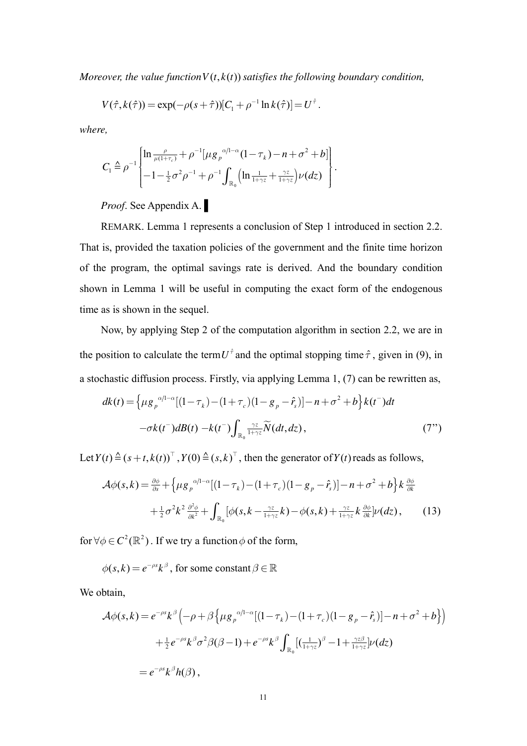*Moreover, the value function $V(t,k(t))$ satisfies the following boundary condition,*

$$V(\hat{\tau},k(\hat{\tau}))=\exp(-\rho(s+\hat{\tau}))[C_1+\rho^{-1}\ln k(\hat{\tau})]=U^{\hat{\tau}}.$$

*where,*

$$C_1\triangleq\rho^{-1}\begin{Bmatrix}\ln\frac{\rho}{\mu(1+\tau_c)}+\rho^{-1}[\mu g_p{}^{\alpha/1-\alpha}(1-\tau_k)-n+\sigma^2+b]\\ -1-\frac{1}{2}\sigma^2\rho^{-1}+\rho^{-1}\int_{\mathbb{R}_0}\left(\ln\frac{1}{1+\gamma z}+\frac{\gamma z}{1+\gamma z}\right)\nu(dz)\end{Bmatrix}.$$

*Proof*. See Appendix A. ▌

REMARK. Lemma 1 represents a conclusion of Step 1 introduced in section 2.2. That is, provided the taxation policies of the government and the finite time horizon of the program, the optimal savings rate is derived. And the boundary condition shown in Lemma 1 will be useful in computing the exact form of the endogenous time as is shown in the sequel.

Now, by applying Step 2 of the computation algorithm in section 2.2, we are in the position to calculate the term $U^{\hat{\tau}}$ and the optimal stopping time $\hat{\tau}$, given in (9), in a stochastic diffusion process. Firstly, via applying Lemma 1, (7) can be rewritten as,

$$dk(t)=\left\{\mu g_p{}^{\alpha/1-\alpha}[(1-\tau_k)-(1+\tau_c)(1-g_p-\hat{r}_s)]-n+\sigma^2+b\right\}k(t^-)dt$$
$$-\sigma k(t^-)dB(t)-k(t^-)\int_{\mathbb{R}_0}\tfrac{\gamma z}{1+\gamma z}\widetilde{N}(dt,dz), \tag{7''}$$

Let $Y(t)\triangleq(s+t,k(t))^\top$, $Y(0)\triangleq(s,k)^\top$, then the generator of $Y(t)$ reads as follows,

$$\mathcal{A}\phi(s,k)=\tfrac{\partial\phi}{\partial s}+\left\{\mu g_p{}^{\alpha/1-\alpha}[(1-\tau_k)-(1+\tau_c)(1-g_p-\hat{r}_s)]-n+\sigma^2+b\right\}k\tfrac{\partial\phi}{\partial k}$$
$$+\tfrac{1}{2}\sigma^2k^2\tfrac{\partial^2\phi}{\partial k^2}+\int_{\mathbb{R}_0}[\phi(s,k-\tfrac{\gamma z}{1+\gamma z}k)-\phi(s,k)+\tfrac{\gamma z}{1+\gamma z}k\tfrac{\partial\phi}{\partial k}]\nu(dz), \tag{13}$$

for $\forall\phi\in C^2(\mathbb{R}^2)$. If we try a function $\phi$ of the form,

$\phi(s,k)=e^{-\rho s}k^\beta$, for some constant $\beta\in\mathbb{R}$

We obtain,

$$\mathcal{A}\phi(s,k)=e^{-\rho s}k^\beta\left(-\rho+\beta\left\{\mu g_p{}^{\alpha/1-\alpha}[(1-\tau_k)-(1+\tau_c)(1-g_p-\hat{r}_s)]-n+\sigma^2+b\right\}\right)$$
$$+\tfrac{1}{2}e^{-\rho s}k^\beta\sigma^2\beta(\beta-1)+e^{-\rho s}k^\beta\int_{\mathbb{R}_0}[(\tfrac{1}{1+\gamma z})^\beta-1+\tfrac{\gamma z\beta}{1+\gamma z}]\nu(dz)$$
$$=e^{-\rho s}k^\beta h(\beta),$$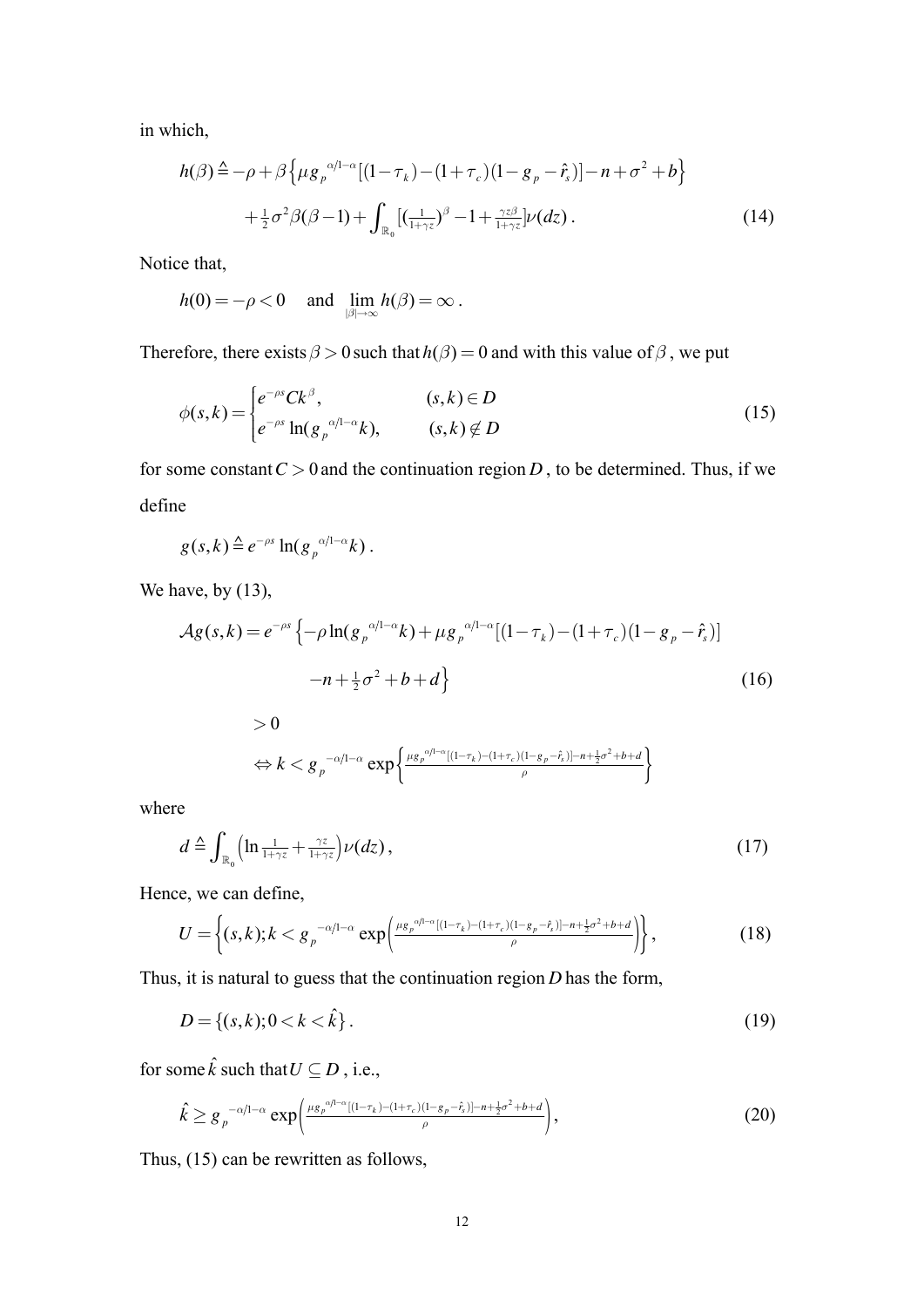in which,

$$h(\beta) \triangleq -\rho + \beta\left\{\mu g_p^{\alpha/1-\alpha}[(1-\tau_k)-(1+\tau_c)(1-g_p-\hat{r}_s)] - n + \sigma^2 + b\right\}$$
$$+\tfrac{1}{2}\sigma^2\beta(\beta-1) + \int_{\mathbb{R}_0}[(\tfrac{1}{1+\gamma z})^{\beta} - 1 + \tfrac{\gamma z \beta}{1+\gamma z}]\nu(dz)\,. \tag{14}$$

Notice that,

$$h(0) = -\rho < 0 \quad \text{and} \quad \lim_{|\beta|\to\infty} h(\beta) = \infty\,.$$

Therefore, there exists $\beta > 0$ such that $h(\beta) = 0$ and with this value of $\beta$, we put

$$\phi(s,k) = \begin{cases} e^{-\rho s} C k^{\beta}, & (s,k) \in D \\ e^{-\rho s}\ln(g_p^{\alpha/1-\alpha} k), & (s,k) \notin D \end{cases} \tag{15}$$

for some constant $C > 0$ and the continuation region $D$, to be determined. Thus, if we define

$$g(s,k) \triangleq e^{-\rho s}\ln(g_p^{\alpha/1-\alpha} k)\,.$$

We have, by (13),

$$\mathcal{A}g(s,k) = e^{-\rho s}\left\{-\rho\ln(g_p^{\alpha/1-\alpha}k) + \mu g_p^{\alpha/1-\alpha}[(1-\tau_k)-(1+\tau_c)(1-g_p-\hat{r}_s)]\right.$$
$$\left. - n + \tfrac{1}{2}\sigma^2 + b + d\right\} \tag{16}$$
$$> 0$$
$$\Leftrightarrow k < g_p^{-\alpha/1-\alpha}\exp\left\{\frac{\mu g_p^{\alpha/1-\alpha}[(1-\tau_k)-(1+\tau_c)(1-g_p-\hat{r}_s)] - n + \frac{1}{2}\sigma^2 + b + d}{\rho}\right\}$$

where

$$d \triangleq \int_{\mathbb{R}_0}\left(\ln\tfrac{1}{1+\gamma z} + \tfrac{\gamma z}{1+\gamma z}\right)\nu(dz)\,, \tag{17}$$

Hence, we can define,

$$U = \left\{(s,k); k < g_p^{-\alpha/1-\alpha}\exp\left(\frac{\mu g_p^{\alpha/1-\alpha}[(1-\tau_k)-(1+\tau_c)(1-g_p-\hat{r}_s)] - n + \frac{1}{2}\sigma^2 + b + d}{\rho}\right)\right\}, \tag{18}$$

Thus, it is natural to guess that the continuation region $D$ has the form,

$$D = \{(s,k); 0 < k < \hat{k}\}\,. \tag{19}$$

for some $\hat{k}$ such that $U \subseteq D$, i.e.,

$$\hat{k} \geq g_p^{-\alpha/1-\alpha}\exp\left(\frac{\mu g_p^{\alpha/1-\alpha}[(1-\tau_k)-(1+\tau_c)(1-g_p-\hat{r}_s)] - n + \frac{1}{2}\sigma^2 + b + d}{\rho}\right), \tag{20}$$

Thus, (15) can be rewritten as follows,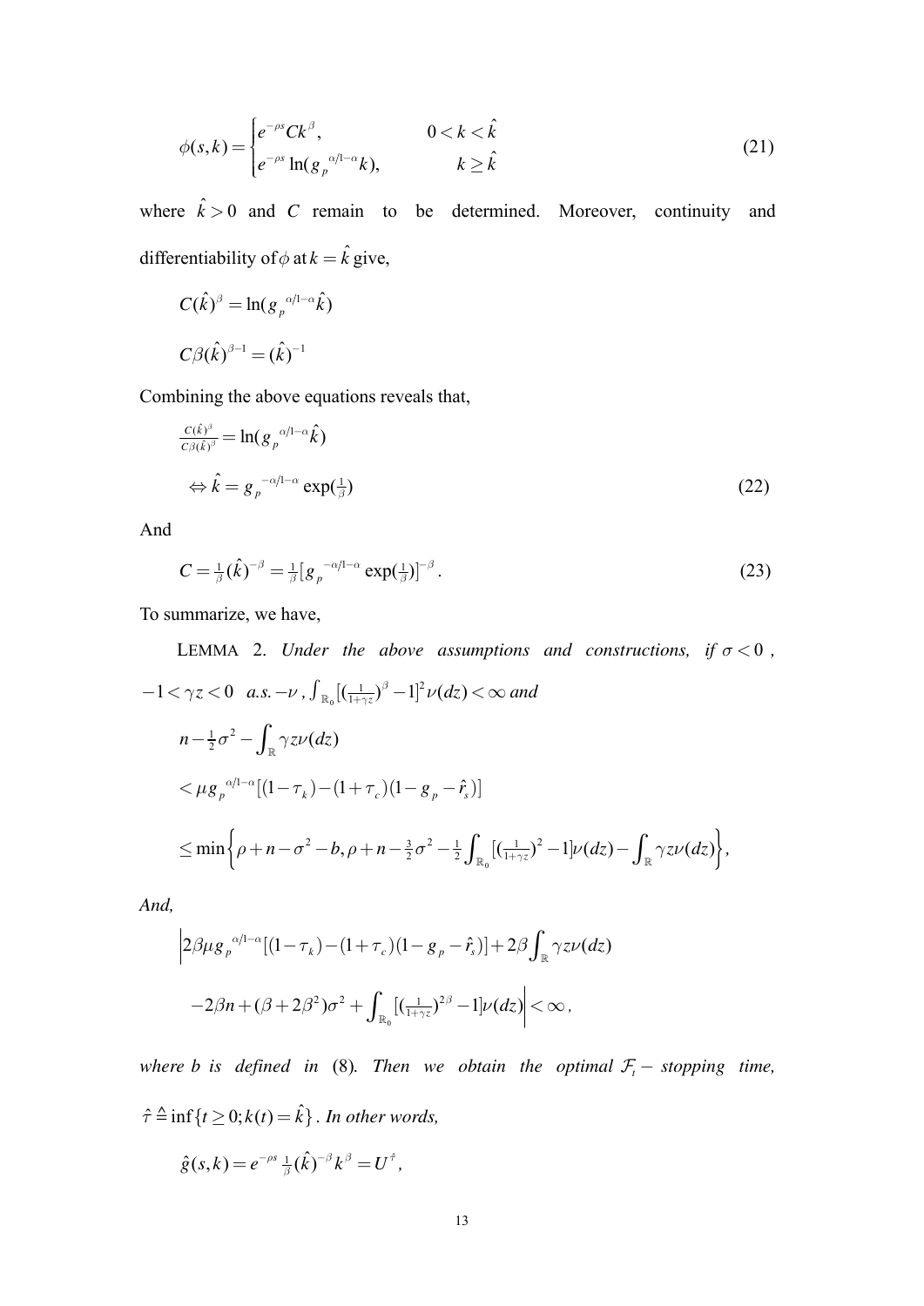$$\phi(s,k)=\begin{cases} e^{-\rho s}Ck^{\beta}, & 0<k<\hat{k} \\ e^{-\rho s}\ln(g_p{}^{\alpha/1-\alpha}k), & k\geq \hat{k} \end{cases} \tag{21}$$

where $\hat{k}>0$ and $C$ remain to be determined. Moreover, continuity and differentiability of $\phi$ at $k=\hat{k}$ give,

$$C(\hat{k})^{\beta}=\ln(g_p{}^{\alpha/1-\alpha}\hat{k})$$

$$C\beta(\hat{k})^{\beta-1}=(\hat{k})^{-1}$$

Combining the above equations reveals that,

$$\tfrac{C(\hat{k})^{\beta}}{C\beta(\hat{k})^{\beta}}=\ln(g_p{}^{\alpha/1-\alpha}\hat{k})$$

$$\Leftrightarrow \hat{k}=g_p{}^{-\alpha/1-\alpha}\exp(\tfrac{1}{\beta}) \tag{22}$$

And

$$C=\tfrac{1}{\beta}(\hat{k})^{-\beta}=\tfrac{1}{\beta}[g_p{}^{-\alpha/1-\alpha}\exp(\tfrac{1}{\beta})]^{-\beta}. \tag{23}$$

To summarize, we have,

LEMMA 2. *Under the above assumptions and constructions, if* $\sigma<0$, $-1<\gamma z<0$ *a.s.*$-\nu$, $\int_{\mathbb{R}_0}[(\frac{1}{1+\gamma z})^{\beta}-1]^2\nu(dz)<\infty$ *and*

$$n-\tfrac{1}{2}\sigma^2-\int_{\mathbb{R}}\gamma z\nu(dz)$$

$$<\mu g_p{}^{\alpha/1-\alpha}[(1-\tau_k)-(1+\tau_c)(1-g_p-\hat{r}_s)]$$

$$\leq \min\left\{\rho+n-\sigma^2-b,\rho+n-\tfrac{3}{2}\sigma^2-\tfrac{1}{2}\int_{\mathbb{R}_0}[(\tfrac{1}{1+\gamma z})^2-1]\nu(dz)-\int_{\mathbb{R}}\gamma z\nu(dz)\right\},$$

*And,*

$$\Bigg|2\beta\mu g_p{}^{\alpha/1-\alpha}[(1-\tau_k)-(1+\tau_c)(1-g_p-\hat{r}_s)]+2\beta\int_{\mathbb{R}}\gamma z\nu(dz)$$

$$-2\beta n+(\beta+2\beta^2)\sigma^2+\int_{\mathbb{R}_0}[(\tfrac{1}{1+\gamma z})^{2\beta}-1]\nu(dz)\Bigg|<\infty,$$

*where* $b$ *is defined in* (8). *Then we obtain the optimal* $\mathcal{F}_t-$ *stopping time,* $\hat{\tau}\triangleq\inf\{t\geq 0; k(t)=\hat{k}\}$. *In other words,*

$$\hat{g}(s,k)=e^{-\rho s}\tfrac{1}{\beta}(\hat{k})^{-\beta}k^{\beta}=U^{\hat{\tau}},$$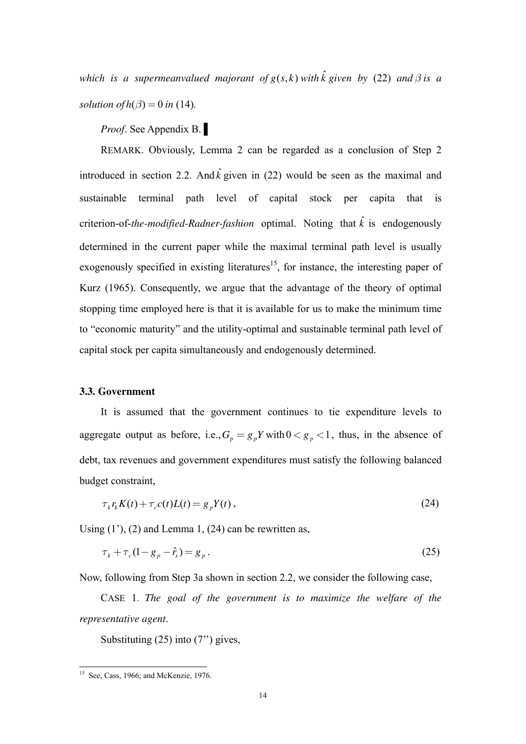*which is a supermeanvalued majorant of* $g(s,k)$ *with* $\hat{k}$ *given by* (22) *and* $\beta$ *is a solution of* $h(\beta)=0$ *in* (14).

*Proof*. See Appendix B. ▌

REMARK. Obviously, Lemma 2 can be regarded as a conclusion of Step 2 introduced in section 2.2. And $\hat{k}$ given in (22) would be seen as the maximal and sustainable terminal path level of capital stock per capita that is criterion-of-*the-modified-Radner-fashion* optimal. Noting that $\hat{k}$ is endogenously determined in the current paper while the maximal terminal path level is usually exogenously specified in existing literatures[15], for instance, the interesting paper of Kurz (1965). Consequently, we argue that the advantage of the theory of optimal stopping time employed here is that it is available for us to make the minimum time to "economic maturity" and the utility-optimal and sustainable terminal path level of capital stock per capita simultaneously and endogenously determined.

### 3.3. Government

It is assumed that the government continues to tie expenditure levels to aggregate output as before, i.e., $G_p = g_p Y$ with $0 < g_p < 1$, thus, in the absence of debt, tax revenues and government expenditures must satisfy the following balanced budget constraint,

$$\tau_k r_k K(t) + \tau_c c(t) L(t) = g_p Y(t)\,, \tag{24}$$

Using (1'), (2) and Lemma 1, (24) can be rewritten as,

$$\tau_k + \tau_c (1 - g_p - \hat{r}_s) = g_p\,. \tag{25}$$

Now, following from Step 3a shown in section 2.2, we consider the following case,

CASE 1. *The goal of the government is to maximize the welfare of the representative agent*.

Substituting (25) into (7'') gives,

[15] See, Cass, 1966; and McKenzie, 1976.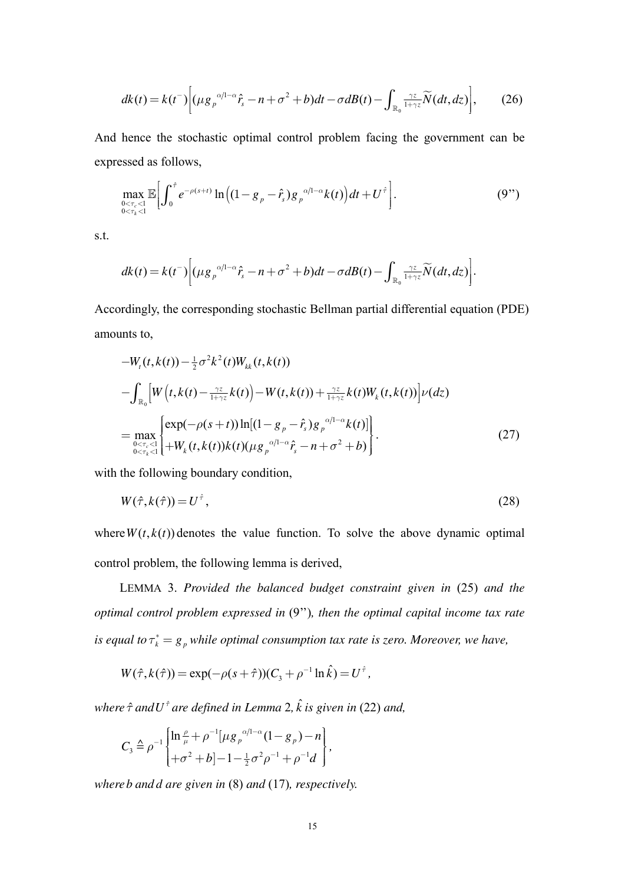$$dk(t) = k(t^-)\left[(\mu g_p{}^{\alpha/1-\alpha}\hat{r}_s - n + \sigma^2 + b)dt - \sigma dB(t) - \int_{\mathbb{R}_0} \tfrac{\gamma z}{1+\gamma z}\widetilde{N}(dt,dz)\right], \qquad (26)$$

And hence the stochastic optimal control problem facing the government can be expressed as follows,

$$\max_{\substack{0<\tau_c<1 \\ 0<\tau_k<1}} \mathbb{E}\left[\int_0^{\hat{\tau}} e^{-\rho(s+t)} \ln\left((1-g_p-\hat{r}_s)g_p{}^{\alpha/1-\alpha}k(t)\right)dt + U^{\hat{\tau}}\right]. \qquad (9'')$$

s.t.

$$dk(t) = k(t^-)\left[(\mu g_p{}^{\alpha/1-\alpha}\hat{r}_s - n + \sigma^2 + b)dt - \sigma dB(t) - \int_{\mathbb{R}_0} \tfrac{\gamma z}{1+\gamma z}\widetilde{N}(dt,dz)\right].$$

Accordingly, the corresponding stochastic Bellman partial differential equation (PDE) amounts to,

$$\begin{aligned}
&-W_t(t,k(t)) - \tfrac{1}{2}\sigma^2 k^2(t)W_{kk}(t,k(t)) \\
&-\int_{\mathbb{R}_0}\left[W\left(t,k(t)-\tfrac{\gamma z}{1+\gamma z}k(t)\right) - W(t,k(t)) + \tfrac{\gamma z}{1+\gamma z}k(t)W_k(t,k(t))\right]\nu(dz) \\
&= \max_{\substack{0<\tau_c<1 \\ 0<\tau_k<1}}\left\{\begin{aligned}&\exp(-\rho(s+t))\ln[(1-g_p-\hat{r}_s)g_p{}^{\alpha/1-\alpha}k(t)] \\ &+W_k(t,k(t))k(t)(\mu g_p{}^{\alpha/1-\alpha}\hat{r}_s - n + \sigma^2 + b)\end{aligned}\right\}.
\end{aligned} \qquad (27)$$

with the following boundary condition,

$$W(\hat{\tau}, k(\hat{\tau})) = U^{\hat{\tau}}, \qquad (28)$$

where $W(t,k(t))$ denotes the value function. To solve the above dynamic optimal control problem, the following lemma is derived,

LEMMA 3. *Provided the balanced budget constraint given in* (25) *and the optimal control problem expressed in* (9'')*, then the optimal capital income tax rate is equal to* $\tau_k^* = g_p$ *while optimal consumption tax rate is zero. Moreover, we have,*

$$W(\hat{\tau}, k(\hat{\tau})) = \exp(-\rho(s+\hat{\tau}))(C_3 + \rho^{-1}\ln\hat{k}) = U^{\hat{\tau}},$$

*where* $\hat{\tau}$ *and* $U^{\hat{\tau}}$ *are defined in Lemma* 2*,* $\hat{k}$ *is given in* (22) *and,*

$$C_3 \triangleq \rho^{-1}\left\{\begin{aligned}&\ln\tfrac{\rho}{\mu} + \rho^{-1}[\mu g_p{}^{\alpha/1-\alpha}(1-g_p) - n \\ &+\sigma^2 + b] - 1 - \tfrac{1}{2}\sigma^2\rho^{-1} + \rho^{-1}d\end{aligned}\right\},$$

*where* $b$ *and* $d$ *are given in* (8) *and* (17)*, respectively.*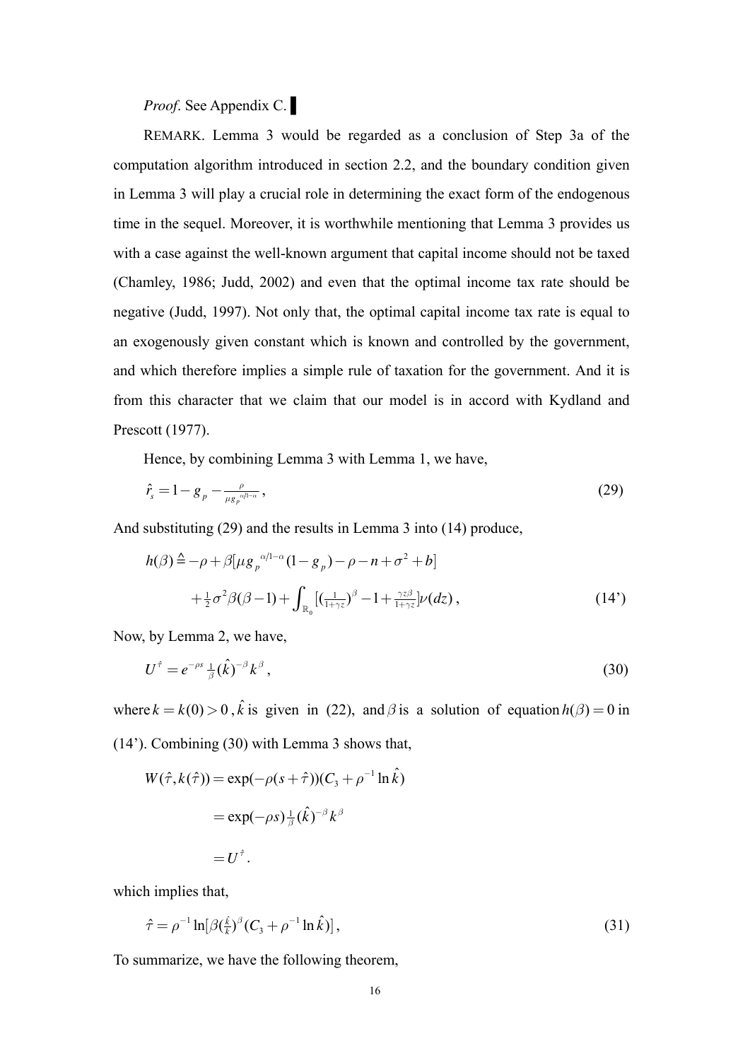*Proof*. See Appendix C. ▌

REMARK. Lemma 3 would be regarded as a conclusion of Step 3a of the computation algorithm introduced in section 2.2, and the boundary condition given in Lemma 3 will play a crucial role in determining the exact form of the endogenous time in the sequel. Moreover, it is worthwhile mentioning that Lemma 3 provides us with a case against the well-known argument that capital income should not be taxed (Chamley, 1986; Judd, 2002) and even that the optimal income tax rate should be negative (Judd, 1997). Not only that, the optimal capital income tax rate is equal to an exogenously given constant which is known and controlled by the government, and which therefore implies a simple rule of taxation for the government. And it is from this character that we claim that our model is in accord with Kydland and Prescott (1977).

Hence, by combining Lemma 3 with Lemma 1, we have,

$$\hat{r}_s = 1 - g_p - \frac{\rho}{\mu g_p^{\alpha/1-\alpha}}, \tag{29}$$

And substituting (29) and the results in Lemma 3 into (14) produce,

$$h(\beta) \triangleq -\rho + \beta[\mu g_p^{\alpha/1-\alpha}(1-g_p) - \rho - n + \sigma^2 + b]$$
$$+ \tfrac{1}{2}\sigma^2 \beta(\beta - 1) + \int_{\mathbb{R}_0} [(\tfrac{1}{1+\gamma z})^{\beta} - 1 + \tfrac{\gamma z \beta}{1+\gamma z}]\nu(dz), \tag{14'}$$

Now, by Lemma 2, we have,

$$U^{\hat{\tau}} = e^{-\rho s} \tfrac{1}{\beta} (\hat{k})^{-\beta} k^{\beta}, \tag{30}$$

where $k = k(0) > 0$, $\hat{k}$ is given in (22), and $\beta$ is a solution of equation $h(\beta) = 0$ in (14'). Combining (30) with Lemma 3 shows that,

$$\begin{aligned} W(\hat{\tau}, k(\hat{\tau})) &= \exp(-\rho(s+\hat{\tau}))(C_3 + \rho^{-1}\ln \hat{k}) \\ &= \exp(-\rho s)\tfrac{1}{\beta}(\hat{k})^{-\beta} k^{\beta} \\ &= U^{\hat{\tau}}. \end{aligned}$$

which implies that,

$$\hat{\tau} = \rho^{-1} \ln[\beta(\tfrac{\hat{k}}{k})^{\beta}(C_3 + \rho^{-1}\ln \hat{k})], \tag{31}$$

To summarize, we have the following theorem,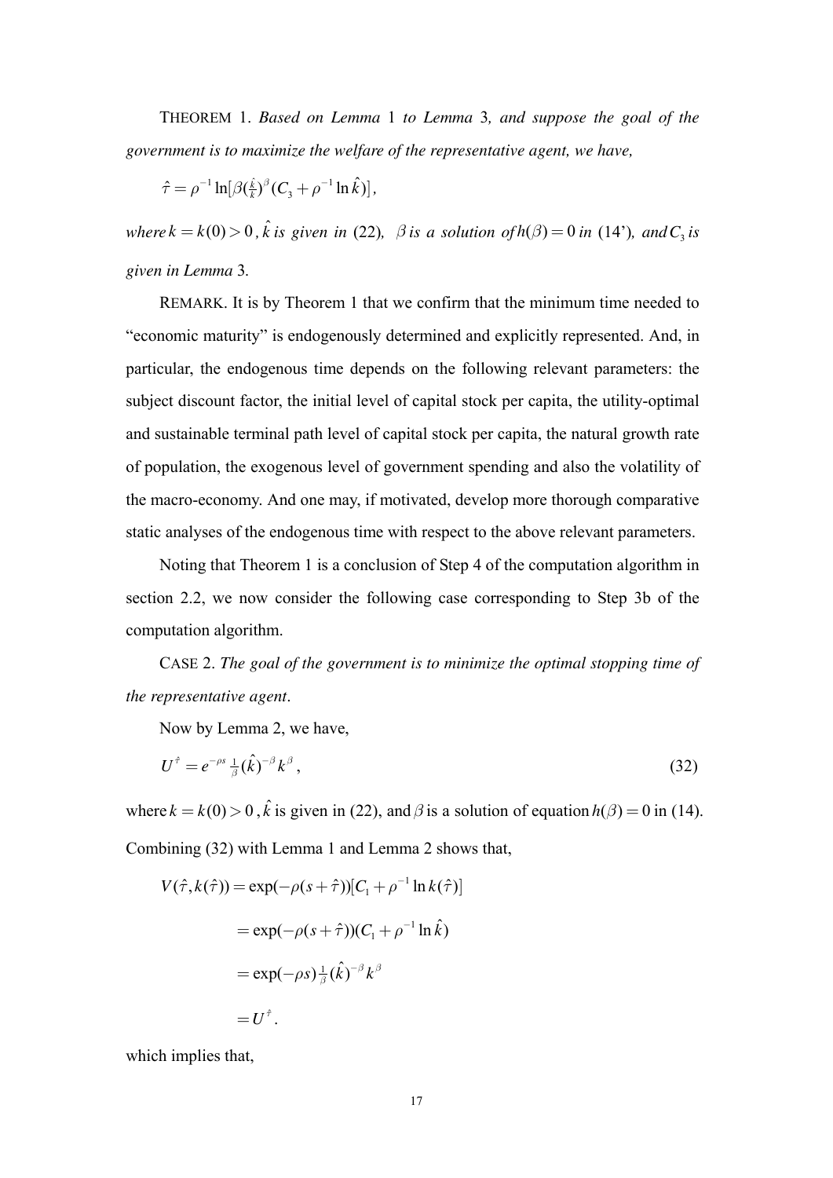THEOREM 1. *Based on Lemma* 1 *to Lemma* 3*, and suppose the goal of the government is to maximize the welfare of the representative agent, we have,*

$\hat{\tau} = \rho^{-1} \ln[\beta(\frac{\hat{k}}{k})^{\beta}(C_3 + \rho^{-1} \ln \hat{k})]$,

*where* $k = k(0) > 0$*,* $\hat{k}$ *is given in* (22)*,* $\beta$ *is a solution of* $h(\beta) = 0$ *in* (14')*, and* $C_3$ *is given in Lemma* 3*.*

REMARK. It is by Theorem 1 that we confirm that the minimum time needed to "economic maturity" is endogenously determined and explicitly represented. And, in particular, the endogenous time depends on the following relevant parameters: the subject discount factor, the initial level of capital stock per capita, the utility-optimal and sustainable terminal path level of capital stock per capita, the natural growth rate of population, the exogenous level of government spending and also the volatility of the macro-economy. And one may, if motivated, develop more thorough comparative static analyses of the endogenous time with respect to the above relevant parameters.

Noting that Theorem 1 is a conclusion of Step 4 of the computation algorithm in section 2.2, we now consider the following case corresponding to Step 3b of the computation algorithm.

CASE 2. *The goal of the government is to minimize the optimal stopping time of the representative agent*.

Now by Lemma 2, we have,

$$U^{\hat{\tau}} = e^{-\rho s} \tfrac{1}{\beta}(\hat{k})^{-\beta} k^{\beta}, \tag{32}$$

where $k = k(0) > 0$, $\hat{k}$ is given in (22), and $\beta$ is a solution of equation $h(\beta) = 0$ in (14). Combining (32) with Lemma 1 and Lemma 2 shows that,

$$\begin{aligned}
V(\hat{\tau}, k(\hat{\tau})) &= \exp(-\rho(s+\hat{\tau}))[C_1 + \rho^{-1} \ln k(\hat{\tau})] \\
&= \exp(-\rho(s+\hat{\tau}))(C_1 + \rho^{-1} \ln \hat{k}) \\
&= \exp(-\rho s) \tfrac{1}{\beta}(\hat{k})^{-\beta} k^{\beta} \\
&= U^{\hat{\tau}}.
\end{aligned}$$

which implies that,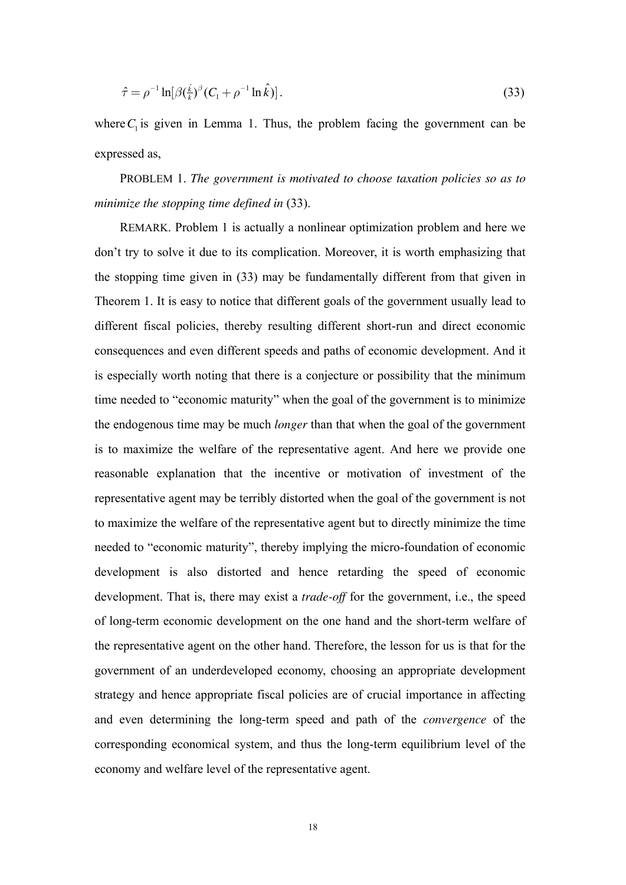$$\hat{\tau} = \rho^{-1} \ln[\beta(\tfrac{\hat{k}}{k})^{\beta}(C_1 + \rho^{-1} \ln \hat{k})] . \tag{33}$$

where $C_1$ is given in Lemma 1. Thus, the problem facing the government can be expressed as,

PROBLEM 1. *The government is motivated to choose taxation policies so as to minimize the stopping time defined in* (33).

REMARK. Problem 1 is actually a nonlinear optimization problem and here we don't try to solve it due to its complication. Moreover, it is worth emphasizing that the stopping time given in (33) may be fundamentally different from that given in Theorem 1. It is easy to notice that different goals of the government usually lead to different fiscal policies, thereby resulting different short-run and direct economic consequences and even different speeds and paths of economic development. And it is especially worth noting that there is a conjecture or possibility that the minimum time needed to "economic maturity" when the goal of the government is to minimize the endogenous time may be much *longer* than that when the goal of the government is to maximize the welfare of the representative agent. And here we provide one reasonable explanation that the incentive or motivation of investment of the representative agent may be terribly distorted when the goal of the government is not to maximize the welfare of the representative agent but to directly minimize the time needed to "economic maturity", thereby implying the micro-foundation of economic development is also distorted and hence retarding the speed of economic development. That is, there may exist a *trade-off* for the government, i.e., the speed of long-term economic development on the one hand and the short-term welfare of the representative agent on the other hand. Therefore, the lesson for us is that for the government of an underdeveloped economy, choosing an appropriate development strategy and hence appropriate fiscal policies are of crucial importance in affecting and even determining the long-term speed and path of the *convergence* of the corresponding economical system, and thus the long-term equilibrium level of the economy and welfare level of the representative agent.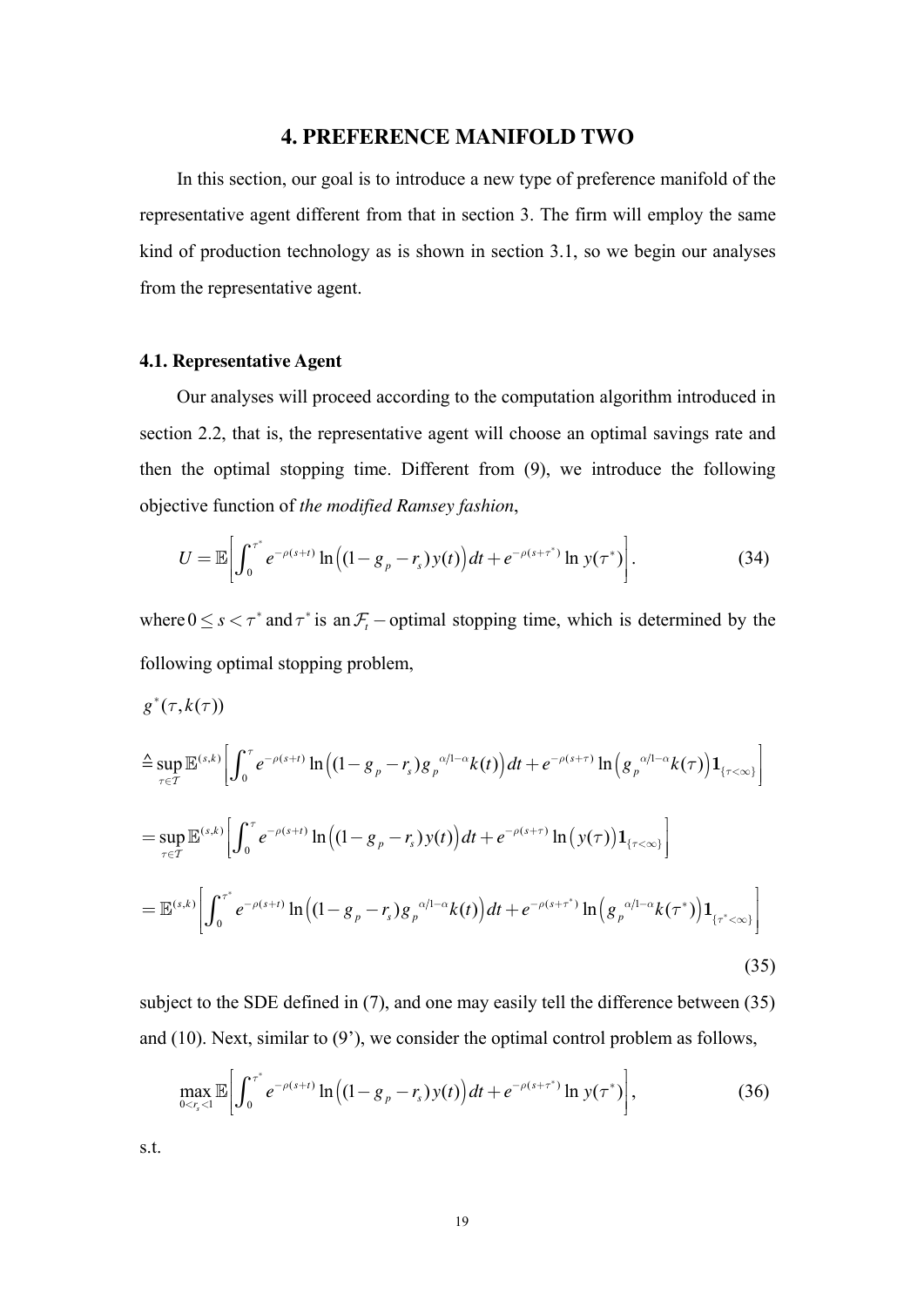## 4. PREFERENCE MANIFOLD TWO

In this section, our goal is to introduce a new type of preference manifold of the representative agent different from that in section 3. The firm will employ the same kind of production technology as is shown in section 3.1, so we begin our analyses from the representative agent.

### 4.1. Representative Agent

Our analyses will proceed according to the computation algorithm introduced in section 2.2, that is, the representative agent will choose an optimal savings rate and then the optimal stopping time. Different from (9), we introduce the following objective function of *the modified Ramsey fashion*,

$$U = \mathbb{E}\left[\int_0^{\tau^*} e^{-\rho(s+t)} \ln\left((1-g_p-r_s)y(t)\right)dt + e^{-\rho(s+\tau^*)} \ln y(\tau^*)\right]. \tag{34}$$

where $0 \leq s < \tau^*$ and $\tau^*$ is an $\mathcal{F}_t$ – optimal stopping time, which is determined by the following optimal stopping problem,

$$\begin{aligned}
&g^*(\tau, k(\tau)) \\
&\triangleq \sup_{\tau \in \mathcal{T}} \mathbb{E}^{(s,k)}\left[\int_0^{\tau} e^{-\rho(s+t)} \ln\left((1-g_p-r_s)g_p^{\alpha/1-\alpha}k(t)\right)dt + e^{-\rho(s+\tau)} \ln\left(g_p^{\alpha/1-\alpha}k(\tau)\right)\mathbf{1}_{\{\tau<\infty\}}\right] \\
&= \sup_{\tau \in \mathcal{T}} \mathbb{E}^{(s,k)}\left[\int_0^{\tau} e^{-\rho(s+t)} \ln\left((1-g_p-r_s)y(t)\right)dt + e^{-\rho(s+\tau)} \ln\left(y(\tau)\right)\mathbf{1}_{\{\tau<\infty\}}\right] \\
&= \mathbb{E}^{(s,k)}\left[\int_0^{\tau^*} e^{-\rho(s+t)} \ln\left((1-g_p-r_s)g_p^{\alpha/1-\alpha}k(t)\right)dt + e^{-\rho(s+\tau^*)} \ln\left(g_p^{\alpha/1-\alpha}k(\tau^*)\right)\mathbf{1}_{\{\tau^*<\infty\}}\right]
\end{aligned} \tag{35}$$

subject to the SDE defined in (7), and one may easily tell the difference between (35) and (10). Next, similar to (9'), we consider the optimal control problem as follows,

$$\max_{0<r_s<1} \mathbb{E}\left[\int_0^{\tau^*} e^{-\rho(s+t)} \ln\left((1-g_p-r_s)y(t)\right)dt + e^{-\rho(s+\tau^*)} \ln y(\tau^*)\right], \tag{36}$$

s.t.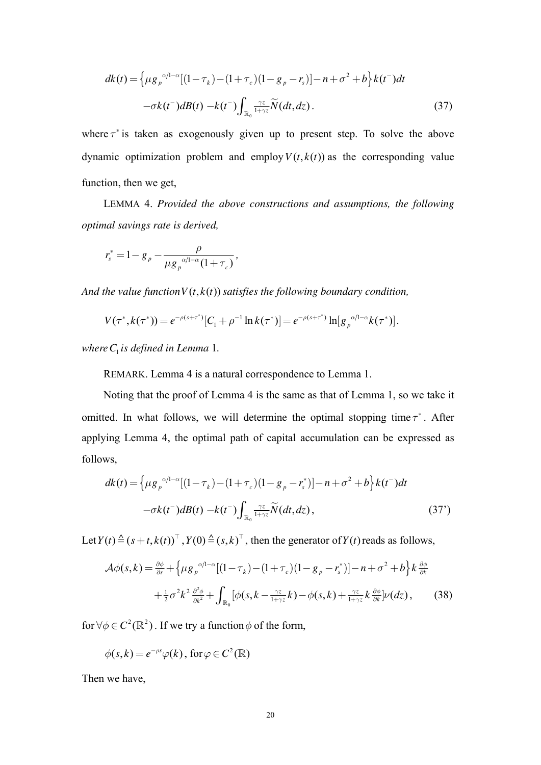$$
\begin{aligned}
dk(t) = & \left\{\mu g_p^{\alpha/1-\alpha}[(1-\tau_k)-(1+\tau_c)(1-g_p-r_s)]-n+\sigma^2+b\right\}k(t^-)dt \\
& -\sigma k(t^-)dB(t) - k(t^-)\int_{\mathbb{R}_0} \tfrac{\gamma z}{1+\gamma z}\widetilde{N}(dt,dz). \qquad (37)
\end{aligned}
$$

where $\tau^*$ is taken as exogenously given up to present step. To solve the above dynamic optimization problem and employ $V(t,k(t))$ as the corresponding value function, then we get,

LEMMA 4. *Provided the above constructions and assumptions, the following optimal savings rate is derived,*

$$
r_s^* = 1 - g_p - \frac{\rho}{\mu g_p^{\alpha/1-\alpha}(1+\tau_c)},
$$

*And the value function $V(t,k(t))$ satisfies the following boundary condition,*

$$
V(\tau^*, k(\tau^*)) = e^{-\rho(s+\tau^*)}[C_1 + \rho^{-1}\ln k(\tau^*)] = e^{-\rho(s+\tau^*)}\ln[g_p^{\alpha/1-\alpha}k(\tau^*)].
$$

*where $C_1$ is defined in Lemma* 1.

REMARK. Lemma 4 is a natural correspondence to Lemma 1.

Noting that the proof of Lemma 4 is the same as that of Lemma 1, so we take it omitted. In what follows, we will determine the optimal stopping time $\tau^*$. After applying Lemma 4, the optimal path of capital accumulation can be expressed as follows,

$$
\begin{aligned}
dk(t) = & \left\{\mu g_p^{\alpha/1-\alpha}[(1-\tau_k)-(1+\tau_c)(1-g_p-r_s^*)]-n+\sigma^2+b\right\}k(t^-)dt \\
& -\sigma k(t^-)dB(t) - k(t^-)\int_{\mathbb{R}_0} \tfrac{\gamma z}{1+\gamma z}\widetilde{N}(dt,dz), \qquad (37')
\end{aligned}
$$

Let $Y(t) \triangleq (s+t, k(t))^\top$, $Y(0) \triangleq (s,k)^\top$, then the generator of $Y(t)$ reads as follows,

$$
\begin{aligned}
\mathcal{A}\phi(s,k) = & \tfrac{\partial\phi}{\partial s} + \left\{\mu g_p^{\alpha/1-\alpha}[(1-\tau_k)-(1+\tau_c)(1-g_p-r_s^*)]-n+\sigma^2+b\right\}k\tfrac{\partial\phi}{\partial k} \\
& + \tfrac{1}{2}\sigma^2 k^2 \tfrac{\partial^2\phi}{\partial k^2} + \int_{\mathbb{R}_0}[\phi(s, k - \tfrac{\gamma z}{1+\gamma z}k) - \phi(s,k) + \tfrac{\gamma z}{1+\gamma z}k\tfrac{\partial\phi}{\partial k}]\nu(dz), \qquad (38)
\end{aligned}
$$

for $\forall\phi \in C^2(\mathbb{R}^2)$. If we try a function $\phi$ of the form,

$$
\phi(s,k) = e^{-\rho s}\varphi(k), \text{ for } \varphi \in C^2(\mathbb{R})
$$

Then we have,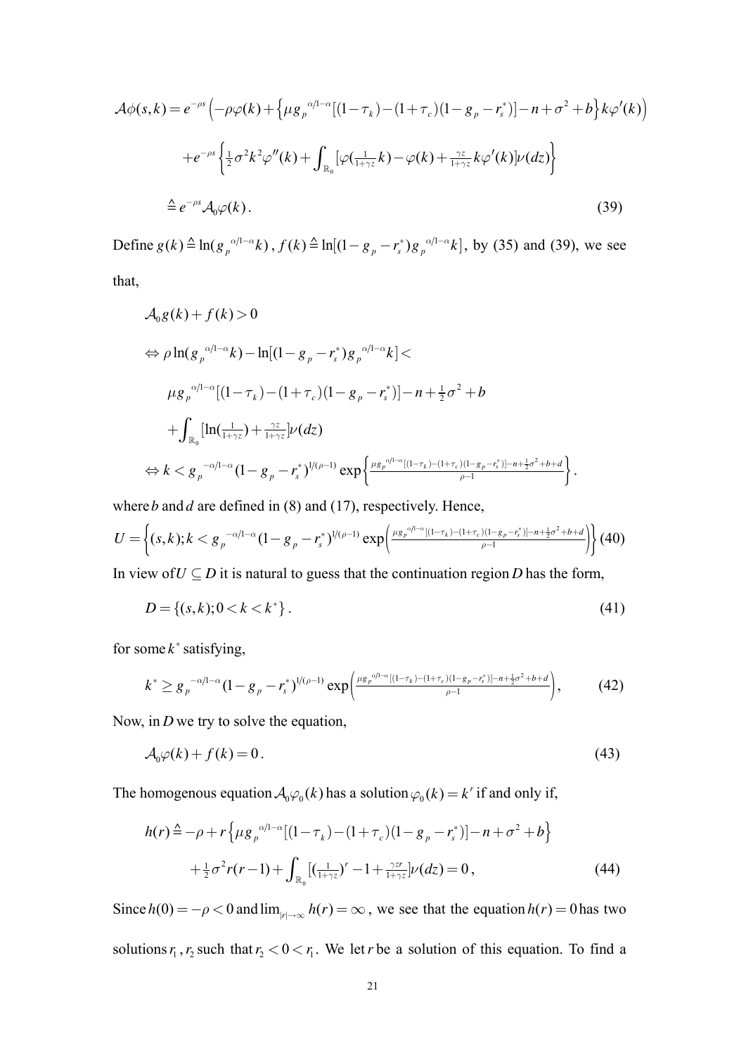$$
\begin{aligned}
\mathcal{A}\phi(s,k) &= e^{-\rho s}\left(-\rho\varphi(k)+\left\{\mu g_p{}^{\alpha/1-\alpha}[(1-\tau_k)-(1+\tau_c)(1-g_p-r_s^*)]-n+\sigma^2+b\right\}k\varphi'(k)\right) \\
&\quad + e^{-\rho s}\left\{\tfrac{1}{2}\sigma^2k^2\varphi''(k)+\int_{\mathbb{R}_0}[\varphi(\tfrac{1}{1+\gamma z}k)-\varphi(k)+\tfrac{\gamma z}{1+\gamma z}k\varphi'(k)]\nu(dz)\right\} \\
&\triangleq e^{-\rho s}\mathcal{A}_0\varphi(k).
\end{aligned} \tag{39}
$$

Define $g(k)\triangleq\ln(g_p{}^{\alpha/1-\alpha}k)$, $f(k)\triangleq\ln[(1-g_p-r_s^*)g_p{}^{\alpha/1-\alpha}k]$, by (35) and (39), we see that,

$$
\begin{aligned}
&\mathcal{A}_0 g(k)+f(k)>0 \\
&\Leftrightarrow \rho\ln(g_p{}^{\alpha/1-\alpha}k)-\ln[(1-g_p-r_s^*)g_p{}^{\alpha/1-\alpha}k]< \\
&\qquad \mu g_p{}^{\alpha/1-\alpha}[(1-\tau_k)-(1+\tau_c)(1-g_p-r_s^*)]-n+\tfrac{1}{2}\sigma^2+b \\
&\qquad +\int_{\mathbb{R}_0}[\ln(\tfrac{1}{1+\gamma z})+\tfrac{\gamma z}{1+\gamma z}]\nu(dz) \\
&\Leftrightarrow k< g_p{}^{-\alpha/1-\alpha}(1-g_p-r_s^*)^{1/(\rho-1)}\exp\left\{\tfrac{\mu g_p{}^{\alpha/1-\alpha}[(1-\tau_k)-(1+\tau_c)(1-g_p-r_s^*)]-n+\frac{1}{2}\sigma^2+b+d}{\rho-1}\right\}.
\end{aligned}
$$

where $b$ and $d$ are defined in (8) and (17), respectively. Hence,

$$
U=\left\{(s,k);k< g_p{}^{-\alpha/1-\alpha}(1-g_p-r_s^*)^{1/(\rho-1)}\exp\left(\tfrac{\mu g_p{}^{\alpha/1-\alpha}[(1-\tau_k)-(1+\tau_c)(1-g_p-r_s^*)]-n+\frac{1}{2}\sigma^2+b+d}{\rho-1}\right)\right\} \tag{40}
$$

In view of $U\subseteq D$ it is natural to guess that the continuation region $D$ has the form,

$$
D=\{(s,k);0<k<k^*\}. \tag{41}
$$

for some $k^*$ satisfying,

$$
k^*\geq g_p{}^{-\alpha/1-\alpha}(1-g_p-r_s^*)^{1/(\rho-1)}\exp\left(\tfrac{\mu g_p{}^{\alpha/1-\alpha}[(1-\tau_k)-(1+\tau_c)(1-g_p-r_s^*)]-n+\frac{1}{2}\sigma^2+b+d}{\rho-1}\right), \tag{42}
$$

Now, in $D$ we try to solve the equation,

$$
\mathcal{A}_0\varphi(k)+f(k)=0. \tag{43}
$$

The homogenous equation $\mathcal{A}_0\varphi_0(k)$ has a solution $\varphi_0(k)=k^r$ if and only if,

$$
\begin{aligned}
h(r) &\triangleq -\rho+r\left\{\mu g_p{}^{\alpha/1-\alpha}[(1-\tau_k)-(1+\tau_c)(1-g_p-r_s^*)]-n+\sigma^2+b\right\} \\
&\quad +\tfrac{1}{2}\sigma^2r(r-1)+\int_{\mathbb{R}_0}[(\tfrac{1}{1+\gamma z})^r-1+\tfrac{\gamma zr}{1+\gamma z}]\nu(dz)=0,
\end{aligned} \tag{44}
$$

Since $h(0)=-\rho<0$ and $\lim_{|r|\to\infty}h(r)=\infty$, we see that the equation $h(r)=0$ has two solutions $r_1$, $r_2$ such that $r_2<0<r_1$. We let $r$ be a solution of this equation. To find a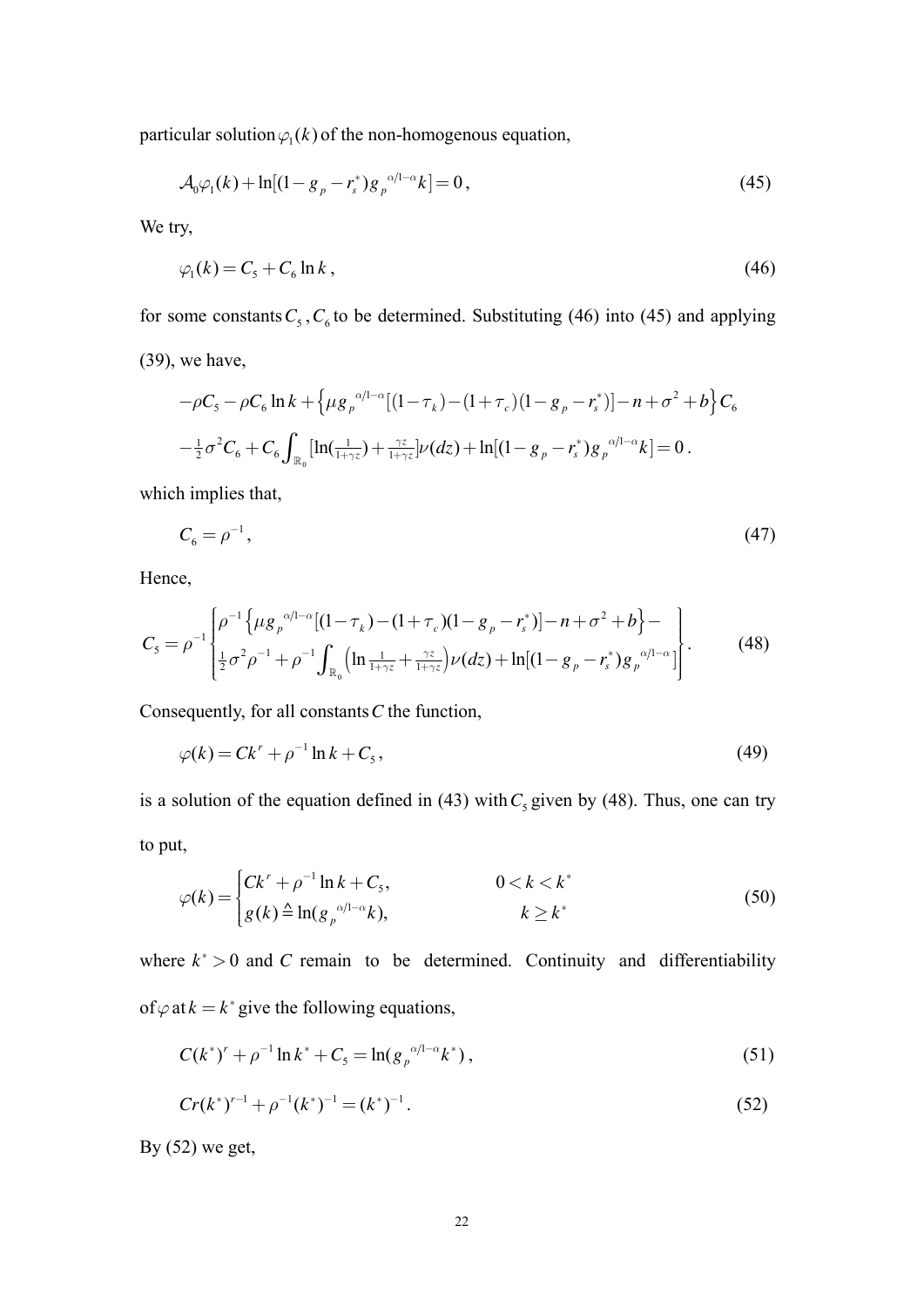particular solution $\varphi_1(k)$ of the non-homogenous equation,

$$\mathcal{A}_0\varphi_1(k)+\ln[(1-g_p-r_s^*)g_p{}^{\alpha/1-\alpha}k]=0\,, \tag{45}$$

We try,

$$\varphi_1(k)=C_5+C_6\ln k\,, \tag{46}$$

for some constants $C_5, C_6$ to be determined. Substituting (46) into (45) and applying (39), we have,

$$-\rho C_5-\rho C_6\ln k+\left\{\mu g_p{}^{\alpha/1-\alpha}[(1-\tau_k)-(1+\tau_c)(1-g_p-r_s^*)]-n+\sigma^2+b\right\}C_6$$
$$-\tfrac{1}{2}\sigma^2C_6+C_6\int_{\mathbb{R}_0}[\ln(\tfrac{1}{1+\gamma z})+\tfrac{\gamma z}{1+\gamma z}]\nu(dz)+\ln[(1-g_p-r_s^*)g_p{}^{\alpha/1-\alpha}k]=0\,.$$

which implies that,

$$C_6=\rho^{-1}, \tag{47}$$

Hence,

$$C_5=\rho^{-1}\begin{Bmatrix}\rho^{-1}\left\{\mu g_p{}^{\alpha/1-\alpha}[(1-\tau_k)-(1+\tau_c)(1-g_p-r_s^*)]-n+\sigma^2+b\right\}- \\ \tfrac{1}{2}\sigma^2\rho^{-1}+\rho^{-1}\int_{\mathbb{R}_0}\left(\ln\tfrac{1}{1+\gamma z}+\tfrac{\gamma z}{1+\gamma z}\right)\nu(dz)+\ln[(1-g_p-r_s^*)g_p{}^{\alpha/1-\alpha}]\end{Bmatrix}. \tag{48}$$

Consequently, for all constants $C$ the function,

$$\varphi(k)=Ck^r+\rho^{-1}\ln k+C_5\,, \tag{49}$$

is a solution of the equation defined in (43) with $C_5$ given by (48). Thus, one can try to put,

$$\varphi(k)=\begin{cases}Ck^r+\rho^{-1}\ln k+C_5, & 0<k<k^* \\ g(k)\triangleq\ln(g_p{}^{\alpha/1-\alpha}k), & k\geq k^*\end{cases} \tag{50}$$

where $k^*>0$ and $C$ remain to be determined. Continuity and differentiability of $\varphi$ at $k=k^*$ give the following equations,

$$C(k^*)^r+\rho^{-1}\ln k^*+C_5=\ln(g_p{}^{\alpha/1-\alpha}k^*)\,, \tag{51}$$

$$Cr(k^*)^{r-1}+\rho^{-1}(k^*)^{-1}=(k^*)^{-1}. \tag{52}$$

By (52) we get,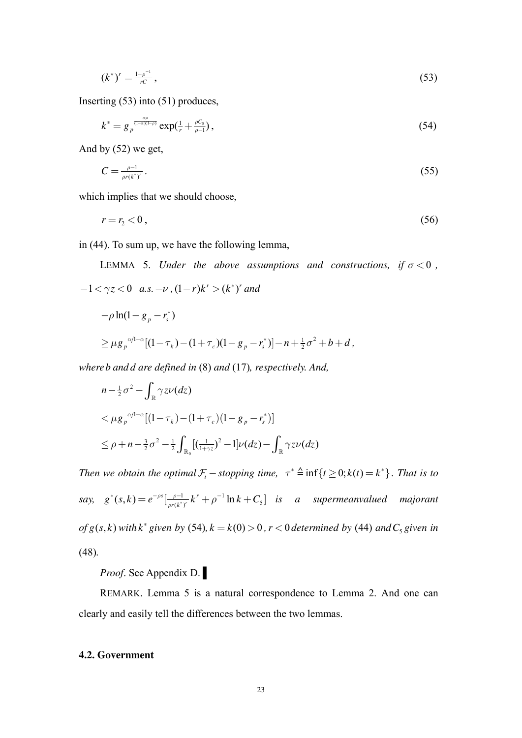$$(k^*)^r = \tfrac{1-\rho^{-1}}{rC}\,, \tag{53}$$

Inserting (53) into (51) produces,

$$k^* = g_p^{\frac{\alpha\rho}{(1-\alpha)(1-\rho)}} \exp\!\left(\tfrac{1}{r} + \tfrac{\rho C_5}{\rho-1}\right), \tag{54}$$

And by (52) we get,

$$C = \tfrac{\rho-1}{\rho r (k^*)^r}\,. \tag{55}$$

which implies that we should choose,

$$r = r_2 < 0\,, \tag{56}$$

in (44). To sum up, we have the following lemma,

LEMMA 5. *Under the above assumptions and constructions, if* $\sigma < 0$ *,* $-1 < \gamma z < 0$ *a.s.* $-\nu$ *,* $(1-r)k^r > (k^*)^r$ *and*

$$-\rho \ln(1 - g_p - r_s^*)$$
$$\geq \mu g_p^{\alpha/1-\alpha}[(1-\tau_k) - (1+\tau_c)(1 - g_p - r_s^*)] - n + \tfrac{1}{2}\sigma^2 + b + d\,,$$

*where* $b$ *and* $d$ *are defined in* (8) *and* (17)*, respectively. And,*

$$n - \tfrac{1}{2}\sigma^2 - \int_{\mathbb{R}} \gamma z \nu(dz)$$
$$< \mu g_p^{\alpha/1-\alpha}[(1-\tau_k) - (1+\tau_c)(1 - g_p - r_s^*)]$$
$$\leq \rho + n - \tfrac{3}{2}\sigma^2 - \tfrac{1}{2}\int_{\mathbb{R}_0}[(\tfrac{1}{1+\gamma z})^2 - 1]\nu(dz) - \int_{\mathbb{R}} \gamma z \nu(dz)$$

*Then we obtain the optimal* $\mathcal{F}_t -$ *stopping time,* $\tau^* \triangleq \inf\{t \geq 0; k(t) = k^*\}$*. That is to say,* $g^*(s,k) = e^{-\rho s}[\tfrac{\rho-1}{\rho r (k^*)^r} k^r + \rho^{-1}\ln k + C_5]$ *is a supermeanvalued majorant of* $g(s,k)$ *with* $k^*$ *given by* (54)*,* $k = k(0) > 0$ *,* $r < 0$ *determined by* (44) *and* $C_5$ *given in* (48).

*Proof*. See Appendix D. ▌

REMARK. Lemma 5 is a natural correspondence to Lemma 2. And one can clearly and easily tell the differences between the two lemmas.

### 4.2. Government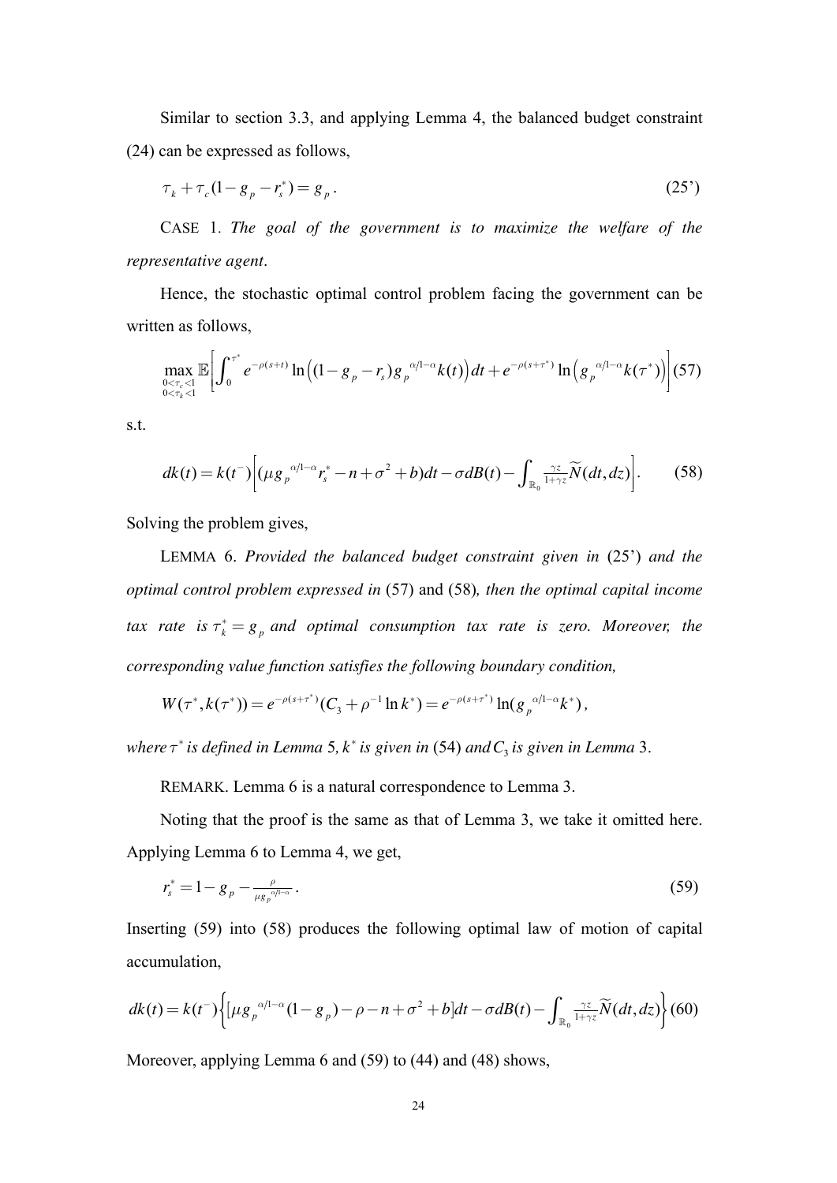Similar to section 3.3, and applying Lemma 4, the balanced budget constraint (24) can be expressed as follows,

$$\tau_k + \tau_c(1 - g_p - r_s^*) = g_p . \tag{25'}$$

CASE 1. *The goal of the government is to maximize the welfare of the representative agent*.

Hence, the stochastic optimal control problem facing the government can be written as follows,

$$\max_{\substack{0<\tau_c<1 \\ 0<\tau_k<1}} \mathbb{E}\left[\int_0^{\tau^*} e^{-\rho(s+t)} \ln\left((1-g_p - r_s) g_p{}^{\alpha/1-\alpha} k(t)\right) dt + e^{-\rho(s+\tau^*)} \ln\left(g_p{}^{\alpha/1-\alpha} k(\tau^*)\right)\right] \tag{57}$$

s.t.

$$dk(t) = k(t^-)\left[(\mu g_p{}^{\alpha/1-\alpha} r_s^* - n + \sigma^2 + b)dt - \sigma dB(t) - \int_{\mathbb{R}_0} \tfrac{\gamma z}{1+\gamma z} \widetilde{N}(dt, dz)\right]. \tag{58}$$

Solving the problem gives,

LEMMA 6. *Provided the balanced budget constraint given in* (25') *and the optimal control problem expressed in* (57) and (58)*, then the optimal capital income tax rate is* $\tau_k^* = g_p$ *and optimal consumption tax rate is zero. Moreover, the corresponding value function satisfies the following boundary condition,*

$$W(\tau^*, k(\tau^*)) = e^{-\rho(s+\tau^*)}(C_3 + \rho^{-1} \ln k^*) = e^{-\rho(s+\tau^*)} \ln(g_p{}^{\alpha/1-\alpha} k^*),$$

*where* $\tau^*$ *is defined in Lemma* 5*,* $k^*$ *is given in* (54) *and* $C_3$ *is given in Lemma* 3.

REMARK. Lemma 6 is a natural correspondence to Lemma 3.

Noting that the proof is the same as that of Lemma 3, we take it omitted here. Applying Lemma 6 to Lemma 4, we get,

$$r_s^* = 1 - g_p - \tfrac{\rho}{\mu g_p{}^{\alpha/1-\alpha}} . \tag{59}$$

Inserting (59) into (58) produces the following optimal law of motion of capital accumulation,

$$dk(t) = k(t^-)\left\{[\mu g_p{}^{\alpha/1-\alpha}(1-g_p) - \rho - n + \sigma^2 + b]dt - \sigma dB(t) - \int_{\mathbb{R}_0} \tfrac{\gamma z}{1+\gamma z} \widetilde{N}(dt, dz)\right\} \tag{60}$$

Moreover, applying Lemma 6 and (59) to (44) and (48) shows,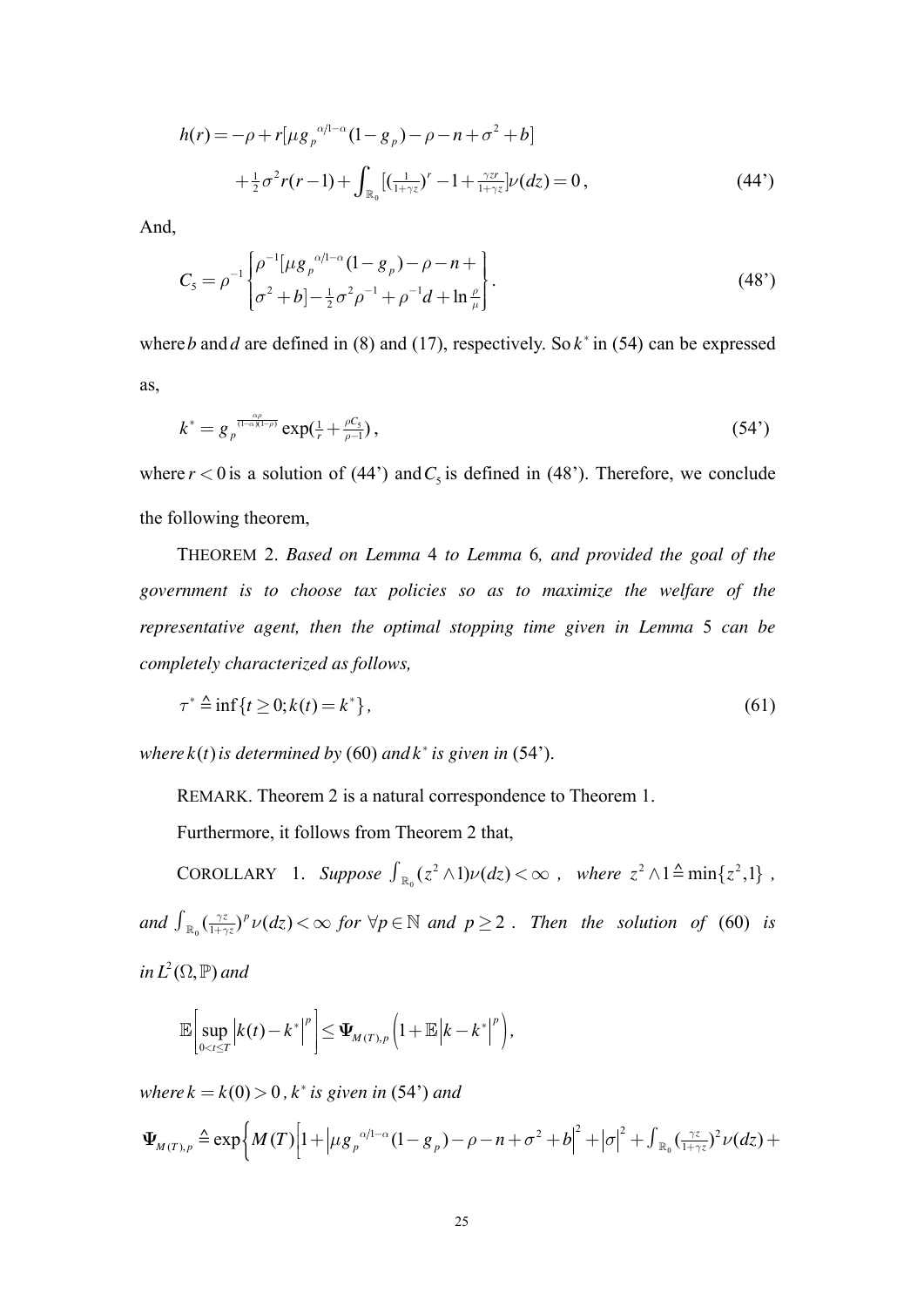$$
\begin{aligned}
h(r) = & -\rho + r[\mu g_p{}^{\alpha/1-\alpha}(1-g_p) - \rho - n + \sigma^2 + b] \\
& + \tfrac{1}{2}\sigma^2 r(r-1) + \int_{\mathbb{R}_0} [(\tfrac{1}{1+\gamma z})^r - 1 + \tfrac{\gamma z r}{1+\gamma z}]\nu(dz) = 0 \, ,
\end{aligned} \tag{44'}
$$

And,

$$
C_5 = \rho^{-1} \begin{Bmatrix} \rho^{-1}[\mu g_p{}^{\alpha/1-\alpha}(1-g_p) - \rho - n + \\ \sigma^2 + b] - \frac{1}{2}\sigma^2 \rho^{-1} + \rho^{-1} d + \ln \frac{\rho}{\mu} \end{Bmatrix}. \tag{48'}
$$

where $b$ and $d$ are defined in (8) and (17), respectively. So $k^*$ in (54) can be expressed as,

$$
k^* = g_p{}^{\frac{\alpha\rho}{(1-\alpha)(1-\rho)}} \exp(\tfrac{1}{r} + \tfrac{\rho C_5}{\rho - 1}) \, , \tag{54'}
$$

where $r < 0$ is a solution of (44') and $C_5$ is defined in (48'). Therefore, we conclude the following theorem,

THEOREM 2. *Based on Lemma* 4 *to Lemma* 6*, and provided the goal of the government is to choose tax policies so as to maximize the welfare of the representative agent, then the optimal stopping time given in Lemma* 5 *can be completely characterized as follows,*

$$
\tau^* \triangleq \inf\{t \geq 0; k(t) = k^*\} \, , \tag{61}
$$

*where* $k(t)$ *is determined by* (60) *and* $k^*$ *is given in* (54').

REMARK. Theorem 2 is a natural correspondence to Theorem 1.

Furthermore, it follows from Theorem 2 that,

COROLLARY 1. *Suppose* $\int_{\mathbb{R}_0} (z^2 \wedge 1)\nu(dz) < \infty$ *, where* $z^2 \wedge 1 \triangleq \min\{z^2, 1\}$ *, and* $\int_{\mathbb{R}_0} (\frac{\gamma z}{1+\gamma z})^p \nu(dz) < \infty$ *for* $\forall p \in \mathbb{N}$ *and* $p \geq 2$ *. Then the solution of* (60) *is in* $L^2(\Omega, \mathbb{P})$ *and*

$$
\mathbb{E}\left[\sup_{0<t\leq T} \left|k(t) - k^*\right|^p\right] \leq \mathbf{\Psi}_{M(T),p}\left(1 + \mathbb{E}\left|k - k^*\right|^p\right),
$$

*where* $k = k(0) > 0$ *,* $k^*$ *is given in* (54') *and*

$$
\mathbf{\Psi}_{M(T),p} \triangleq \exp\Big\{M(T)\Big[1 + \left|\mu g_p{}^{\alpha/1-\alpha}(1-g_p) - \rho - n + \sigma^2 + b\right|^2 + \left|\sigma\right|^2 + \int_{\mathbb{R}_0} (\tfrac{\gamma z}{1+\gamma z})^2 \nu(dz) +
$$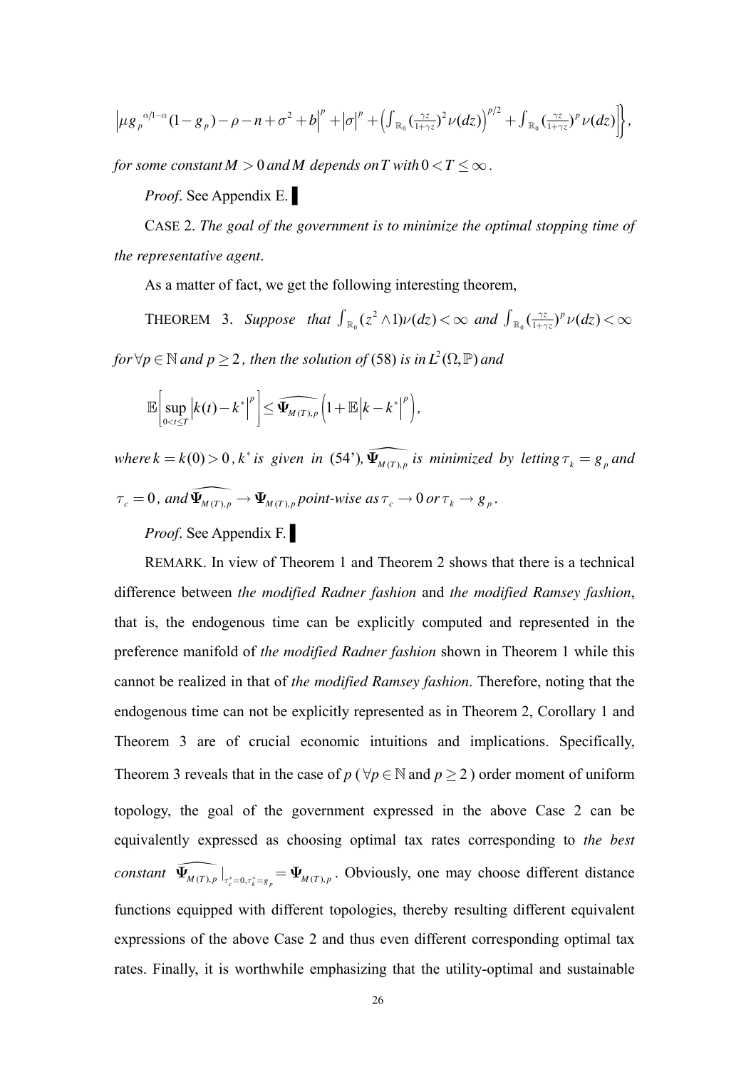$$\left|\mu g_p^{\alpha/1-\alpha}(1-g_p)-\rho-n+\sigma^2+b\right|^p+\left|\sigma\right|^p+\left(\int_{\mathbb{R}_0}(\tfrac{\gamma z}{1+\gamma z})^2\nu(dz)\right)^{p/2}+\int_{\mathbb{R}_0}(\tfrac{\gamma z}{1+\gamma z})^p\nu(dz)\Big]\Big\},$$

*for some constant* $M>0$ *and* $M$ *depends on* $T$ *with* $0<T\leq\infty$.

*Proof*. See Appendix E. ▌

CASE 2. *The goal of the government is to minimize the optimal stopping time of the representative agent*.

As a matter of fact, we get the following interesting theorem,

THEOREM 3. *Suppose that* $\int_{\mathbb{R}_0}(z^2\wedge 1)\nu(dz)<\infty$ *and* $\int_{\mathbb{R}_0}(\frac{\gamma z}{1+\gamma z})^p\nu(dz)<\infty$ *for* $\forall p\in\mathbb{N}$ *and* $p\geq 2$, *then the solution of* (58) *is in* $L^2(\Omega,\mathbb{P})$ *and*

$$\mathbb{E}\left[\sup_{0<t\leq T}\left|k(t)-k^*\right|^p\right]\leq\widehat{\mathbf{\Psi}_{M(T),p}}\left(1+\mathbb{E}\left|k-k^*\right|^p\right),$$

*where* $k=k(0)>0$, $k^*$ *is given in* (54'), $\widehat{\mathbf{\Psi}_{M(T),p}}$ *is minimized by letting* $\tau_k=g_p$ *and* $\tau_c=0$, *and* $\widehat{\mathbf{\Psi}_{M(T),p}}\to\mathbf{\Psi}_{M(T),p}$ *point-wise as* $\tau_c\to 0$ *or* $\tau_k\to g_p$.

*Proof*. See Appendix F. ▌

REMARK. In view of Theorem 1 and Theorem 2 shows that there is a technical difference between *the modified Radner fashion* and *the modified Ramsey fashion*, that is, the endogenous time can be explicitly computed and represented in the preference manifold of *the modified Radner fashion* shown in Theorem 1 while this cannot be realized in that of *the modified Ramsey fashion*. Therefore, noting that the endogenous time can not be explicitly represented as in Theorem 2, Corollary 1 and Theorem 3 are of crucial economic intuitions and implications. Specifically, Theorem 3 reveals that in the case of *p* ($\forall p\in\mathbb{N}$ and $p\geq 2$) order moment of uniform topology, the goal of the government expressed in the above Case 2 can be equivalently expressed as choosing optimal tax rates corresponding to *the best constant* $\widehat{\mathbf{\Psi}_{M(T),p}}\big|_{\tau_c^*=0,\tau_k^*=g_p}=\mathbf{\Psi}_{M(T),p}$. Obviously, one may choose different distance functions equipped with different topologies, thereby resulting different equivalent expressions of the above Case 2 and thus even different corresponding optimal tax rates. Finally, it is worthwhile emphasizing that the utility-optimal and sustainable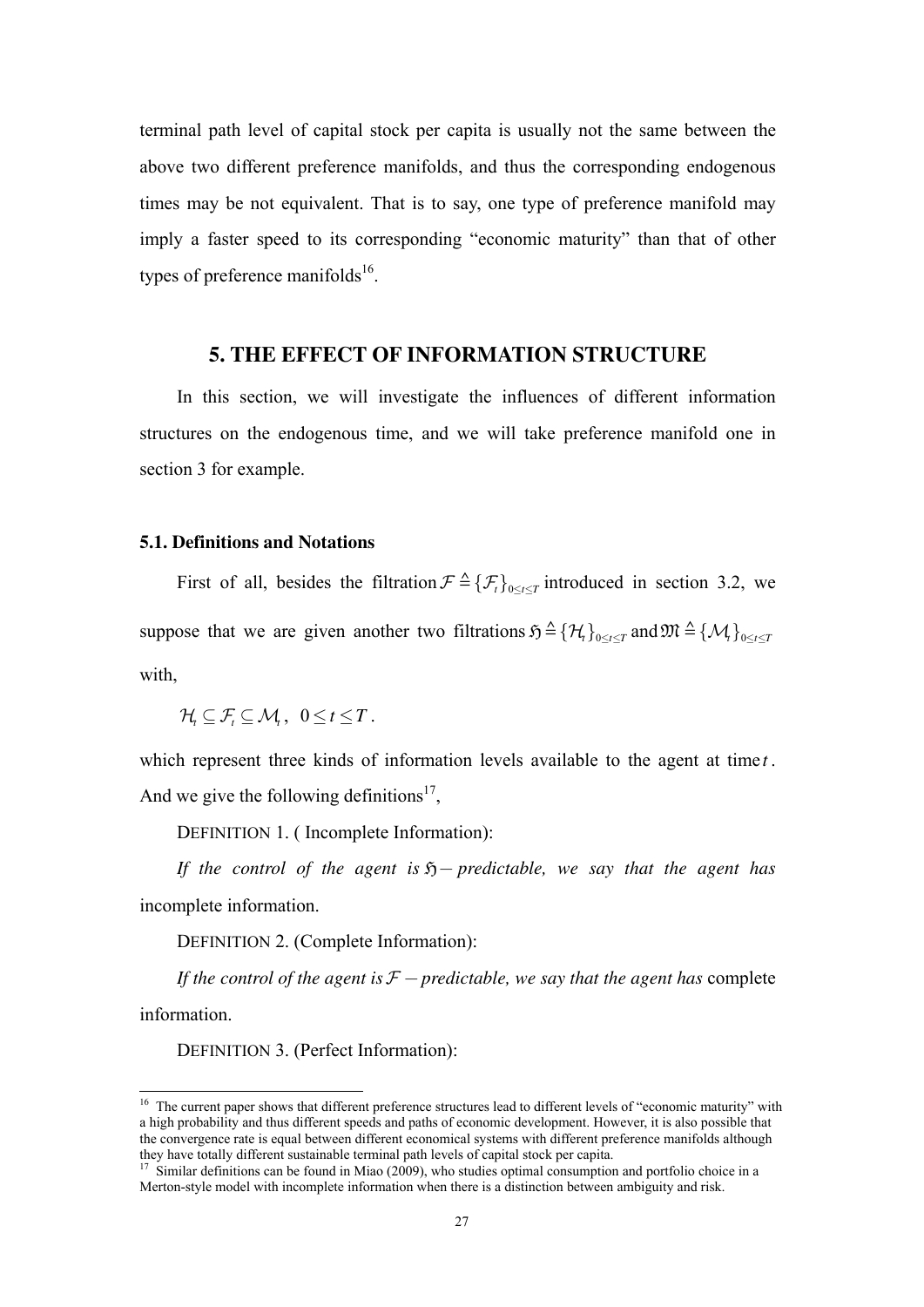terminal path level of capital stock per capita is usually not the same between the above two different preference manifolds, and thus the corresponding endogenous times may be not equivalent. That is to say, one type of preference manifold may imply a faster speed to its corresponding "economic maturity" than that of other types of preference manifolds[16].

## 5. THE EFFECT OF INFORMATION STRUCTURE

In this section, we will investigate the influences of different information structures on the endogenous time, and we will take preference manifold one in section 3 for example.

### 5.1. Definitions and Notations

First of all, besides the filtration $\mathcal{F} \triangleq \{\mathcal{F}_t\}_{0 \le t \le T}$ introduced in section 3.2, we suppose that we are given another two filtrations $\mathfrak{H} \triangleq \{\mathcal{H}_t\}_{0 \le t \le T}$ and $\mathfrak{M} \triangleq \{\mathcal{M}_t\}_{0 \le t \le T}$ with,

$$\mathcal{H}_t \subseteq \mathcal{F}_t \subseteq \mathcal{M}_t, \quad 0 \le t \le T.$$

which represent three kinds of information levels available to the agent at time $t$. And we give the following definitions[17],

DEFINITION 1. ( Incomplete Information):

*If the control of the agent is* $\mathfrak{H}-$ *predictable, we say that the agent has* incomplete information.

DEFINITION 2. (Complete Information):

*If the control of the agent is* $\mathcal{F}-$ *predictable, we say that the agent has* complete information.

DEFINITION 3. (Perfect Information):

---

[16] The current paper shows that different preference structures lead to different levels of "economic maturity" with a high probability and thus different speeds and paths of economic development. However, it is also possible that the convergence rate is equal between different economical systems with different preference manifolds although they have totally different sustainable terminal path levels of capital stock per capita.

[17] Similar definitions can be found in Miao (2009), who studies optimal consumption and portfolio choice in a Merton-style model with incomplete information when there is a distinction between ambiguity and risk.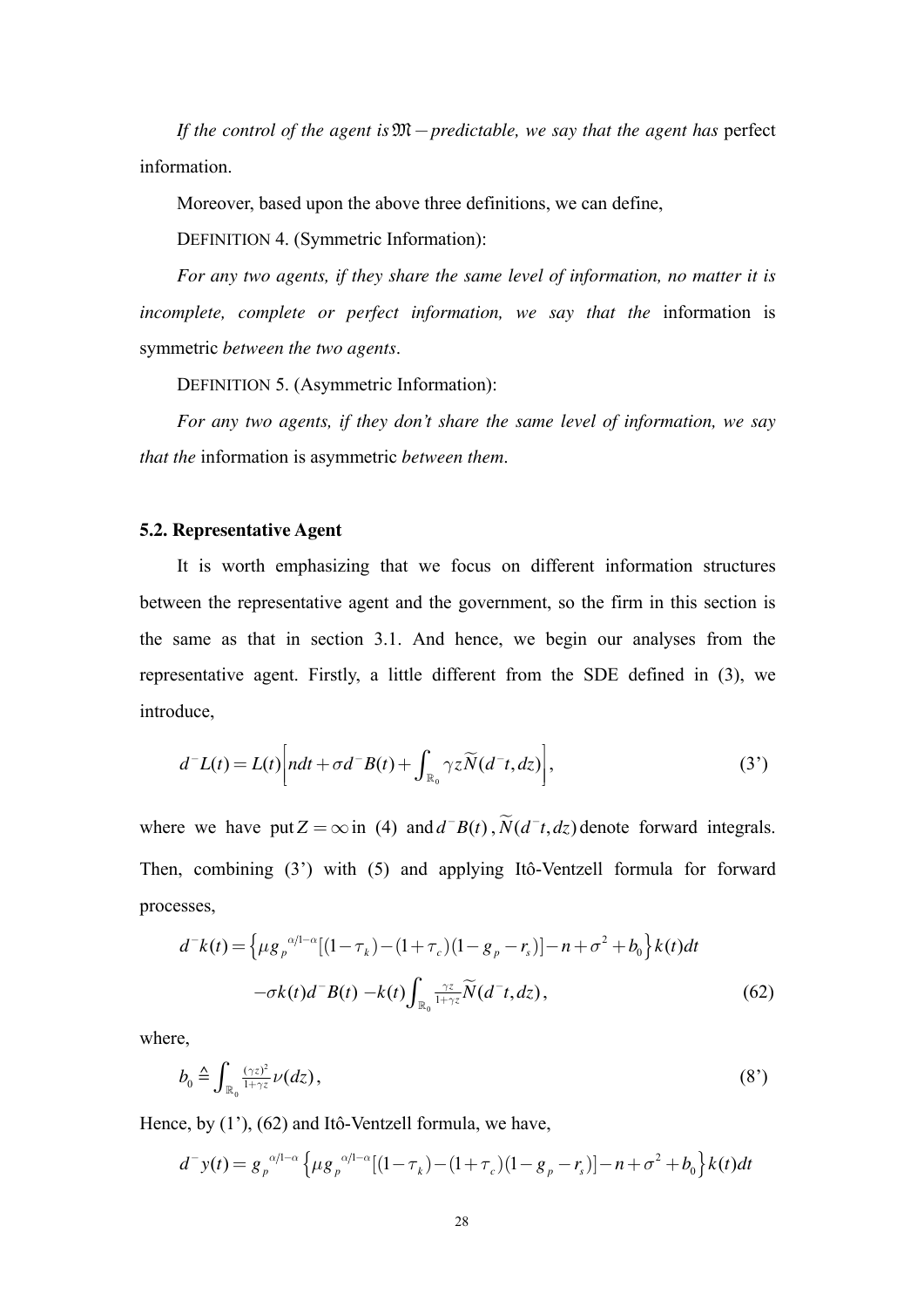*If the control of the agent is* $\mathfrak{M}-$*predictable, we say that the agent has* perfect information.

Moreover, based upon the above three definitions, we can define,

DEFINITION 4. (Symmetric Information):

*For any two agents, if they share the same level of information, no matter it is incomplete, complete or perfect information, we say that the* information is symmetric *between the two agents*.

DEFINITION 5. (Asymmetric Information):

*For any two agents, if they don't share the same level of information, we say that the* information is asymmetric *between them*.

**5.2. Representative Agent**

It is worth emphasizing that we focus on different information structures between the representative agent and the government, so the firm in this section is the same as that in section 3.1. And hence, we begin our analyses from the representative agent. Firstly, a little different from the SDE defined in (3), we introduce,

$$d^{-}L(t) = L(t)\left[ndt + \sigma d^{-}B(t) + \int_{\mathbb{R}_0} \gamma z \widetilde{N}(d^{-}t, dz)\right], \tag{3'}$$

where we have put $Z = \infty$ in (4) and $d^{-}B(t)$, $\widetilde{N}(d^{-}t, dz)$ denote forward integrals. Then, combining (3') with (5) and applying Itô-Ventzell formula for forward processes,

$$\begin{aligned} d^{-}k(t) = &\left\{\mu g_p^{\alpha/1-\alpha}[(1-\tau_k)-(1+\tau_c)(1-g_p-r_s)]-n+\sigma^2+b_0\right\}k(t)dt \\ &-\sigma k(t)d^{-}B(t) - k(t)\int_{\mathbb{R}_0} \tfrac{\gamma z}{1+\gamma z}\widetilde{N}(d^{-}t, dz), \end{aligned} \tag{62}$$

where,

$$b_0 \triangleq \int_{\mathbb{R}_0} \tfrac{(\gamma z)^2}{1+\gamma z}\nu(dz), \tag{8'}$$

Hence, by (1'), (62) and Itô-Ventzell formula, we have,

$$d^{-}y(t) = g_p^{\alpha/1-\alpha}\left\{\mu g_p^{\alpha/1-\alpha}[(1-\tau_k)-(1+\tau_c)(1-g_p-r_s)]-n+\sigma^2+b_0\right\}k(t)dt$$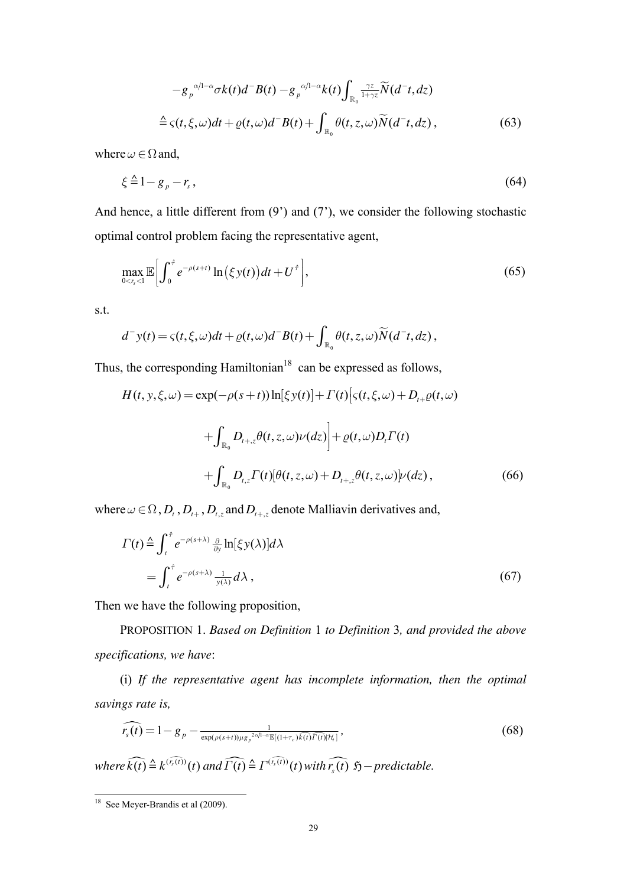$$-g_p^{\alpha/1-\alpha}\sigma k(t)d^-B(t) - g_p^{\alpha/1-\alpha}k(t)\int_{\mathbb{R}_0}\tfrac{\gamma z}{1+\gamma z}\widetilde{N}(d^-t,dz)$$

$$\triangleq \varsigma(t,\xi,\omega)dt + \varrho(t,\omega)d^-B(t) + \int_{\mathbb{R}_0}\theta(t,z,\omega)\widetilde{N}(d^-t,dz)\,, \tag{63}$$

where $\omega \in \Omega$ and,

$$\xi \triangleq 1 - g_p - r_s\,, \tag{64}$$

And hence, a little different from (9') and (7'), we consider the following stochastic optimal control problem facing the representative agent,

$$\max_{0<r_s<1}\mathbb{E}\left[\int_0^{\hat{\tau}} e^{-\rho(s+t)}\ln\big(\xi y(t)\big)dt + U^{\hat{\tau}}\right], \tag{65}$$

s.t.

$$d^-y(t) = \varsigma(t,\xi,\omega)dt + \varrho(t,\omega)d^-B(t) + \int_{\mathbb{R}_0}\theta(t,z,\omega)\widetilde{N}(d^-t,dz)\,,$$

Thus, the corresponding Hamiltonian[18] can be expressed as follows,

$$H(t,y,\xi,\omega) = \exp(-\rho(s+t))\ln[\xi y(t)] + \Gamma(t)\big[\varsigma(t,\xi,\omega) + D_{t+}\varrho(t,\omega)$$

$$+\int_{\mathbb{R}_0} D_{t+,z}\theta(t,z,\omega)\nu(dz)\Big] + \varrho(t,\omega)D_t\Gamma(t)$$

$$+\int_{\mathbb{R}_0} D_{t,z}\Gamma(t)[\theta(t,z,\omega) + D_{t+,z}\theta(t,z,\omega)]\nu(dz)\,, \tag{66}$$

where $\omega \in \Omega$, $D_t$, $D_{t+}$, $D_{t,z}$ and $D_{t+,z}$ denote Malliavin derivatives and,

$$\Gamma(t) \triangleq \int_t^{\hat{\tau}} e^{-\rho(s+\lambda)}\tfrac{\partial}{\partial y}\ln[\xi y(\lambda)]d\lambda$$

$$= \int_t^{\hat{\tau}} e^{-\rho(s+\lambda)}\tfrac{1}{y(\lambda)}d\lambda\,, \tag{67}$$

Then we have the following proposition,

PROPOSITION 1. *Based on Definition* 1 *to Definition* 3*, and provided the above specifications, we have*:

(i) *If the representative agent has incomplete information, then the optimal savings rate is,*

$$\widehat{r_s(t)} = 1 - g_p - \frac{1}{\exp(\rho(s+t))\mu g_p^{2\alpha/1-\alpha}\mathbb{E}[(1+\tau_c)\widehat{k(t)}\widehat{\Gamma(t)}|\mathcal{H}_t]}\,, \tag{68}$$

*where* $\widehat{k(t)} \triangleq k^{(\widehat{r_s(t)})}(t)$ *and* $\widehat{\Gamma(t)} \triangleq \Gamma^{(\widehat{r_s(t)})}(t)$ *with* $\widehat{r_s(t)}$ $\mathfrak{H}-$*predictable.*

---

[18] See Meyer-Brandis et al (2009).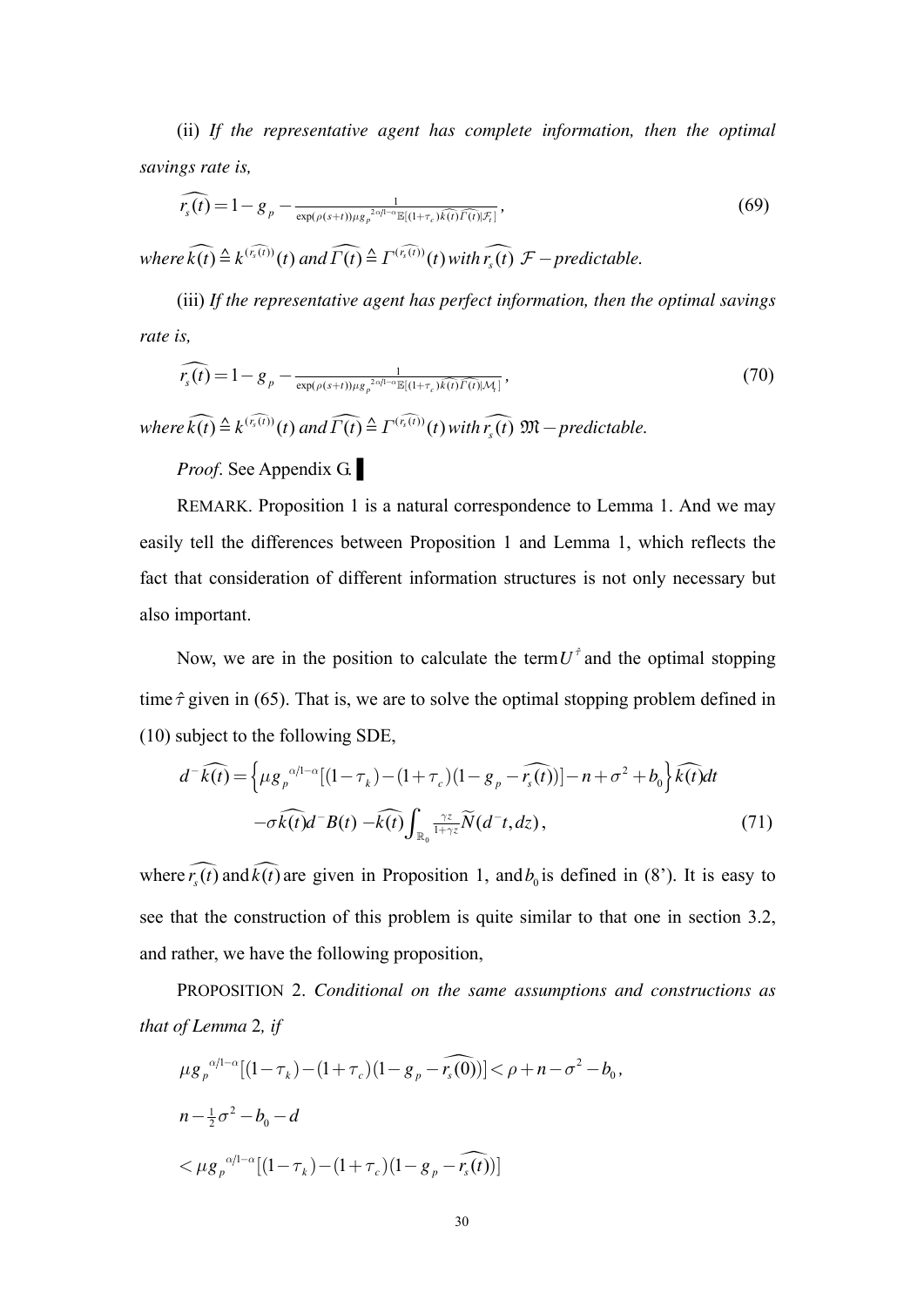(ii) *If the representative agent has complete information, then the optimal savings rate is,*

$$\widehat{r_s(t)} = 1 - g_p - \frac{1}{\exp(\rho(s+t))\mu g_p{}^{2\alpha/1-\alpha}\mathbb{E}[(1+\tau_c)\widehat{k(t)}\widehat{\Gamma(t)}|\mathcal{F}_t]}, \tag{69}$$

*where* $\widehat{k(t)} \triangleq k^{(\widehat{r_s(t)})}(t)$ *and* $\widehat{\Gamma(t)} \triangleq \Gamma^{(\widehat{r_s(t)})}(t)$ *with* $\widehat{r_s(t)}$ $\mathcal{F}-$*predictable.*

(iii) *If the representative agent has perfect information, then the optimal savings rate is,*

$$\widehat{r_s(t)} = 1 - g_p - \frac{1}{\exp(\rho(s+t))\mu g_p{}^{2\alpha/1-\alpha}\mathbb{E}[(1+\tau_c)\widehat{k(t)}\widehat{\Gamma(t)}|\mathcal{M}_t]}, \tag{70}$$

*where* $\widehat{k(t)} \triangleq k^{(\widehat{r_s(t)})}(t)$ *and* $\widehat{\Gamma(t)} \triangleq \Gamma^{(\widehat{r_s(t)})}(t)$ *with* $\widehat{r_s(t)}$ $\mathfrak{M}-$*predictable.*

*Proof*. See Appendix G. ▌

REMARK. Proposition 1 is a natural correspondence to Lemma 1. And we may easily tell the differences between Proposition 1 and Lemma 1, which reflects the fact that consideration of different information structures is not only necessary but also important.

Now, we are in the position to calculate the term $U^{\hat{\tau}}$ and the optimal stopping time $\hat{\tau}$ given in (65). That is, we are to solve the optimal stopping problem defined in (10) subject to the following SDE,

$$\begin{aligned} d^- \widehat{k(t)} = &\left\{ \mu g_p{}^{\alpha/1-\alpha}[(1-\tau_k)-(1+\tau_c)(1-g_p-\widehat{r_s(t)})] - n + \sigma^2 + b_0 \right\} \widehat{k(t)} dt \\ &- \sigma \widehat{k(t)} d^- B(t) - \widehat{k(t)} \int_{\mathbb{R}_0} \tfrac{\gamma z}{1+\gamma z} \widetilde{N}(d^- t, dz), \end{aligned} \tag{71}$$

where $\widehat{r_s(t)}$ and $\widehat{k(t)}$ are given in Proposition 1, and $b_0$ is defined in (8'). It is easy to see that the construction of this problem is quite similar to that one in section 3.2, and rather, we have the following proposition,

PROPOSITION 2. *Conditional on the same assumptions and constructions as that of Lemma* 2, *if*

$$\mu g_p{}^{\alpha/1-\alpha}[(1-\tau_k)-(1+\tau_c)(1-g_p-\widehat{r_s(0)})] < \rho + n - \sigma^2 - b_0,$$

$$n - \tfrac{1}{2}\sigma^2 - b_0 - d$$

$$< \mu g_p{}^{\alpha/1-\alpha}[(1-\tau_k)-(1+\tau_c)(1-g_p-\widehat{r_s(t)})]$$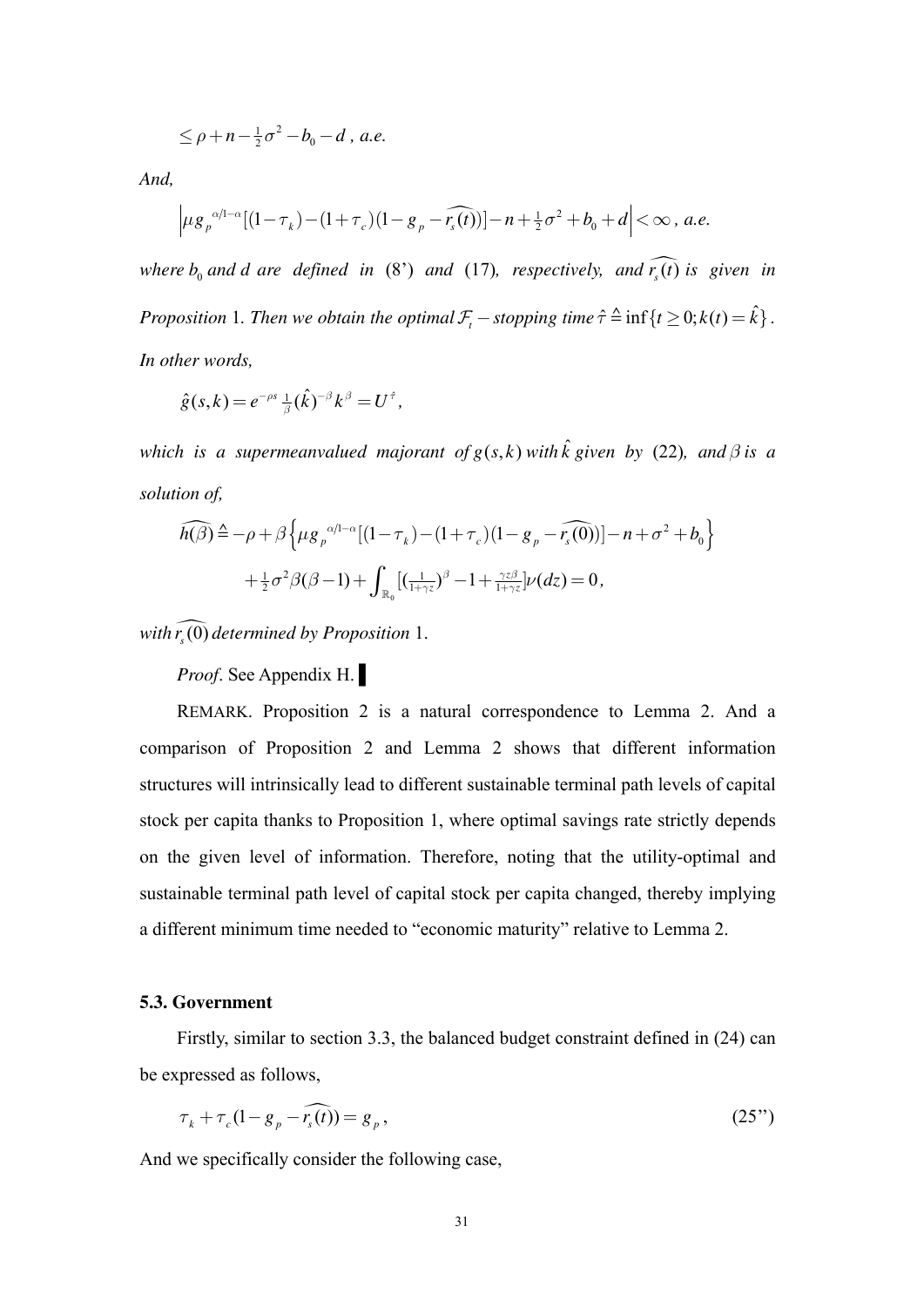$$\leq \rho + n - \tfrac{1}{2}\sigma^2 - b_0 - d \text{ , a.e.}$$

*And,*

$$\left|\mu g_p^{\alpha/1-\alpha}[(1-\tau_k)-(1+\tau_c)(1-g_p-\widehat{r_s(t)})]-n+\tfrac{1}{2}\sigma^2+b_0+d\right|<\infty \text{ , a.e.}$$

*where $b_0$ and $d$ are defined in* (8') *and* (17)*, respectively, and $\widehat{r_s(t)}$ is given in Proposition* 1*. Then we obtain the optimal $\mathcal{F}_t -$ stopping time $\hat{\tau} \triangleq \inf\{t \geq 0; k(t) = \hat{k}\}$. In other words,*

$$\hat{g}(s,k) = e^{-\rho s}\tfrac{1}{\beta}(\hat{k})^{-\beta}k^{\beta} = U^{\hat{\tau}},$$

*which is a supermeanvalued majorant of $g(s,k)$ with $\hat{k}$ given by* (22)*, and $\beta$ is a solution of,*

$$\widehat{h(\beta)} \triangleq -\rho + \beta\left\{\mu g_p^{\alpha/1-\alpha}[(1-\tau_k)-(1+\tau_c)(1-g_p-\widehat{r_s(0)})]-n+\sigma^2+b_0\right\}$$
$$+\tfrac{1}{2}\sigma^2\beta(\beta-1)+\int_{\mathbb{R}_0}[(\tfrac{1}{1+\gamma z})^{\beta}-1+\tfrac{\gamma z\beta}{1+\gamma z}]\nu(dz)=0,$$

*with $\widehat{r_s(0)}$ determined by Proposition* 1.

*Proof*. See Appendix H. ▌

REMARK. Proposition 2 is a natural correspondence to Lemma 2. And a comparison of Proposition 2 and Lemma 2 shows that different information structures will intrinsically lead to different sustainable terminal path levels of capital stock per capita thanks to Proposition 1, where optimal savings rate strictly depends on the given level of information. Therefore, noting that the utility-optimal and sustainable terminal path level of capital stock per capita changed, thereby implying a different minimum time needed to "economic maturity" relative to Lemma 2.

### 5.3. Government

Firstly, similar to section 3.3, the balanced budget constraint defined in (24) can be expressed as follows,

$$\tau_k + \tau_c(1-g_p-\widehat{r_s(t)}) = g_p, \tag{25''}$$

And we specifically consider the following case,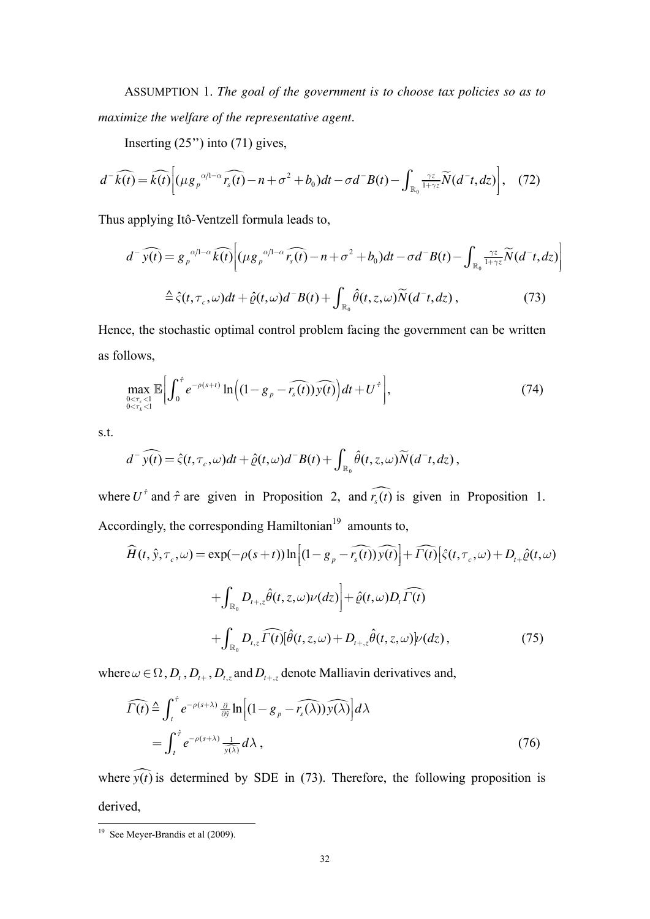ASSUMPTION 1. *The goal of the government is to choose tax policies so as to maximize the welfare of the representative agent*.

Inserting (25'') into (71) gives,

$$d^{-}\widehat{k(t)} = \widehat{k(t)}\Big[(\mu g_p^{\ \alpha/1-\alpha}\widehat{r_s(t)} - n + \sigma^2 + b_0)dt - \sigma d^{-}B(t) - \int_{\mathbb{R}_0} \tfrac{\gamma z}{1+\gamma z}\widetilde{N}(d^{-}t, dz)\Big], \quad (72)$$

Thus applying Itô-Ventzell formula leads to,

$$d^{-}\widehat{y(t)} = g_p^{\ \alpha/1-\alpha}\widehat{k(t)}\Big[(\mu g_p^{\ \alpha/1-\alpha}\widehat{r_s(t)} - n + \sigma^2 + b_0)dt - \sigma d^{-}B(t) - \int_{\mathbb{R}_0} \tfrac{\gamma z}{1+\gamma z}\widetilde{N}(d^{-}t, dz)\Big]$$

$$\triangleq \hat{\varsigma}(t, \tau_c, \omega)dt + \hat{\varrho}(t, \omega)d^{-}B(t) + \int_{\mathbb{R}_0} \hat{\theta}(t, z, \omega)\widetilde{N}(d^{-}t, dz), \quad (73)$$

Hence, the stochastic optimal control problem facing the government can be written as follows,

$$\max_{\substack{0<\tau_c<1 \\ 0<\tau_k<1}} \mathbb{E}\Big[\int_0^{\hat{\tau}} e^{-\rho(s+t)} \ln\Big((1 - g_p - \widehat{r_s(t)})\widehat{y(t)}\Big)dt + U^{\hat{\tau}}\Big], \quad (74)$$

s.t.

$$d^{-}\widehat{y(t)} = \hat{\varsigma}(t, \tau_c, \omega)dt + \hat{\varrho}(t, \omega)d^{-}B(t) + \int_{\mathbb{R}_0} \hat{\theta}(t, z, \omega)\widetilde{N}(d^{-}t, dz),$$

where $U^{\hat{\tau}}$ and $\hat{\tau}$ are given in Proposition 2, and $\widehat{r_s(t)}$ is given in Proposition 1. Accordingly, the corresponding Hamiltonian[19] amounts to,

$$\widehat{H}(t, \hat{y}, \tau_c, \omega) = \exp(-\rho(s+t))\ln\Big[(1 - g_p - \widehat{r_s(t)})\widehat{y(t)}\Big] + \widehat{\Gamma(t)}\Big[\hat{\varsigma}(t, \tau_c, \omega) + D_{t+}\hat{\varrho}(t, \omega)$$

$$+ \int_{\mathbb{R}_0} D_{t+,z}\hat{\theta}(t, z, \omega)\nu(dz)\Big] + \hat{\varrho}(t, \omega)D_t\widehat{\Gamma(t)}$$

$$+ \int_{\mathbb{R}_0} D_{t,z}\widehat{\Gamma(t)}[\hat{\theta}(t, z, \omega) + D_{t+,z}\hat{\theta}(t, z, \omega)]\nu(dz), \quad (75)$$

where $\omega \in \Omega$, $D_t$, $D_{t+}$, $D_{t,z}$ and $D_{t+,z}$ denote Malliavin derivatives and,

$$\widehat{\Gamma(t)} \triangleq \int_t^{\hat{\tau}} e^{-\rho(s+\lambda)} \tfrac{\partial}{\partial \hat{y}} \ln\Big[(1 - g_p - \widehat{r_s(\lambda)})\widehat{y(\lambda)}\Big]d\lambda$$

$$= \int_t^{\hat{\tau}} e^{-\rho(s+\lambda)} \tfrac{1}{\widehat{y(\lambda)}} d\lambda, \quad (76)$$

where $\widehat{y(t)}$ is determined by SDE in (73). Therefore, the following proposition is derived,

---

[19] See Meyer-Brandis et al (2009).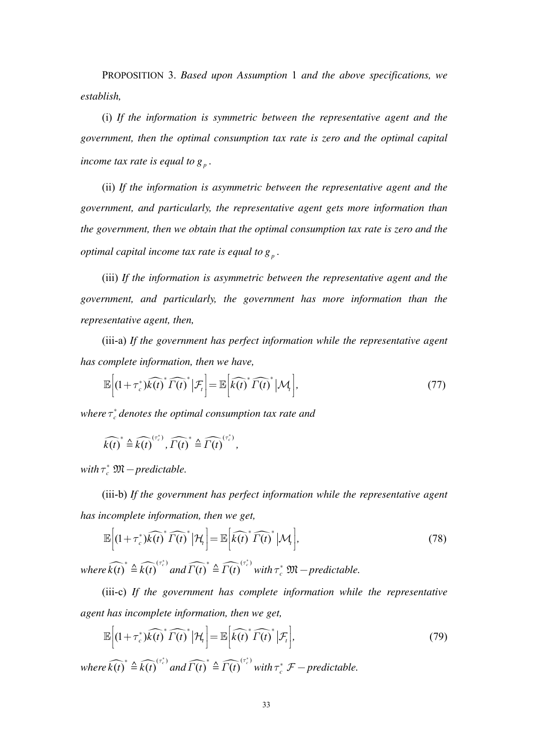PROPOSITION 3. *Based upon Assumption* 1 *and the above specifications, we establish,*

(i) *If the information is symmetric between the representative agent and the government, then the optimal consumption tax rate is zero and the optimal capital income tax rate is equal to* $g_p$.

(ii) *If the information is asymmetric between the representative agent and the government, and particularly, the representative agent gets more information than the government, then we obtain that the optimal consumption tax rate is zero and the optimal capital income tax rate is equal to* $g_p$.

(iii) *If the information is asymmetric between the representative agent and the government, and particularly, the government has more information than the representative agent, then,*

(iii-a) *If the government has perfect information while the representative agent has complete information, then we have,*

$$\mathbb{E}\left[(1+\tau_c^*)\widehat{k(t)}^*\widehat{\Gamma(t)}^*\middle|\mathcal{F}_t\right]=\mathbb{E}\left[\widehat{k(t)}^*\widehat{\Gamma(t)}^*\middle|\mathcal{M}_t\right], \tag{77}$$

*where* $\tau_c^*$ *denotes the optimal consumption tax rate and*

$$\widehat{k(t)}^*\triangleq\widehat{k(t)}^{(\tau_c^*)},\ \widehat{\Gamma(t)}^*\triangleq\widehat{\Gamma(t)}^{(\tau_c^*)},$$

*with* $\tau_c^*$ $\mathfrak{M}-$*predictable.*

(iii-b) *If the government has perfect information while the representative agent has incomplete information, then we get,*

$$\mathbb{E}\left[(1+\tau_c^*)\widehat{k(t)}^*\widehat{\Gamma(t)}^*\middle|\mathcal{H}_t\right]=\mathbb{E}\left[\widehat{k(t)}^*\widehat{\Gamma(t)}^*\middle|\mathcal{M}_t\right], \tag{78}$$

*where* $\widehat{k(t)}^*\triangleq\widehat{k(t)}^{(\tau_c^*)}$ *and* $\widehat{\Gamma(t)}^*\triangleq\widehat{\Gamma(t)}^{(\tau_c^*)}$ *with* $\tau_c^*$ $\mathfrak{M}-$*predictable.*

(iii-c) *If the government has complete information while the representative agent has incomplete information, then we get,*

$$\mathbb{E}\left[(1+\tau_c^*)\widehat{k(t)}^*\widehat{\Gamma(t)}^*\middle|\mathcal{H}_t\right]=\mathbb{E}\left[\widehat{k(t)}^*\widehat{\Gamma(t)}^*\middle|\mathcal{F}_t\right], \tag{79}$$

*where* $\widehat{k(t)}^*\triangleq\widehat{k(t)}^{(\tau_c^*)}$ *and* $\widehat{\Gamma(t)}^*\triangleq\widehat{\Gamma(t)}^{(\tau_c^*)}$ *with* $\tau_c^*$ $\mathcal{F}-$*predictable.*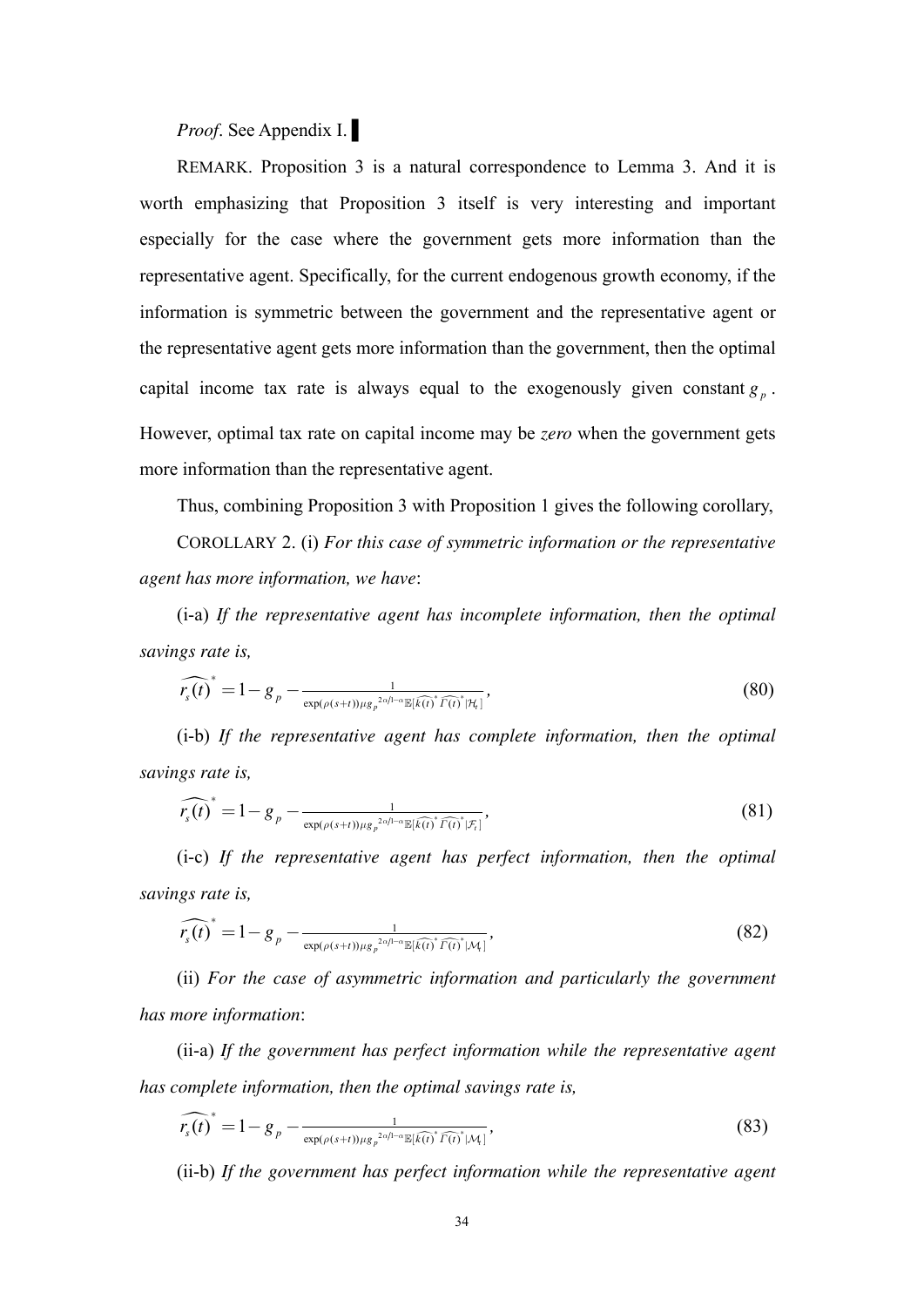*Proof*. See Appendix I. ▌

REMARK. Proposition 3 is a natural correspondence to Lemma 3. And it is worth emphasizing that Proposition 3 itself is very interesting and important especially for the case where the government gets more information than the representative agent. Specifically, for the current endogenous growth economy, if the information is symmetric between the government and the representative agent or the representative agent gets more information than the government, then the optimal capital income tax rate is always equal to the exogenously given constant $g_p$. However, optimal tax rate on capital income may be *zero* when the government gets more information than the representative agent.

Thus, combining Proposition 3 with Proposition 1 gives the following corollary,

COROLLARY 2. (i) *For this case of symmetric information or the representative agent has more information, we have*:

(i-a) *If the representative agent has incomplete information, then the optimal savings rate is,*

$$\widehat{r_s(t)}^* = 1 - g_p - \frac{1}{\exp(\rho(s+t))\mu g_p^{2\alpha/1-\alpha}\mathbb{E}[\widehat{k(t)}^*\widehat{\Gamma(t)}^*|\mathcal{H}_t]}, \tag{80}$$

(i-b) *If the representative agent has complete information, then the optimal savings rate is,*

$$\widehat{r_s(t)}^* = 1 - g_p - \frac{1}{\exp(\rho(s+t))\mu g_p^{2\alpha/1-\alpha}\mathbb{E}[\widehat{k(t)}^*\widehat{\Gamma(t)}^*|\mathcal{F}_t]}, \tag{81}$$

(i-c) *If the representative agent has perfect information, then the optimal savings rate is,*

$$\widehat{r_s(t)}^* = 1 - g_p - \frac{1}{\exp(\rho(s+t))\mu g_p^{2\alpha/1-\alpha}\mathbb{E}[\widehat{k(t)}^*\widehat{\Gamma(t)}^*|\mathcal{M}_t]}, \tag{82}$$

(ii) *For the case of asymmetric information and particularly the government has more information*:

(ii-a) *If the government has perfect information while the representative agent has complete information, then the optimal savings rate is,*

$$\widehat{r_s(t)}^* = 1 - g_p - \frac{1}{\exp(\rho(s+t))\mu g_p^{2\alpha/1-\alpha}\mathbb{E}[\widehat{k(t)}^*\widehat{\Gamma(t)}^*|\mathcal{M}_t]}, \tag{83}$$

(ii-b) *If the government has perfect information while the representative agent*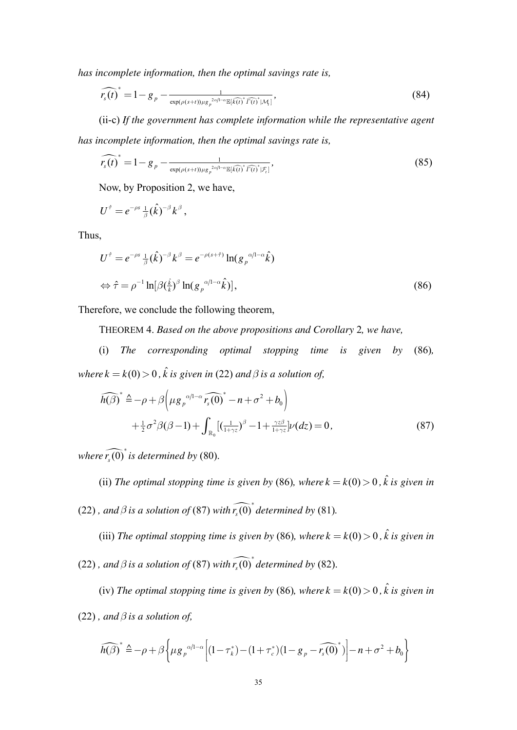*has incomplete information, then the optimal savings rate is,*

$$\widehat{r_s(t)}^* = 1 - g_p - \frac{1}{\exp(\rho(s+t))\mu g_p^{2\alpha/1-\alpha}\mathbb{E}[\widehat{k(t)}^* \widehat{\Gamma(t)}^* | \mathcal{M}_t]}, \tag{84}$$

(ii-c) *If the government has complete information while the representative agent has incomplete information, then the optimal savings rate is,*

$$\widehat{r_s(t)}^* = 1 - g_p - \frac{1}{\exp(\rho(s+t))\mu g_p^{2\alpha/1-\alpha}\mathbb{E}[\widehat{k(t)}^* \widehat{\Gamma(t)}^* | \mathcal{F}_t]}, \tag{85}$$

Now, by Proposition 2, we have,

$$U^{\hat{\tau}} = e^{-\rho s} \tfrac{1}{\beta} (\hat{k})^{-\beta} k^{\beta},$$

Thus,

$$U^{\hat{\tau}} = e^{-\rho s} \tfrac{1}{\beta} (\hat{k})^{-\beta} k^{\beta} = e^{-\rho(s+\hat{\tau})} \ln(g_p^{\alpha/1-\alpha} \hat{k})$$

$$\Leftrightarrow \hat{\tau} = \rho^{-1} \ln[\beta (\tfrac{\hat{k}}{k})^{\beta} \ln(g_p^{\alpha/1-\alpha} \hat{k})], \tag{86}$$

Therefore, we conclude the following theorem,

THEOREM 4. *Based on the above propositions and Corollary* 2*, we have,*

(i) *The corresponding optimal stopping time is given by* (86)*, where* $k = k(0) > 0$*,* $\hat{k}$ *is given in* (22) *and* $\beta$ *is a solution of,*

$$\widehat{h(\beta)}^* \triangleq -\rho + \beta\left(\mu g_p^{\alpha/1-\alpha} \widehat{r_s(0)}^* - n + \sigma^2 + b_0\right) + \tfrac{1}{2}\sigma^2 \beta(\beta - 1) + \int_{\mathbb{R}_0} [(\tfrac{1}{1+\gamma z})^{\beta} - 1 + \tfrac{\gamma z \beta}{1+\gamma z}] \nu(dz) = 0, \tag{87}$$

*where* $\widehat{r_s(0)}^*$ *is determined by* (80).

(ii) *The optimal stopping time is given by* (86)*, where* $k = k(0) > 0$*,* $\hat{k}$ *is given in* (22) *, and* $\beta$ *is a solution of* (87) *with* $\widehat{r_s(0)}^*$ *determined by* (81).

(iii) *The optimal stopping time is given by* (86)*, where* $k = k(0) > 0$*,* $\hat{k}$ *is given in* (22) *, and* $\beta$ *is a solution of* (87) *with* $\widehat{r_s(0)}^*$ *determined by* (82).

(iv) *The optimal stopping time is given by* (86)*, where* $k = k(0) > 0$*,* $\hat{k}$ *is given in* (22) *, and* $\beta$ *is a solution of,*

$$\widehat{h(\beta)}^* \triangleq -\rho + \beta\left\{\mu g_p^{\alpha/1-\alpha}\left[(1-\tau_k^*) - (1+\tau_c^*)(1 - g_p - \widehat{r_s(0)}^*)\right] - n + \sigma^2 + b_0\right\}$$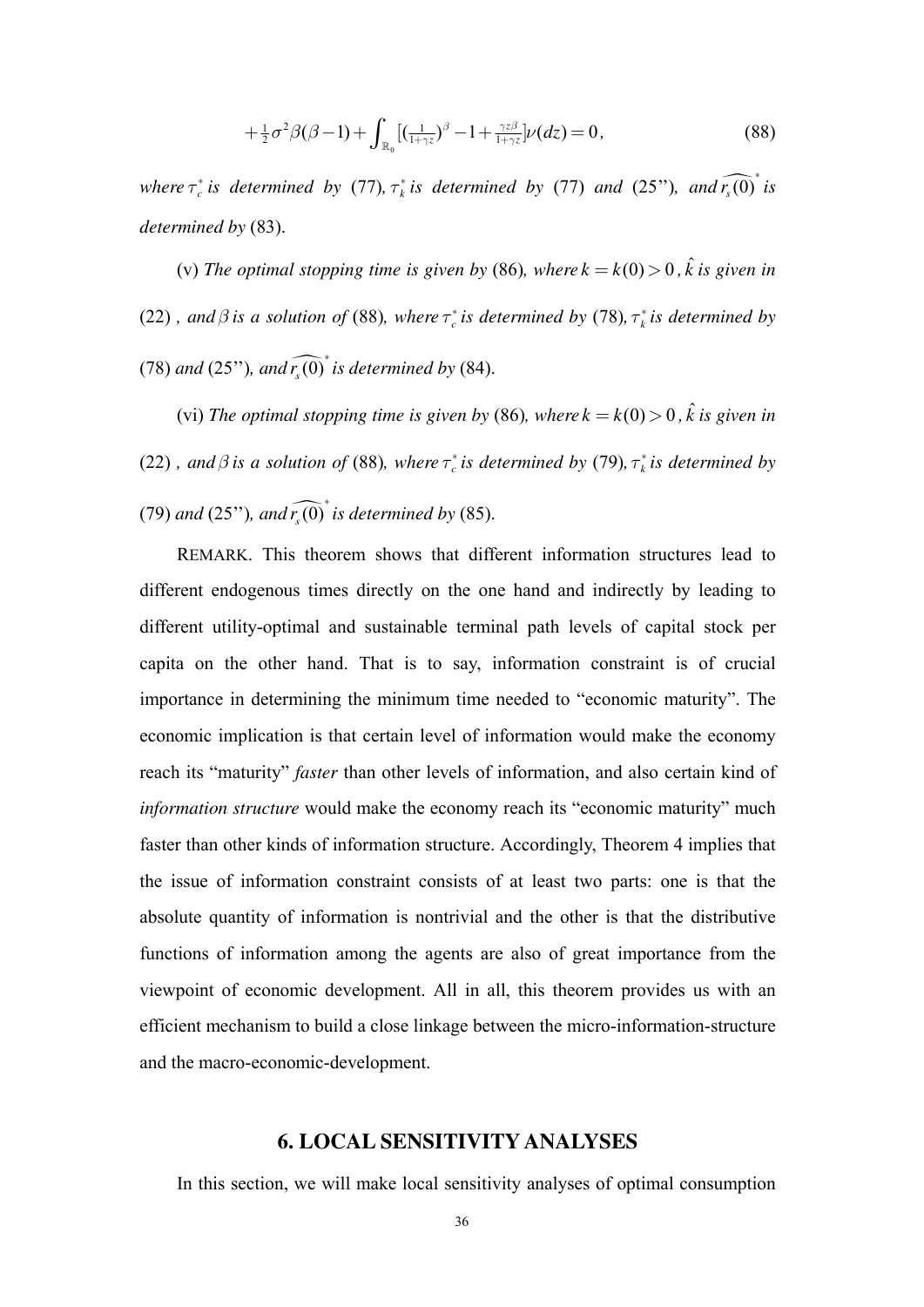$$+\tfrac{1}{2}\sigma^2\beta(\beta-1)+\int_{\mathbb{R}_0}[(\tfrac{1}{1+\gamma z})^{\beta}-1+\tfrac{\gamma z\beta}{1+\gamma z}]\nu(dz)=0, \tag{88}$$

*where* $\tau_c^*$ *is determined by* (77)*,* $\tau_k^*$ *is determined by* (77) *and* (25'')*, and* $\widehat{r_s(0)}^*$ *is determined by* (83).

(v) *The optimal stopping time is given by* (86)*, where* $k = k(0) > 0$*,* $\hat{k}$ *is given in* (22)*, and* $\beta$ *is a solution of* (88)*, where* $\tau_c^*$ *is determined by* (78)*,* $\tau_k^*$ *is determined by* (78) *and* (25'')*, and* $\widehat{r_s(0)}^*$ *is determined by* (84).

(vi) *The optimal stopping time is given by* (86)*, where* $k = k(0) > 0$*,* $\hat{k}$ *is given in* (22)*, and* $\beta$ *is a solution of* (88)*, where* $\tau_c^*$ *is determined by* (79)*,* $\tau_k^*$ *is determined by* (79) *and* (25'')*, and* $\widehat{r_s(0)}^*$ *is determined by* (85).

REMARK. This theorem shows that different information structures lead to different endogenous times directly on the one hand and indirectly by leading to different utility-optimal and sustainable terminal path levels of capital stock per capita on the other hand. That is to say, information constraint is of crucial importance in determining the minimum time needed to "economic maturity". The economic implication is that certain level of information would make the economy reach its "maturity" *faster* than other levels of information, and also certain kind of *information structure* would make the economy reach its "economic maturity" much faster than other kinds of information structure. Accordingly, Theorem 4 implies that the issue of information constraint consists of at least two parts: one is that the absolute quantity of information is nontrivial and the other is that the distributive functions of information among the agents are also of great importance from the viewpoint of economic development. All in all, this theorem provides us with an efficient mechanism to build a close linkage between the micro-information-structure and the macro-economic-development.

## 6. LOCAL SENSITIVITY ANALYSES

In this section, we will make local sensitivity analyses of optimal consumption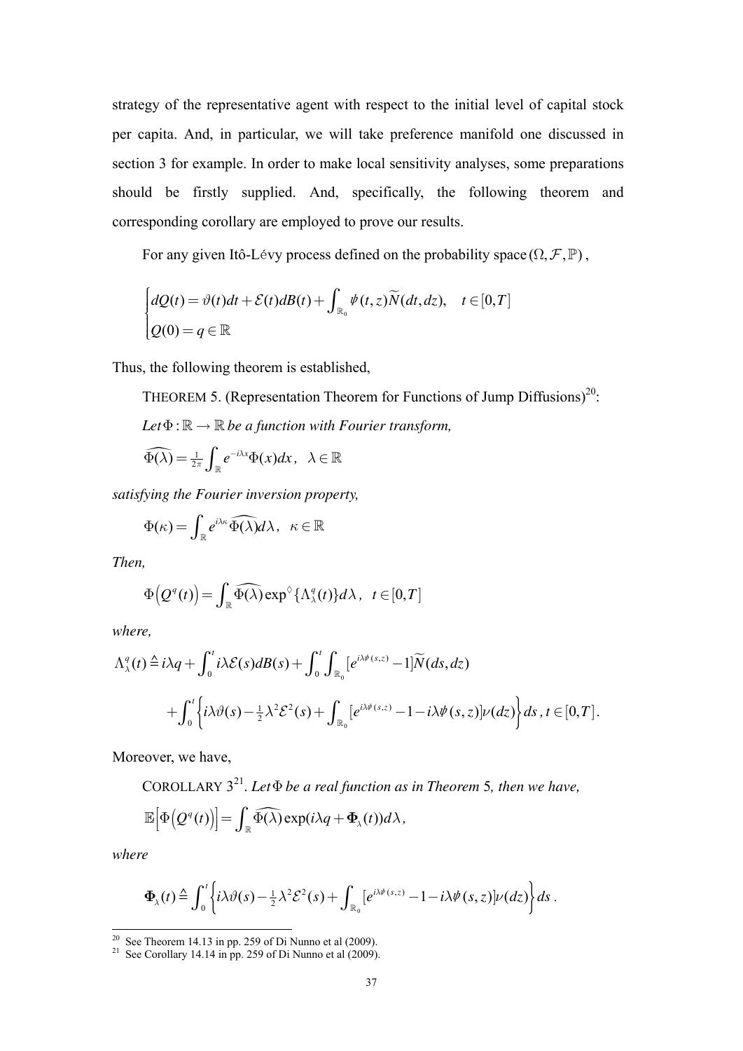strategy of the representative agent with respect to the initial level of capital stock per capita. And, in particular, we will take preference manifold one discussed in section 3 for example. In order to make local sensitivity analyses, some preparations should be firstly supplied. And, specifically, the following theorem and corresponding corollary are employed to prove our results.

For any given Itô-Lévy process defined on the probability space $(\Omega, \mathcal{F}, \mathbb{P})$,

$$\begin{cases} dQ(t) = \vartheta(t)dt + \mathcal{E}(t)dB(t) + \int_{\mathbb{R}_0} \psi(t,z)\widetilde{N}(dt,dz), \quad t \in [0,T] \\ Q(0) = q \in \mathbb{R} \end{cases}$$

Thus, the following theorem is established,

THEOREM 5. (Representation Theorem for Functions of Jump Diffusions)[20]:

*Let* $\Phi : \mathbb{R} \to \mathbb{R}$ *be a function with Fourier transform,*

$$\widehat{\Phi(\lambda)} = \tfrac{1}{2\pi}\int_{\mathbb{R}} e^{-i\lambda x}\Phi(x)dx, \quad \lambda \in \mathbb{R}$$

*satisfying the Fourier inversion property,*

$$\Phi(\kappa) = \int_{\mathbb{R}} e^{i\lambda\kappa}\widehat{\Phi(\lambda)}d\lambda, \quad \kappa \in \mathbb{R}$$

*Then,*

$$\Phi\left(Q^q(t)\right) = \int_{\mathbb{R}} \widehat{\Phi(\lambda)} \exp^{\diamond}\{\Lambda_\lambda^q(t)\}d\lambda, \quad t \in [0,T]$$

*where,*

$$\Lambda_\lambda^q(t) \triangleq i\lambda q + \int_0^t i\lambda\mathcal{E}(s)dB(s) + \int_0^t\int_{\mathbb{R}_0}[e^{i\lambda\psi(s,z)} - 1]\widetilde{N}(ds,dz)$$

$$+\int_0^t\left\{i\lambda\vartheta(s) - \tfrac{1}{2}\lambda^2\mathcal{E}^2(s) + \int_{\mathbb{R}_0}[e^{i\lambda\psi(s,z)} - 1 - i\lambda\psi(s,z)]\nu(dz)\right\}ds, t \in [0,T].$$

Moreover, we have,

COROLLARY 3[21]. *Let* $\Phi$ *be a real function as in Theorem* 5, *then we have,*

$$\mathbb{E}\left[\Phi\left(Q^q(t)\right)\right] = \int_{\mathbb{R}} \widehat{\Phi(\lambda)} \exp(i\lambda q + \mathbf{\Phi}_\lambda(t))d\lambda,$$

*where*

$$\mathbf{\Phi}_\lambda(t) \triangleq \int_0^t\left\{i\lambda\vartheta(s) - \tfrac{1}{2}\lambda^2\mathcal{E}^2(s) + \int_{\mathbb{R}_0}[e^{i\lambda\psi(s,z)} - 1 - i\lambda\psi(s,z)]\nu(dz)\right\}ds.$$

---

[20] See Theorem 14.13 in pp. 259 of Di Nunno et al (2009).

[21] See Corollary 14.14 in pp. 259 of Di Nunno et al (2009).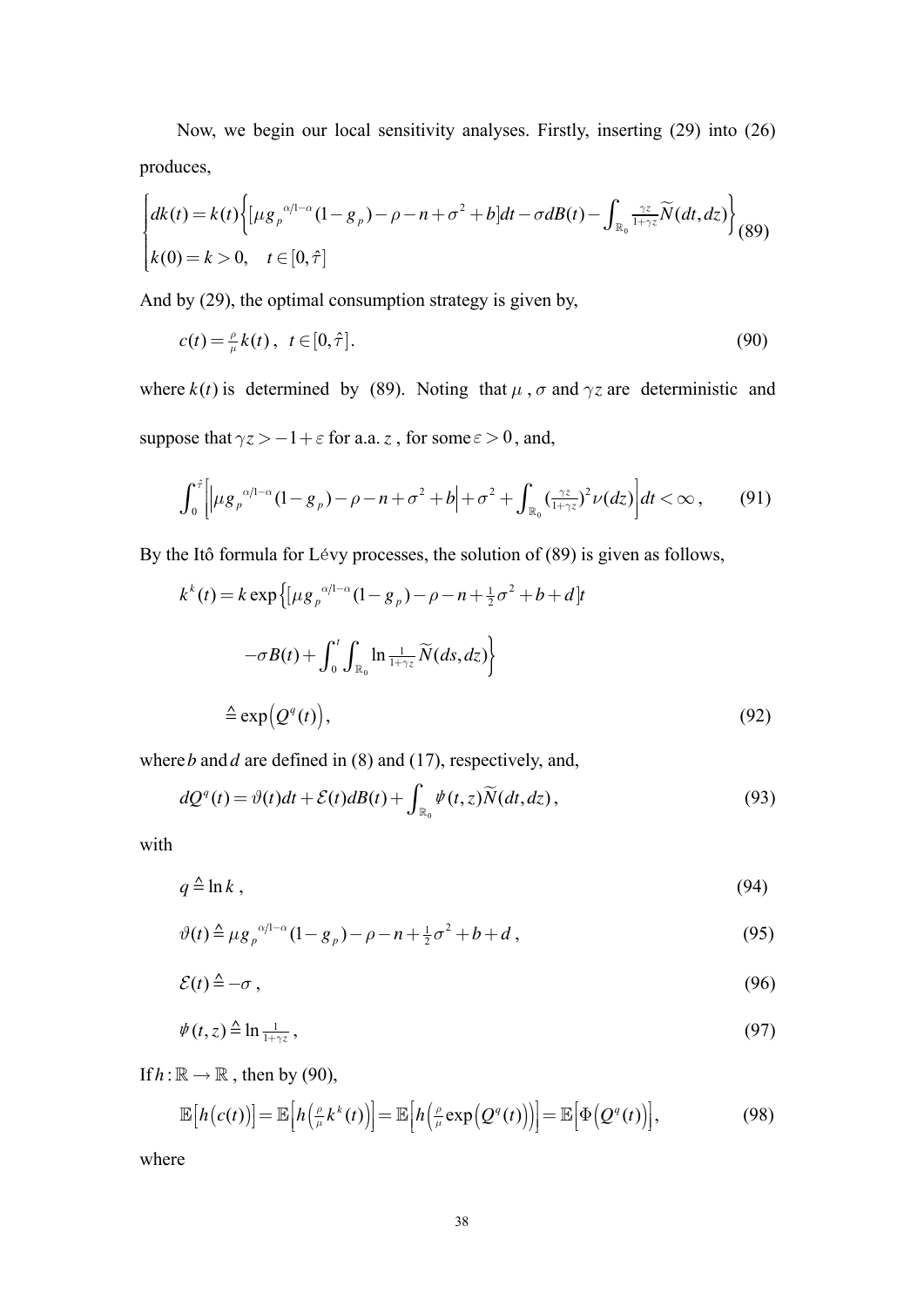Now, we begin our local sensitivity analyses. Firstly, inserting (29) into (26) produces,

$$\begin{cases} dk(t) = k(t)\left\{[\mu g_p{}^{\alpha/1-\alpha}(1-g_p) - \rho - n + \sigma^2 + b]dt - \sigma dB(t) - \int_{\mathbb{R}_0} \frac{\gamma z}{1+\gamma z}\widetilde{N}(dt,dz)\right\} \\ k(0) = k > 0, \quad t \in [0,\hat{\tau}] \end{cases} \tag{89}$$

And by (29), the optimal consumption strategy is given by,

$$c(t) = \tfrac{\rho}{\mu}k(t), \ \ t \in [0,\hat{\tau}]. \tag{90}$$

where $k(t)$ is determined by (89). Noting that $\mu$, $\sigma$ and $\gamma z$ are deterministic and suppose that $\gamma z > -1+\varepsilon$ for a.a. $z$, for some $\varepsilon > 0$, and,

$$\int_0^{\hat{\tau}}\left[\left|\mu g_p{}^{\alpha/1-\alpha}(1-g_p) - \rho - n + \sigma^2 + b\right| + \sigma^2 + \int_{\mathbb{R}_0}\left(\tfrac{\gamma z}{1+\gamma z}\right)^2 \nu(dz)\right]dt < \infty, \tag{91}$$

By the Itô formula for Lévy processes, the solution of (89) is given as follows,

$$\begin{aligned} k^k(t) &= k\exp\Big\{[\mu g_p{}^{\alpha/1-\alpha}(1-g_p) - \rho - n + \tfrac{1}{2}\sigma^2 + b + d]t \\ &\quad -\sigma B(t) + \int_0^t\int_{\mathbb{R}_0}\ln\tfrac{1}{1+\gamma z}\widetilde{N}(ds,dz)\Big\} \\ &\triangleq \exp\big(Q^q(t)\big), \end{aligned} \tag{92}$$

where $b$ and $d$ are defined in (8) and (17), respectively, and,

$$dQ^q(t) = \vartheta(t)dt + \mathcal{E}(t)dB(t) + \int_{\mathbb{R}_0}\psi(t,z)\widetilde{N}(dt,dz), \tag{93}$$

with

$$q \triangleq \ln k, \tag{94}$$

$$\vartheta(t) \triangleq \mu g_p{}^{\alpha/1-\alpha}(1-g_p) - \rho - n + \tfrac{1}{2}\sigma^2 + b + d, \tag{95}$$

$$\mathcal{E}(t) \triangleq -\sigma, \tag{96}$$

$$\psi(t,z) \triangleq \ln\tfrac{1}{1+\gamma z}, \tag{97}$$

If $h:\mathbb{R}\to\mathbb{R}$, then by (90),

$$\mathbb{E}\big[h\big(c(t)\big)\big] = \mathbb{E}\Big[h\Big(\tfrac{\rho}{\mu}k^k(t)\Big)\Big] = \mathbb{E}\Big[h\Big(\tfrac{\rho}{\mu}\exp\big(Q^q(t)\big)\Big)\Big] = \mathbb{E}\big[\Phi\big(Q^q(t)\big)\big], \tag{98}$$

where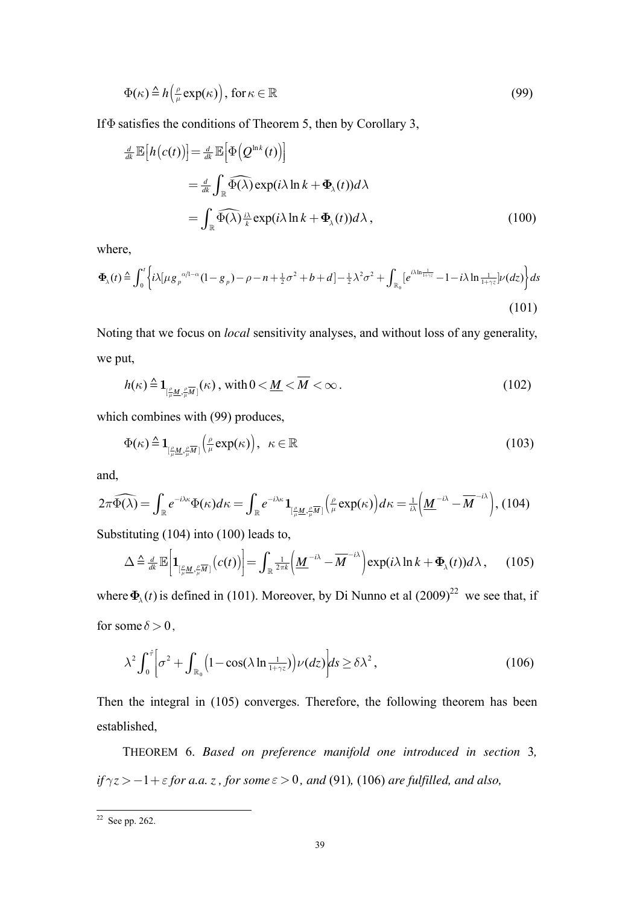$$\Phi(\kappa) \triangleq h\left(\tfrac{\rho}{\mu}\exp(\kappa)\right), \text{ for } \kappa \in \mathbb{R} \tag{99}$$

If $\Phi$ satisfies the conditions of Theorem 5, then by Corollary 3,

$$\begin{aligned}
\tfrac{d}{dk}\mathbb{E}\left[h\left(c(t)\right)\right] &= \tfrac{d}{dk}\mathbb{E}\left[\Phi\left(Q^{\ln k}(t)\right)\right] \\
&= \tfrac{d}{dk}\int_{\mathbb{R}} \widehat{\Phi(\lambda)} \exp(i\lambda \ln k + \mathbf{\Phi}_\lambda(t)) d\lambda \\
&= \int_{\mathbb{R}} \widehat{\Phi(\lambda)} \tfrac{i\lambda}{k} \exp(i\lambda \ln k + \mathbf{\Phi}_\lambda(t)) d\lambda,
\end{aligned} \tag{100}$$

where,

$$\mathbf{\Phi}_\lambda(t) \triangleq \int_0^t \left\{ i\lambda[\mu g_p^{\alpha/1-\alpha}(1-g_p) - \rho - n + \tfrac{1}{2}\sigma^2 + b + d] - \tfrac{1}{2}\lambda^2\sigma^2 + \int_{\mathbb{R}_0} [e^{i\lambda \ln \frac{1}{1+\gamma z}} - 1 - i\lambda \ln \tfrac{1}{1+\gamma z}]\nu(dz) \right\} ds \tag{101}$$

Noting that we focus on *local* sensitivity analyses, and without loss of any generality, we put,

$$h(\kappa) \triangleq \mathbf{1}_{[\frac{\rho}{\mu}\underline{M}, \frac{\rho}{\mu}\overline{M}]}(\kappa), \text{ with } 0 < \underline{M} < \overline{M} < \infty. \tag{102}$$

which combines with (99) produces,

$$\Phi(\kappa) \triangleq \mathbf{1}_{[\frac{\rho}{\mu}\underline{M}, \frac{\rho}{\mu}\overline{M}]}\left(\tfrac{\rho}{\mu}\exp(\kappa)\right), \quad \kappa \in \mathbb{R} \tag{103}$$

and,

$$2\pi\widehat{\Phi(\lambda)} = \int_{\mathbb{R}} e^{-i\lambda\kappa}\Phi(\kappa)d\kappa = \int_{\mathbb{R}} e^{-i\lambda\kappa}\mathbf{1}_{[\frac{\rho}{\mu}\underline{M}, \frac{\rho}{\mu}\overline{M}]}\left(\tfrac{\rho}{\mu}\exp(\kappa)\right)d\kappa = \tfrac{1}{i\lambda}\left(\underline{M}^{-i\lambda} - \overline{M}^{-i\lambda}\right), \tag{104}$$

Substituting (104) into (100) leads to,

$$\Delta \triangleq \tfrac{d}{dk}\mathbb{E}\left[\mathbf{1}_{[\frac{\rho}{\mu}\underline{M}, \frac{\rho}{\mu}\overline{M}]}\left(c(t)\right)\right] = \int_{\mathbb{R}} \tfrac{1}{2\pi k}\left(\underline{M}^{-i\lambda} - \overline{M}^{-i\lambda}\right)\exp(i\lambda \ln k + \mathbf{\Phi}_\lambda(t))d\lambda, \tag{105}$$

where $\mathbf{\Phi}_\lambda(t)$ is defined in (101). Moreover, by Di Nunno et al (2009)[22] we see that, if for some $\delta > 0$,

$$\lambda^2 \int_0^{\hat{\tau}} \left[\sigma^2 + \int_{\mathbb{R}_0}\left(1 - \cos(\lambda \ln \tfrac{1}{1+\gamma z})\right)\nu(dz)\right] ds \geq \delta\lambda^2, \tag{106}$$

Then the integral in (105) converges. Therefore, the following theorem has been established,

THEOREM 6. *Based on preference manifold one introduced in section* 3*, if* $\gamma z > -1 + \varepsilon$ *for a.a.* $z$*, for some* $\varepsilon > 0$*, and* (91)*,* (106) *are fulfilled, and also,*

[22] See pp. 262.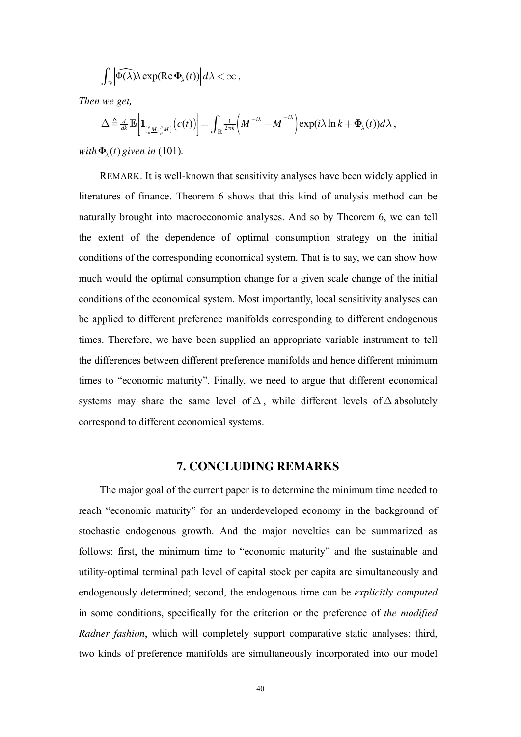$$\int_{\mathbb{R}} \left| \widehat{\Phi(\lambda)} \lambda \exp(\operatorname{Re} \mathbf{\Phi}_{\lambda}(t)) \right| d\lambda < \infty \, ,$$

*Then we get,*

$$\Delta \triangleq \tfrac{d}{dk} \mathbb{E}\left[ \mathbf{1}_{[\frac{\rho}{\mu}\underline{M}, \frac{\rho}{\mu}\overline{M}]} \left( c(t) \right) \right] = \int_{\mathbb{R}} \tfrac{1}{2\pi k} \left( \underline{M}^{-i\lambda} - \overline{M}^{-i\lambda} \right) \exp(i\lambda \ln k + \mathbf{\Phi}_{\lambda}(t)) d\lambda \, ,$$

*with* $\mathbf{\Phi}_{\lambda}(t)$ *given in* (101)*.*

REMARK. It is well-known that sensitivity analyses have been widely applied in literatures of finance. Theorem 6 shows that this kind of analysis method can be naturally brought into macroeconomic analyses. And so by Theorem 6, we can tell the extent of the dependence of optimal consumption strategy on the initial conditions of the corresponding economical system. That is to say, we can show how much would the optimal consumption change for a given scale change of the initial conditions of the economical system. Most importantly, local sensitivity analyses can be applied to different preference manifolds corresponding to different endogenous times. Therefore, we have been supplied an appropriate variable instrument to tell the differences between different preference manifolds and hence different minimum times to "economic maturity". Finally, we need to argue that different economical systems may share the same level of $\Delta$, while different levels of $\Delta$ absolutely correspond to different economical systems.

## 7. CONCLUDING REMARKS

The major goal of the current paper is to determine the minimum time needed to reach "economic maturity" for an underdeveloped economy in the background of stochastic endogenous growth. And the major novelties can be summarized as follows: first, the minimum time to "economic maturity" and the sustainable and utility-optimal terminal path level of capital stock per capita are simultaneously and endogenously determined; second, the endogenous time can be *explicitly computed* in some conditions, specifically for the criterion or the preference of *the modified Radner fashion*, which will completely support comparative static analyses; third, two kinds of preference manifolds are simultaneously incorporated into our model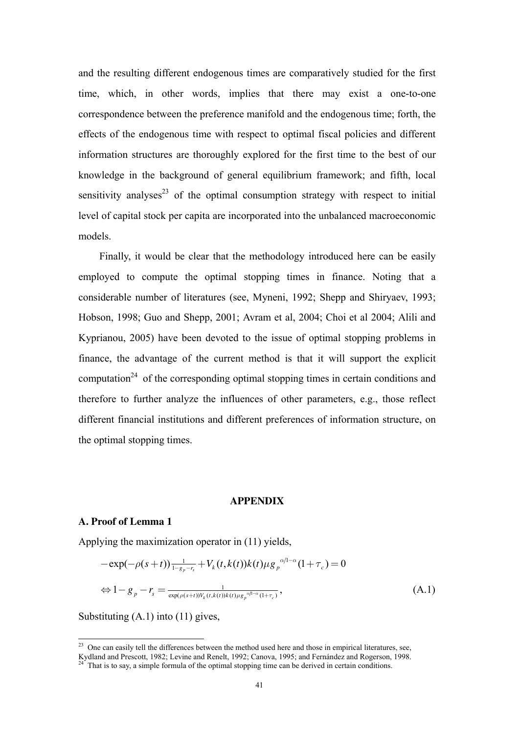and the resulting different endogenous times are comparatively studied for the first time, which, in other words, implies that there may exist a one-to-one correspondence between the preference manifold and the endogenous time; forth, the effects of the endogenous time with respect to optimal fiscal policies and different information structures are thoroughly explored for the first time to the best of our knowledge in the background of general equilibrium framework; and fifth, local sensitivity analyses[23] of the optimal consumption strategy with respect to initial level of capital stock per capita are incorporated into the unbalanced macroeconomic models.

Finally, it would be clear that the methodology introduced here can be easily employed to compute the optimal stopping times in finance. Noting that a considerable number of literatures (see, Myneni, 1992; Shepp and Shiryaev, 1993; Hobson, 1998; Guo and Shepp, 2001; Avram et al, 2004; Choi et al 2004; Alili and Kyprianou, 2005) have been devoted to the issue of optimal stopping problems in finance, the advantage of the current method is that it will support the explicit computation[24] of the corresponding optimal stopping times in certain conditions and therefore to further analyze the influences of other parameters, e.g., those reflect different financial institutions and different preferences of information structure, on the optimal stopping times.

## APPENDIX

### A. Proof of Lemma 1

Applying the maximization operator in (11) yields,

$$-\exp(-\rho(s+t))\tfrac{1}{1-g_p-r_s}+V_k(t,k(t))k(t)\mu g_p^{\alpha/1-\alpha}(1+\tau_c)=0$$

$$\Leftrightarrow 1-g_p-r_s=\tfrac{1}{\exp(\rho(s+t))V_k(t,k(t))k(t)\mu g_p^{\alpha/1-\alpha}(1+\tau_c)}, \tag{A.1}$$

Substituting (A.1) into (11) gives,

---

[23] One can easily tell the differences between the method used here and those in empirical literatures, see, Kydland and Prescott, 1982; Levine and Renelt, 1992; Canova, 1995; and Fernández and Rogerson, 1998.

[24] That is to say, a simple formula of the optimal stopping time can be derived in certain conditions.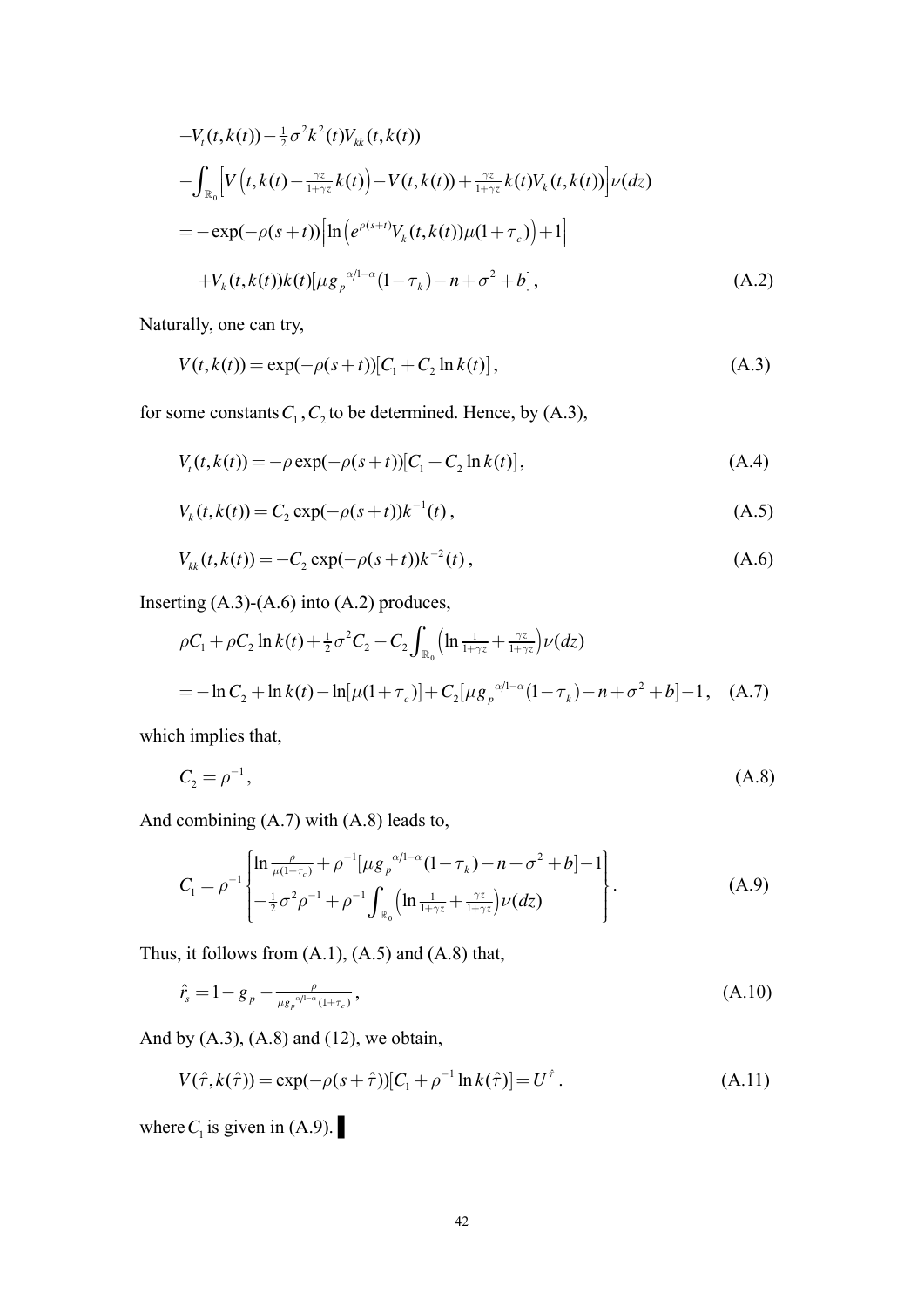$$
\begin{aligned}
&-V_t(t,k(t)) - \tfrac{1}{2}\sigma^2 k^2(t) V_{kk}(t,k(t)) \\
&-\int_{\mathbb{R}_0}\Big[V\Big(t,k(t)-\tfrac{\gamma z}{1+\gamma z}k(t)\Big) - V(t,k(t)) + \tfrac{\gamma z}{1+\gamma z}k(t)V_k(t,k(t))\Big]\nu(dz) \\
&= -\exp(-\rho(s+t))\Big[\ln\Big(e^{\rho(s+t)}V_k(t,k(t))\mu(1+\tau_c)\Big)+1\Big] \\
&\quad + V_k(t,k(t))k(t)[\mu g_p{}^{\alpha/1-\alpha}(1-\tau_k) - n + \sigma^2 + b],
\end{aligned} \tag{A.2}
$$

Naturally, one can try,

$$
V(t,k(t)) = \exp(-\rho(s+t))[C_1 + C_2 \ln k(t)], \tag{A.3}
$$

for some constants $C_1, C_2$ to be determined. Hence, by (A.3),

$$
V_t(t,k(t)) = -\rho\exp(-\rho(s+t))[C_1 + C_2 \ln k(t)], \tag{A.4}
$$

$$
V_k(t,k(t)) = C_2 \exp(-\rho(s+t))k^{-1}(t), \tag{A.5}
$$

$$
V_{kk}(t,k(t)) = -C_2 \exp(-\rho(s+t))k^{-2}(t), \tag{A.6}
$$

Inserting (A.3)-(A.6) into (A.2) produces,

$$
\begin{aligned}
&\rho C_1 + \rho C_2 \ln k(t) + \tfrac{1}{2}\sigma^2 C_2 - C_2\int_{\mathbb{R}_0}\Big(\ln\tfrac{1}{1+\gamma z} + \tfrac{\gamma z}{1+\gamma z}\Big)\nu(dz) \\
&= -\ln C_2 + \ln k(t) - \ln[\mu(1+\tau_c)] + C_2[\mu g_p{}^{\alpha/1-\alpha}(1-\tau_k) - n + \sigma^2 + b] - 1,
\end{aligned} \tag{A.7}
$$

which implies that,

$$
C_2 = \rho^{-1}, \tag{A.8}
$$

And combining (A.7) with (A.8) leads to,

$$
C_1 = \rho^{-1}\left\{
\begin{aligned}
&\ln\tfrac{\rho}{\mu(1+\tau_c)} + \rho^{-1}[\mu g_p{}^{\alpha/1-\alpha}(1-\tau_k) - n + \sigma^2 + b] - 1 \\
&-\tfrac{1}{2}\sigma^2\rho^{-1} + \rho^{-1}\int_{\mathbb{R}_0}\Big(\ln\tfrac{1}{1+\gamma z} + \tfrac{\gamma z}{1+\gamma z}\Big)\nu(dz)
\end{aligned}
\right\}. \tag{A.9}
$$

Thus, it follows from (A.1), (A.5) and (A.8) that,

$$
\hat{r}_s = 1 - g_p - \tfrac{\rho}{\mu g_p{}^{\alpha/1-\alpha}(1+\tau_c)}, \tag{A.10}
$$

And by (A.3), (A.8) and (12), we obtain,

$$
V(\hat{\tau}, k(\hat{\tau})) = \exp(-\rho(s+\hat{\tau}))[C_1 + \rho^{-1}\ln k(\hat{\tau})] = U^{\hat{\tau}}. \tag{A.11}
$$

where $C_1$ is given in (A.9). ▌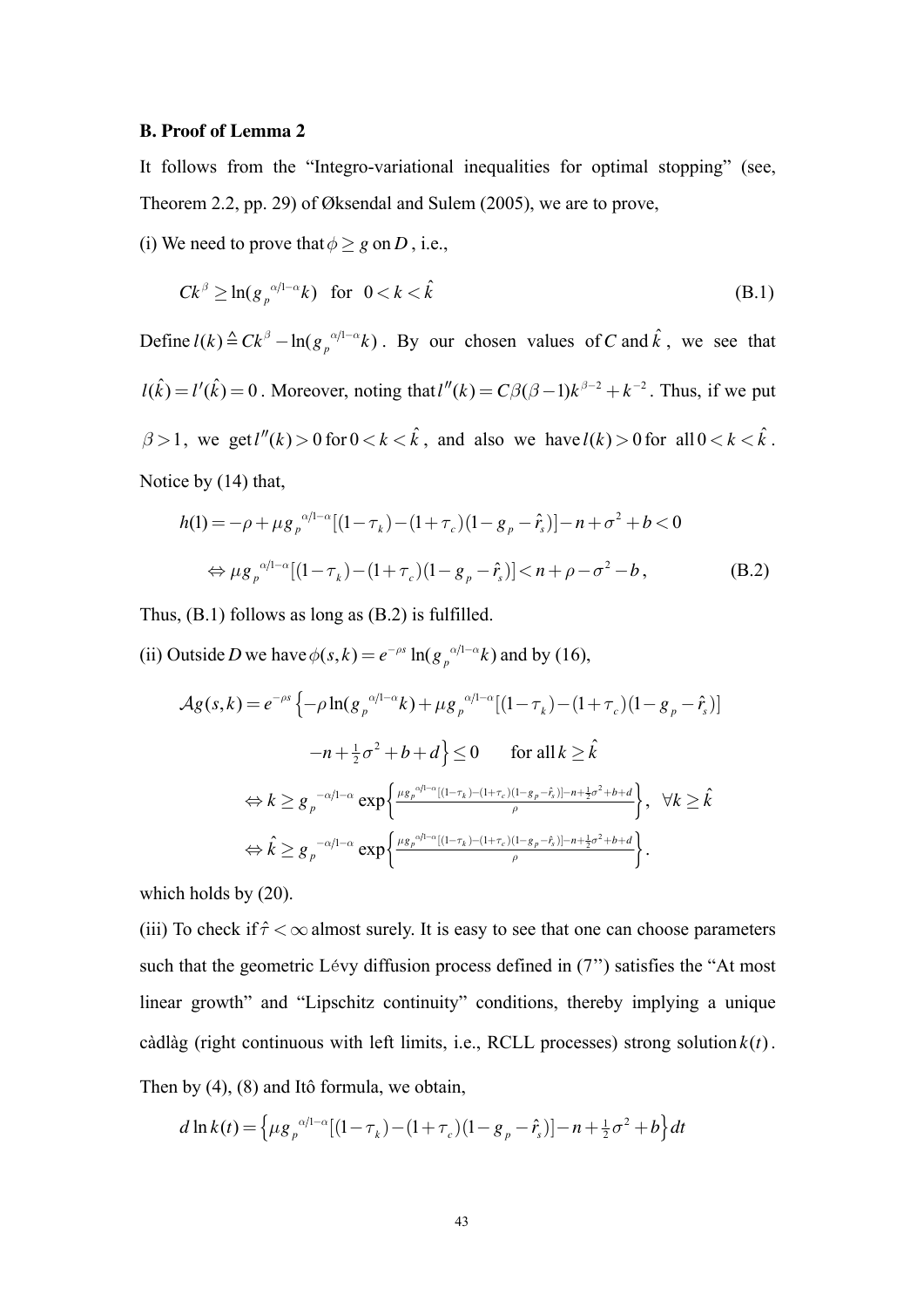**B. Proof of Lemma 2**

It follows from the "Integro-variational inequalities for optimal stopping" (see, Theorem 2.2, pp. 29) of Øksendal and Sulem (2005), we are to prove,

(i) We need to prove that $\phi \geq g$ on $D$, i.e.,

$$Ck^{\beta} \geq \ln(g_p^{\alpha/1-\alpha}k) \quad \text{for} \quad 0 < k < \hat{k} \tag{B.1}$$

Define $l(k) \triangleq Ck^{\beta} - \ln(g_p^{\alpha/1-\alpha}k)$. By our chosen values of $C$ and $\hat{k}$, we see that $l(\hat{k}) = l'(\hat{k}) = 0$. Moreover, noting that $l''(k) = C\beta(\beta-1)k^{\beta-2} + k^{-2}$. Thus, if we put $\beta > 1$, we get $l''(k) > 0$ for $0 < k < \hat{k}$, and also we have $l(k) > 0$ for all $0 < k < \hat{k}$. Notice by (14) that,

$$h(1) = -\rho + \mu g_p^{\alpha/1-\alpha}[(1-\tau_k) - (1+\tau_c)(1-g_p - \hat{r}_s)] - n + \sigma^2 + b < 0$$

$$\Leftrightarrow \mu g_p^{\alpha/1-\alpha}[(1-\tau_k) - (1+\tau_c)(1-g_p - \hat{r}_s)] < n + \rho - \sigma^2 - b, \tag{B.2}$$

Thus, (B.1) follows as long as (B.2) is fulfilled.

(ii) Outside $D$ we have $\phi(s,k) = e^{-\rho s}\ln(g_p^{\alpha/1-\alpha}k)$ and by (16),

$$\mathcal{A}g(s,k) = e^{-\rho s}\left\{-\rho\ln(g_p^{\alpha/1-\alpha}k) + \mu g_p^{\alpha/1-\alpha}[(1-\tau_k) - (1+\tau_c)(1-g_p - \hat{r}_s)] - n + \tfrac{1}{2}\sigma^2 + b + d\right\} \leq 0 \qquad \text{for all } k \geq \hat{k}$$

$$\Leftrightarrow k \geq g_p^{-\alpha/1-\alpha}\exp\left\{\frac{\mu g_p^{\alpha/1-\alpha}[(1-\tau_k) - (1+\tau_c)(1-g_p - \hat{r}_s)] - n + \frac{1}{2}\sigma^2 + b + d}{\rho}\right\}, \quad \forall k \geq \hat{k}$$

$$\Leftrightarrow \hat{k} \geq g_p^{-\alpha/1-\alpha}\exp\left\{\frac{\mu g_p^{\alpha/1-\alpha}[(1-\tau_k) - (1+\tau_c)(1-g_p - \hat{r}_s)] - n + \frac{1}{2}\sigma^2 + b + d}{\rho}\right\}.$$

which holds by (20).

(iii) To check if $\hat{\tau} < \infty$ almost surely. It is easy to see that one can choose parameters such that the geometric Lévy diffusion process defined in (7'') satisfies the "At most linear growth" and "Lipschitz continuity" conditions, thereby implying a unique càdlàg (right continuous with left limits, i.e., RCLL processes) strong solution $k(t)$. Then by (4), (8) and Itô formula, we obtain,

$$d\ln k(t) = \left\{\mu g_p^{\alpha/1-\alpha}[(1-\tau_k) - (1+\tau_c)(1-g_p - \hat{r}_s)] - n + \tfrac{1}{2}\sigma^2 + b\right\}dt$$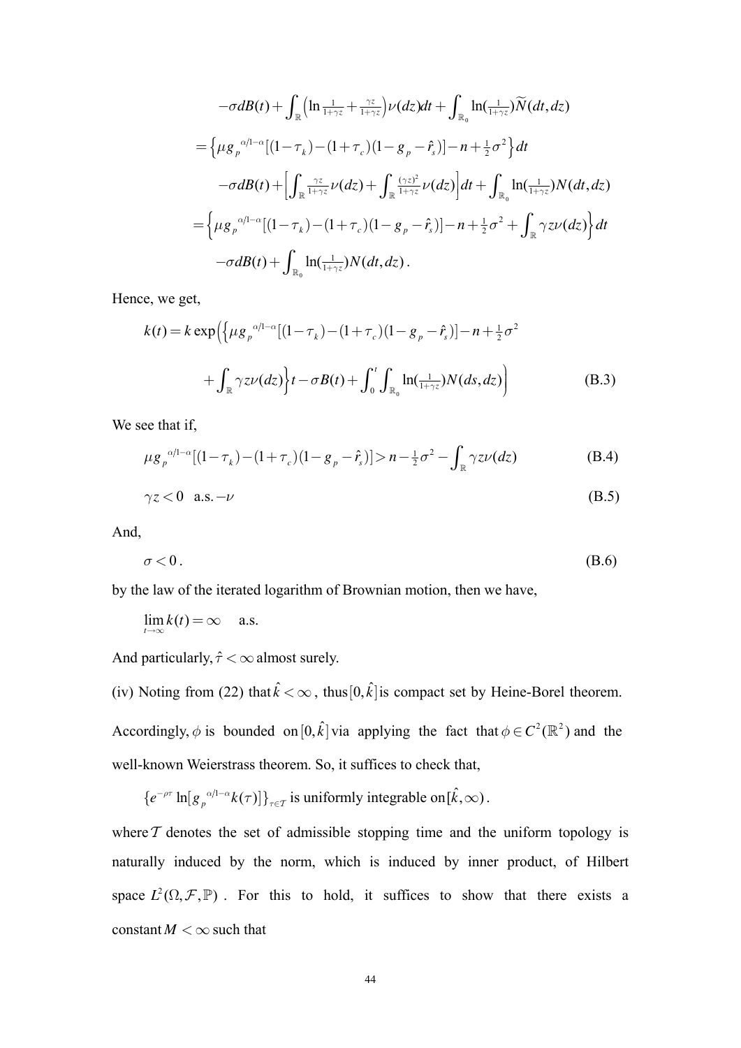$$
\begin{aligned}
&-\sigma dB(t) + \int_{\mathbb{R}} \left(\ln \tfrac{1}{1+\gamma z} + \tfrac{\gamma z}{1+\gamma z}\right)\nu(dz)dt + \int_{\mathbb{R}_0} \ln(\tfrac{1}{1+\gamma z})\widetilde{N}(dt,dz) \\
&= \left\{\mu g_p{}^{\alpha/1-\alpha}[(1-\tau_k)-(1+\tau_c)(1-g_p-\hat{r}_s)] - n + \tfrac{1}{2}\sigma^2\right\}dt \\
&\quad -\sigma dB(t) + \left[\int_{\mathbb{R}} \tfrac{\gamma z}{1+\gamma z}\nu(dz) + \int_{\mathbb{R}} \tfrac{(\gamma z)^2}{1+\gamma z}\nu(dz)\right]dt + \int_{\mathbb{R}_0} \ln(\tfrac{1}{1+\gamma z})N(dt,dz) \\
&= \left\{\mu g_p{}^{\alpha/1-\alpha}[(1-\tau_k)-(1+\tau_c)(1-g_p-\hat{r}_s)] - n + \tfrac{1}{2}\sigma^2 + \int_{\mathbb{R}} \gamma z \nu(dz)\right\}dt \\
&\quad -\sigma dB(t) + \int_{\mathbb{R}_0} \ln(\tfrac{1}{1+\gamma z})N(dt,dz)\,.
\end{aligned}
$$

Hence, we get,

$$
\begin{aligned}
k(t) = k\exp\Big(&\Big\{\mu g_p{}^{\alpha/1-\alpha}[(1-\tau_k)-(1+\tau_c)(1-g_p-\hat{r}_s)] - n + \tfrac{1}{2}\sigma^2 \\
&+ \int_{\mathbb{R}} \gamma z \nu(dz)\Big\}t - \sigma B(t) + \int_0^t \int_{\mathbb{R}_0} \ln(\tfrac{1}{1+\gamma z})N(ds,dz)\Big) \qquad \text{(B.3)}
\end{aligned}
$$

We see that if,

$$
\mu g_p{}^{\alpha/1-\alpha}[(1-\tau_k)-(1+\tau_c)(1-g_p-\hat{r}_s)] > n - \tfrac{1}{2}\sigma^2 - \int_{\mathbb{R}} \gamma z \nu(dz) \qquad \text{(B.4)}
$$

$$
\gamma z < 0 \quad \text{a.s.}-\nu \qquad \text{(B.5)}
$$

And,

$$
\sigma < 0\,. \qquad \text{(B.6)}
$$

by the law of the iterated logarithm of Brownian motion, then we have,

$$
\lim_{t\to\infty} k(t) = \infty \quad \text{a.s.}
$$

And particularly, $\hat{\tau} < \infty$ almost surely.

(iv) Noting from (22) that $\hat{k} < \infty$, thus $[0,\hat{k}]$ is compact set by Heine-Borel theorem. Accordingly, $\phi$ is bounded on $[0,\hat{k}]$ via applying the fact that $\phi \in C^2(\mathbb{R}^2)$ and the well-known Weierstrass theorem. So, it suffices to check that,

$$
\{e^{-\rho\tau}\ln[g_p{}^{\alpha/1-\alpha}k(\tau)]\}_{\tau\in\mathcal{T}} \text{ is uniformly integrable on } [\hat{k},\infty)\,.
$$

where $\mathcal{T}$ denotes the set of admissible stopping time and the uniform topology is naturally induced by the norm, which is induced by inner product, of Hilbert space $L^2(\Omega,\mathcal{F},\mathbb{P})$. For this to hold, it suffices to show that there exists a constant $M < \infty$ such that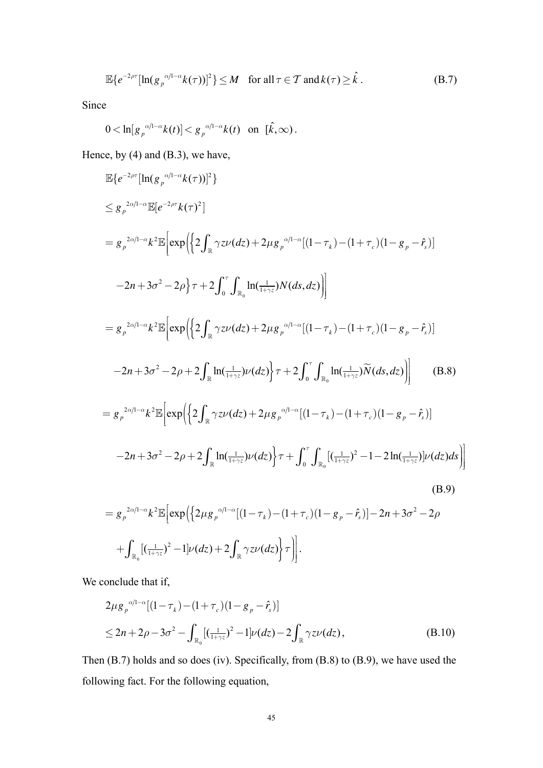$$\mathbb{E}\{e^{-2\rho\tau}[\ln(g_p{}^{\alpha/1-\alpha}k(\tau))]^2\} \leq M \quad \text{for all } \tau \in \mathcal{T} \text{ and } k(\tau) \geq \hat{k} \,. \tag{B.7}$$

Since

$$0 < \ln[g_p{}^{\alpha/1-\alpha}k(t)] < g_p{}^{\alpha/1-\alpha}k(t) \quad \text{on} \quad [\hat{k}, \infty) \,.$$

Hence, by (4) and (B.3), we have,

$$\mathbb{E}\{e^{-2\rho\tau}[\ln(g_p{}^{\alpha/1-\alpha}k(\tau))]^2\}$$

$$\leq g_p{}^{2\alpha/1-\alpha}\mathbb{E}[e^{-2\rho\tau}k(\tau)^2]$$

$$= g_p{}^{2\alpha/1-\alpha}k^2\mathbb{E}\Big[\exp\Big(\Big\{2\int_{\mathbb{R}}\gamma z\nu(dz) + 2\mu g_p{}^{\alpha/1-\alpha}[(1-\tau_k)-(1+\tau_c)(1-g_p-\hat{r}_s)]$$

$$-2n + 3\sigma^2 - 2\rho\Big\}\tau + 2\int_0^\tau\int_{\mathbb{R}_0}\ln(\tfrac{1}{1+\gamma z})N(ds,dz)\Big)\Big]$$

$$= g_p{}^{2\alpha/1-\alpha}k^2\mathbb{E}\Big[\exp\Big(\Big\{2\int_{\mathbb{R}}\gamma z\nu(dz) + 2\mu g_p{}^{\alpha/1-\alpha}[(1-\tau_k)-(1+\tau_c)(1-g_p-\hat{r}_s)]$$

$$-2n + 3\sigma^2 - 2\rho + 2\int_{\mathbb{R}}\ln(\tfrac{1}{1+\gamma z})\nu(dz)\Big\}\tau + 2\int_0^\tau\int_{\mathbb{R}_0}\ln(\tfrac{1}{1+\gamma z})\widetilde{N}(ds,dz)\Big)\Big] \tag{B.8}$$

$$= g_p{}^{2\alpha/1-\alpha}k^2\mathbb{E}\Big[\exp\Big(\Big\{2\int_{\mathbb{R}}\gamma z\nu(dz) + 2\mu g_p{}^{\alpha/1-\alpha}[(1-\tau_k)-(1+\tau_c)(1-g_p-\hat{r}_s)]$$

$$-2n + 3\sigma^2 - 2\rho + 2\int_{\mathbb{R}}\ln(\tfrac{1}{1+\gamma z})\nu(dz)\Big\}\tau + \int_0^\tau\int_{\mathbb{R}_0}[(\tfrac{1}{1+\gamma z})^2 - 1 - 2\ln(\tfrac{1}{1+\gamma z})]\nu(dz)ds\Big)\Big] \tag{B.9}$$

$$= g_p{}^{2\alpha/1-\alpha}k^2\mathbb{E}\Big[\exp\Big(\Big\{2\mu g_p{}^{\alpha/1-\alpha}[(1-\tau_k)-(1+\tau_c)(1-g_p-\hat{r}_s)] - 2n + 3\sigma^2 - 2\rho$$

$$+\int_{\mathbb{R}_0}[(\tfrac{1}{1+\gamma z})^2 - 1]\nu(dz) + 2\int_{\mathbb{R}}\gamma z\nu(dz)\Big\}\tau\Big)\Big].$$

We conclude that if,

$$2\mu g_p{}^{\alpha/1-\alpha}[(1-\tau_k)-(1+\tau_c)(1-g_p-\hat{r}_s)]$$

$$\leq 2n + 2\rho - 3\sigma^2 - \int_{\mathbb{R}_0}[(\tfrac{1}{1+\gamma z})^2 - 1]\nu(dz) - 2\int_{\mathbb{R}}\gamma z\nu(dz)\,, \tag{B.10}$$

Then (B.7) holds and so does (iv). Specifically, from (B.8) to (B.9), we have used the following fact. For the following equation,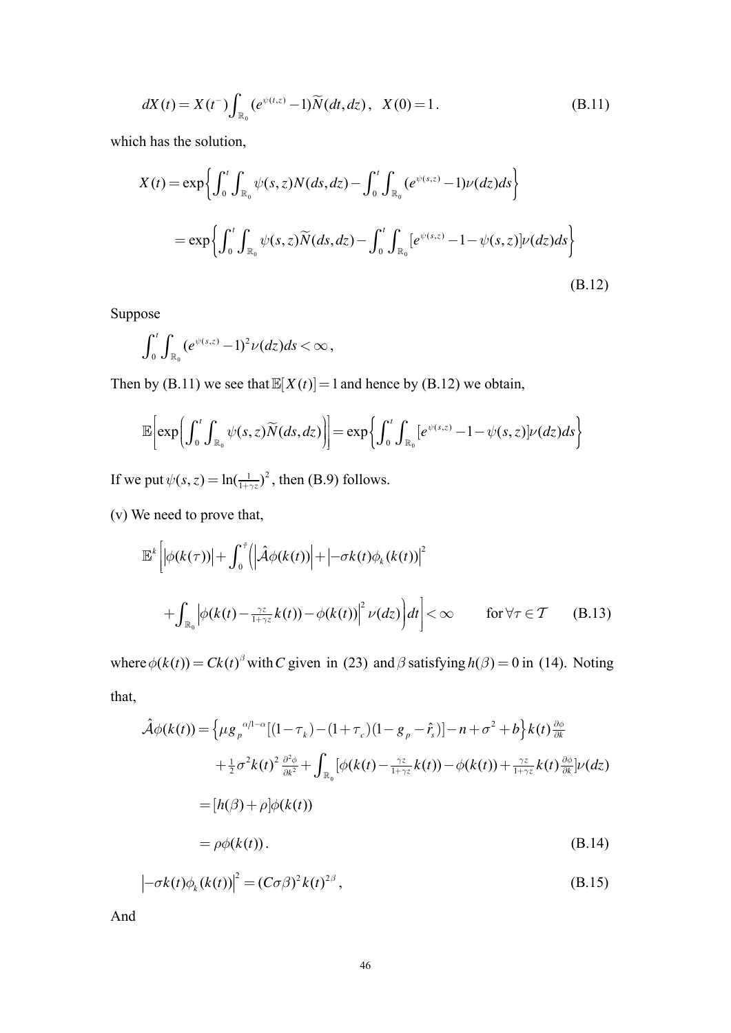$$dX(t) = X(t^-)\int_{\mathbb{R}_0} (e^{\psi(t,z)} - 1)\widetilde{N}(dt,dz)\,, \quad X(0) = 1\,. \tag{B.11}$$

which has the solution,

$$\begin{aligned} X(t) &= \exp\left\{\int_0^t \int_{\mathbb{R}_0} \psi(s,z)N(ds,dz) - \int_0^t \int_{\mathbb{R}_0} (e^{\psi(s,z)} - 1)\nu(dz)ds\right\} \\ &= \exp\left\{\int_0^t \int_{\mathbb{R}_0} \psi(s,z)\widetilde{N}(ds,dz) - \int_0^t \int_{\mathbb{R}_0} [e^{\psi(s,z)} - 1 - \psi(s,z)]\nu(dz)ds\right\} \end{aligned} \tag{B.12}$$

Suppose

$$\int_0^t \int_{\mathbb{R}_0} (e^{\psi(s,z)} - 1)^2 \nu(dz)ds < \infty\,,$$

Then by (B.11) we see that $\mathbb{E}[X(t)] = 1$ and hence by (B.12) we obtain,

$$\mathbb{E}\left[\exp\left(\int_0^t \int_{\mathbb{R}_0} \psi(s,z)\widetilde{N}(ds,dz)\right)\right] = \exp\left\{\int_0^t \int_{\mathbb{R}_0} [e^{\psi(s,z)} - 1 - \psi(s,z)]\nu(dz)ds\right\}$$

If we put $\psi(s,z) = \ln(\frac{1}{1+\gamma z})^2$, then (B.9) follows.

(v) We need to prove that,

$$\begin{aligned} \mathbb{E}^k\Bigg[\left|\phi(k(\tau))\right| + \int_0^{\tau}\Big(\left|\hat{\mathcal{A}}\phi(k(t))\right| + \left|-\sigma k(t)\phi_k(k(t))\right|^2 \\ + \int_{\mathbb{R}_0} \left|\phi(k(t) - \tfrac{\gamma z}{1+\gamma z}k(t)) - \phi(k(t))\right|^2 \nu(dz)\Big)dt\Bigg] < \infty \qquad \text{for } \forall \tau \in \mathcal{T} \end{aligned} \tag{B.13}$$

where $\phi(k(t)) = Ck(t)^{\beta}$ with $C$ given in (23) and $\beta$ satisfying $h(\beta) = 0$ in (14). Noting that,

$$\begin{aligned} \hat{\mathcal{A}}\phi(k(t)) &= \left\{\mu g_p^{\ \alpha/1-\alpha}[(1-\tau_k) - (1+\tau_c)(1 - g_p - \hat{r}_s)] - n + \sigma^2 + b\right\}k(t)\tfrac{\partial \phi}{\partial k} \\ &\quad + \tfrac{1}{2}\sigma^2 k(t)^2 \tfrac{\partial^2 \phi}{\partial k^2} + \int_{\mathbb{R}_0} [\phi(k(t) - \tfrac{\gamma z}{1+\gamma z}k(t)) - \phi(k(t)) + \tfrac{\gamma z}{1+\gamma z}k(t)\tfrac{\partial \phi}{\partial k}]\nu(dz) \\ &= [h(\beta) + \rho]\phi(k(t)) \\ &= \rho\phi(k(t))\,. \end{aligned} \tag{B.14}$$

$$\left|-\sigma k(t)\phi_k(k(t))\right|^2 = (C\sigma\beta)^2 k(t)^{2\beta}\,, \tag{B.15}$$

And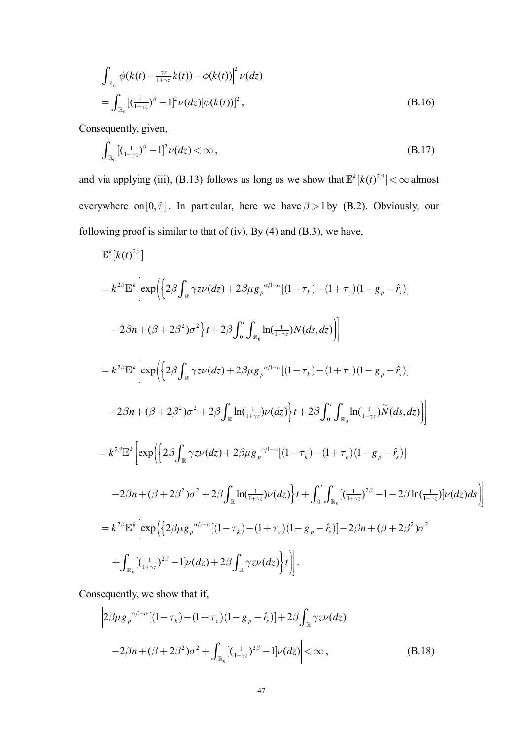$$
\begin{aligned}
&\int_{\mathbb{R}_0} \left| \phi(k(t) - \tfrac{\gamma z}{1+\gamma z} k(t)) - \phi(k(t)) \right|^2 \nu(dz) \\
&= \int_{\mathbb{R}_0} [(\tfrac{1}{1+\gamma z})^{\beta} - 1]^2 \nu(dz) [\phi(k(t))]^2 \,,
\end{aligned} \tag{B.16}
$$

Consequently, given,

$$
\int_{\mathbb{R}_0} [(\tfrac{1}{1+\gamma z})^{\beta} - 1]^2 \nu(dz) < \infty \,, \tag{B.17}
$$

and via applying (iii), (B.13) follows as long as we show that $\mathbb{E}^k[k(t)^{2\beta}] < \infty$ almost everywhere on $[0, \hat{\tau}]$. In particular, here we have $\beta > 1$ by (B.2). Obviously, our following proof is similar to that of (iv). By (4) and (B.3), we have,

$$
\begin{aligned}
&\mathbb{E}^k[k(t)^{2\beta}] \\
&= k^{2\beta} \mathbb{E}^k \Big[ \exp\Big( \Big\{ 2\beta \int_{\mathbb{R}} \gamma z \nu(dz) + 2\beta \mu g_p{}^{\alpha/1-\alpha} [(1-\tau_k) - (1+\tau_c)(1-g_p - \hat{r}_s)] \\
&\quad -2\beta n + (\beta + 2\beta^2)\sigma^2 \Big\} t + 2\beta \int_0^t \int_{\mathbb{R}_0} \ln(\tfrac{1}{1+\gamma z}) N(ds, dz) \Big) \Big] \\
&= k^{2\beta} \mathbb{E}^k \Big[ \exp\Big( \Big\{ 2\beta \int_{\mathbb{R}} \gamma z \nu(dz) + 2\beta \mu g_p{}^{\alpha/1-\alpha} [(1-\tau_k) - (1+\tau_c)(1-g_p - \hat{r}_s)] \\
&\quad -2\beta n + (\beta + 2\beta^2)\sigma^2 + 2\beta \int_{\mathbb{R}} \ln(\tfrac{1}{1+\gamma z}) \nu(dz) \Big\} t + 2\beta \int_0^t \int_{\mathbb{R}_0} \ln(\tfrac{1}{1+\gamma z}) \widetilde{N}(ds, dz) \Big) \Big] \\
&= k^{2\beta} \mathbb{E}^k \Big[ \exp\Big( \Big\{ 2\beta \int_{\mathbb{R}} \gamma z \nu(dz) + 2\beta \mu g_p{}^{\alpha/1-\alpha} [(1-\tau_k) - (1+\tau_c)(1-g_p - \hat{r}_s)] \\
&\quad -2\beta n + (\beta + 2\beta^2)\sigma^2 + 2\beta \int_{\mathbb{R}} \ln(\tfrac{1}{1+\gamma z}) \nu(dz) \Big\} t + \int_0^t \int_{\mathbb{R}_0} [(\tfrac{1}{1+\gamma z})^{2\beta} - 1 - 2\beta \ln(\tfrac{1}{1+\gamma z})] \nu(dz) ds \Big) \Big] \\
&= k^{2\beta} \mathbb{E}^k \Big[ \exp\Big( \Big\{ 2\beta \mu g_p{}^{\alpha/1-\alpha} [(1-\tau_k) - (1+\tau_c)(1-g_p - \hat{r}_s)] - 2\beta n + (\beta + 2\beta^2)\sigma^2 \\
&\quad + \int_{\mathbb{R}_0} [(\tfrac{1}{1+\gamma z})^{2\beta} - 1] \nu(dz) + 2\beta \int_{\mathbb{R}} \gamma z \nu(dz) \Big\} t \Big) \Big] \,.
\end{aligned}
$$

Consequently, we show that if,

$$
\begin{aligned}
&\Big| 2\beta \mu g_p{}^{\alpha/1-\alpha} [(1-\tau_k) - (1+\tau_c)(1-g_p - \hat{r}_s)] + 2\beta \int_{\mathbb{R}} \gamma z \nu(dz) \\
&\quad -2\beta n + (\beta + 2\beta^2)\sigma^2 + \int_{\mathbb{R}_0} [(\tfrac{1}{1+\gamma z})^{2\beta} - 1] \nu(dz) \Big| < \infty \,,
\end{aligned} \tag{B.18}
$$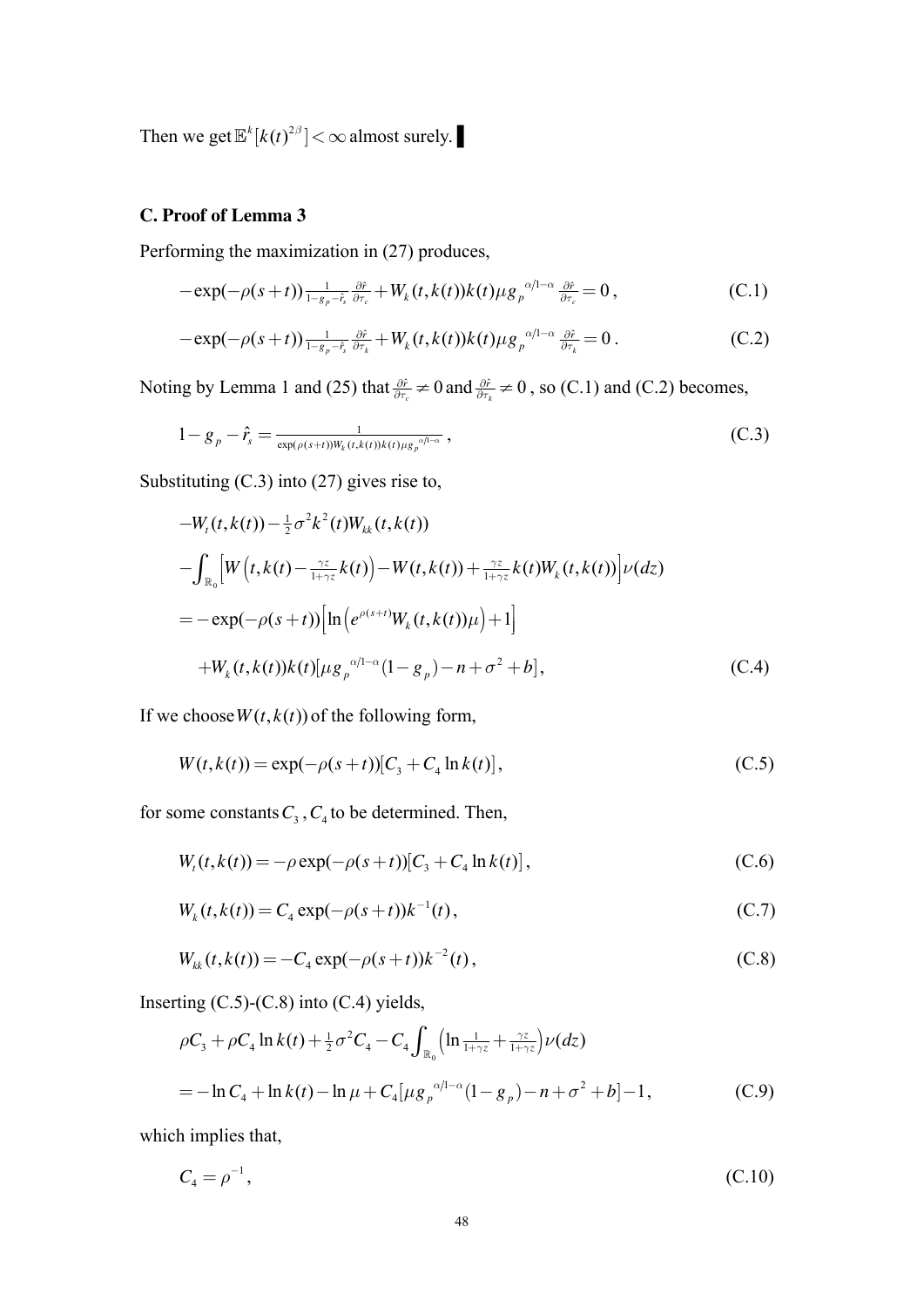Then we get $\mathbb{E}^k[k(t)^{2\beta}] < \infty$ almost surely. ▌

**C. Proof of Lemma 3**

Performing the maximization in (27) produces,

$$-\exp(-\rho(s+t))\frac{1}{1-g_p-\hat{r}_s}\frac{\partial \hat{r}}{\partial \tau_c} + W_k(t,k(t))k(t)\mu g_p^{\alpha/1-\alpha}\frac{\partial \hat{r}}{\partial \tau_c} = 0\,, \tag{C.1}$$

$$-\exp(-\rho(s+t))\frac{1}{1-g_p-\hat{r}_s}\frac{\partial \hat{r}}{\partial \tau_k} + W_k(t,k(t))k(t)\mu g_p^{\alpha/1-\alpha}\frac{\partial \hat{r}}{\partial \tau_k} = 0\,. \tag{C.2}$$

Noting by Lemma 1 and (25) that $\frac{\partial \hat{r}}{\partial \tau_c} \neq 0$ and $\frac{\partial \hat{r}}{\partial \tau_k} \neq 0$, so (C.1) and (C.2) becomes,

$$1-g_p-\hat{r}_s = \frac{1}{\exp(\rho(s+t))W_k(t,k(t))k(t)\mu g_p^{\alpha/1-\alpha}}\,, \tag{C.3}$$

Substituting (C.3) into (27) gives rise to,

$$\begin{aligned}
&-W_t(t,k(t)) - \tfrac{1}{2}\sigma^2 k^2(t)W_{kk}(t,k(t)) \\
&-\int_{\mathbb{R}_0}\Big[W\Big(t,k(t)-\tfrac{\gamma z}{1+\gamma z}k(t)\Big) - W(t,k(t)) + \tfrac{\gamma z}{1+\gamma z}k(t)W_k(t,k(t))\Big]\nu(dz) \\
&= -\exp(-\rho(s+t))\Big[\ln\Big(e^{\rho(s+t)}W_k(t,k(t))\mu\Big)+1\Big] \\
&\quad + W_k(t,k(t))k(t)[\mu g_p^{\alpha/1-\alpha}(1-g_p) - n + \sigma^2 + b]\,,
\end{aligned} \tag{C.4}$$

If we choose $W(t,k(t))$ of the following form,

$$W(t,k(t)) = \exp(-\rho(s+t))[C_3 + C_4 \ln k(t)]\,, \tag{C.5}$$

for some constants $C_3$, $C_4$ to be determined. Then,

$$W_t(t,k(t)) = -\rho\exp(-\rho(s+t))[C_3 + C_4 \ln k(t)]\,, \tag{C.6}$$

$$W_k(t,k(t)) = C_4 \exp(-\rho(s+t))k^{-1}(t)\,, \tag{C.7}$$

$$W_{kk}(t,k(t)) = -C_4 \exp(-\rho(s+t))k^{-2}(t)\,, \tag{C.8}$$

Inserting (C.5)-(C.8) into (C.4) yields,

$$\begin{aligned}
&\rho C_3 + \rho C_4 \ln k(t) + \tfrac{1}{2}\sigma^2 C_4 - C_4\int_{\mathbb{R}_0}\Big(\ln\tfrac{1}{1+\gamma z} + \tfrac{\gamma z}{1+\gamma z}\Big)\nu(dz) \\
&= -\ln C_4 + \ln k(t) - \ln\mu + C_4[\mu g_p^{\alpha/1-\alpha}(1-g_p) - n + \sigma^2 + b] - 1\,,
\end{aligned} \tag{C.9}$$

which implies that,

$$C_4 = \rho^{-1}\,, \tag{C.10}$$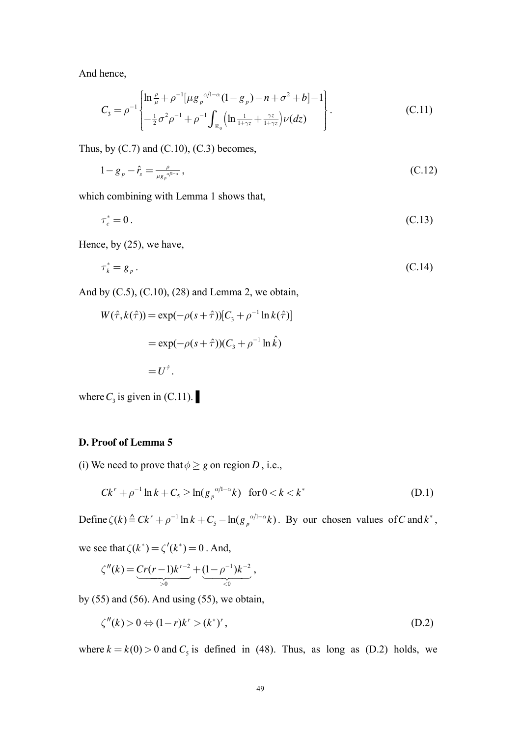And hence,

$$C_3 = \rho^{-1} \begin{Bmatrix} \ln \frac{\rho}{\mu} + \rho^{-1}[\mu g_p^{\alpha/1-\alpha}(1-g_p) - n + \sigma^2 + b] - 1 \\ -\frac{1}{2}\sigma^2 \rho^{-1} + \rho^{-1}\int_{\mathbb{R}_0} \left(\ln \frac{1}{1+\gamma z} + \frac{\gamma z}{1+\gamma z}\right)\nu(dz) \end{Bmatrix}. \tag{C.11}$$

Thus, by (C.7) and (C.10), (C.3) becomes,

$$1 - g_p - \hat{r}_s = \frac{\rho}{\mu g_p^{\alpha/1-\alpha}}, \tag{C.12}$$

which combining with Lemma 1 shows that,

$$\tau_c^* = 0. \tag{C.13}$$

Hence, by (25), we have,

$$\tau_k^* = g_p. \tag{C.14}$$

And by (C.5), (C.10), (28) and Lemma 2, we obtain,

$$W(\hat{\tau}, k(\hat{\tau})) = \exp(-\rho(s+\hat{\tau}))[C_3 + \rho^{-1}\ln k(\hat{\tau})]$$

$$= \exp(-\rho(s+\hat{\tau}))(C_3 + \rho^{-1}\ln \hat{k})$$

$$= U^{\hat{\tau}}.$$

where $C_3$ is given in (C.11). ▌

**D. Proof of Lemma 5**

(i) We need to prove that $\phi \geq g$ on region $D$, i.e.,

$$Ck^r + \rho^{-1}\ln k + C_5 \geq \ln(g_p^{\alpha/1-\alpha}k) \quad \text{for } 0 < k < k^* \tag{D.1}$$

Define $\zeta(k) \triangleq Ck^r + \rho^{-1}\ln k + C_5 - \ln(g_p^{\alpha/1-\alpha}k)$. By our chosen values of $C$ and $k^*$, we see that $\zeta(k^*) = \zeta'(k^*) = 0$. And,

$$\zeta''(k) = \underbrace{Cr(r-1)k^{r-2}}_{>0} + \underbrace{(1-\rho^{-1})k^{-2}}_{<0},$$

by (55) and (56). And using (55), we obtain,

$$\zeta''(k) > 0 \Leftrightarrow (1-r)k^r > (k^*)^r, \tag{D.2}$$

where $k = k(0) > 0$ and $C_5$ is defined in (48). Thus, as long as (D.2) holds, we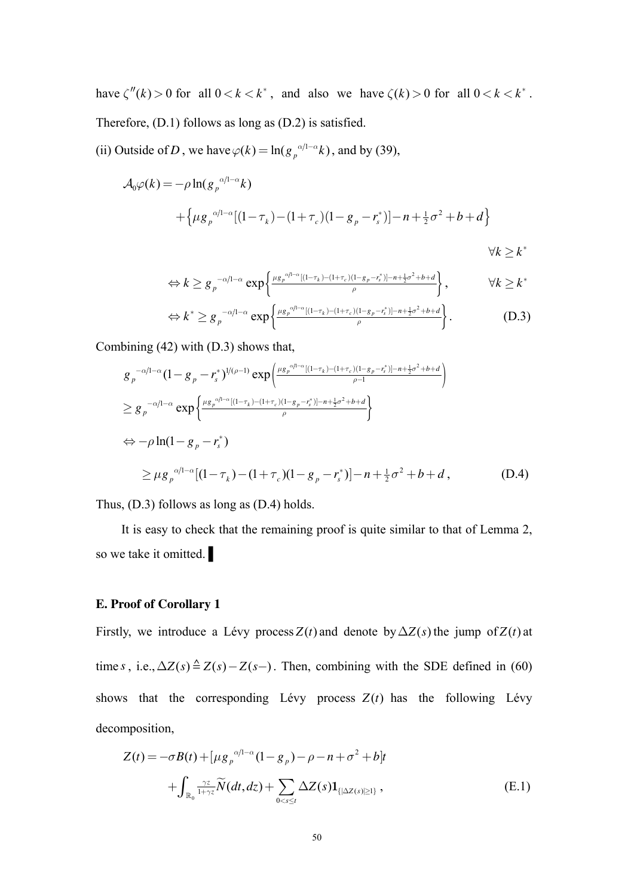have $\zeta''(k) > 0$ for all $0 < k < k^*$, and also we have $\zeta(k) > 0$ for all $0 < k < k^*$. Therefore, (D.1) follows as long as (D.2) is satisfied.

(ii) Outside of $D$, we have $\varphi(k) = \ln(g_p{}^{\alpha/1-\alpha} k)$, and by (39),

$$
\begin{aligned}
\mathcal{A}_0\varphi(k) &= -\rho \ln(g_p{}^{\alpha/1-\alpha} k) \\
&\quad + \left\{ \mu g_p{}^{\alpha/1-\alpha}[(1-\tau_k)-(1+\tau_c)(1-g_p-r_s^*)] - n + \tfrac{1}{2}\sigma^2 + b + d \right\} \\
&\qquad\qquad\qquad\qquad\qquad\qquad\qquad\qquad\qquad\qquad \forall k \geq k^* \\
&\Leftrightarrow k \geq g_p{}^{-\alpha/1-\alpha} \exp\left\{ \tfrac{\mu g_p{}^{\alpha/1-\alpha}[(1-\tau_k)-(1+\tau_c)(1-g_p-r_s^*)] - n + \frac{1}{2}\sigma^2 + b + d}{\rho} \right\}, \qquad \forall k \geq k^* \\
&\Leftrightarrow k^* \geq g_p{}^{-\alpha/1-\alpha} \exp\left\{ \tfrac{\mu g_p{}^{\alpha/1-\alpha}[(1-\tau_k)-(1+\tau_c)(1-g_p-r_s^*)] - n + \frac{1}{2}\sigma^2 + b + d}{\rho} \right\}. \qquad \text{(D.3)}
\end{aligned}
$$

Combining (42) with (D.3) shows that,

$$
\begin{aligned}
& g_p{}^{-\alpha/1-\alpha}(1-g_p-r_s^*)^{1/(\rho-1)} \exp\left( \tfrac{\mu g_p{}^{\alpha/1-\alpha}[(1-\tau_k)-(1+\tau_c)(1-g_p-r_s^*)] - n + \frac{1}{2}\sigma^2 + b + d}{\rho - 1} \right) \\
& \geq g_p{}^{-\alpha/1-\alpha} \exp\left\{ \tfrac{\mu g_p{}^{\alpha/1-\alpha}[(1-\tau_k)-(1+\tau_c)(1-g_p-r_s^*)] - n + \frac{1}{2}\sigma^2 + b + d}{\rho} \right\} \\
& \Leftrightarrow -\rho \ln(1-g_p-r_s^*) \\
& \qquad \geq \mu g_p{}^{\alpha/1-\alpha}[(1-\tau_k)-(1+\tau_c)(1-g_p-r_s^*)] - n + \tfrac{1}{2}\sigma^2 + b + d, \qquad \text{(D.4)}
\end{aligned}
$$

Thus, (D.3) follows as long as (D.4) holds.

It is easy to check that the remaining proof is quite similar to that of Lemma 2, so we take it omitted. ▌

## E. Proof of Corollary 1

Firstly, we introduce a Lévy process $Z(t)$ and denote by $\Delta Z(s)$ the jump of $Z(t)$ at time $s$, i.e., $\Delta Z(s) \triangleq Z(s) - Z(s-)$. Then, combining with the SDE defined in (60) shows that the corresponding Lévy process $Z(t)$ has the following Lévy decomposition,

$$
\begin{aligned}
Z(t) &= -\sigma B(t) + [\mu g_p{}^{\alpha/1-\alpha}(1-g_p) - \rho - n + \sigma^2 + b]t \\
&\quad + \int_{\mathbb{R}_0} \tfrac{\gamma z}{1+\gamma z} \widetilde{N}(dt, dz) + \sum_{0<s\leq t} \Delta Z(s) \mathbf{1}_{\{|\Delta Z(s)|\geq 1\}}, \qquad \text{(E.1)}
\end{aligned}
$$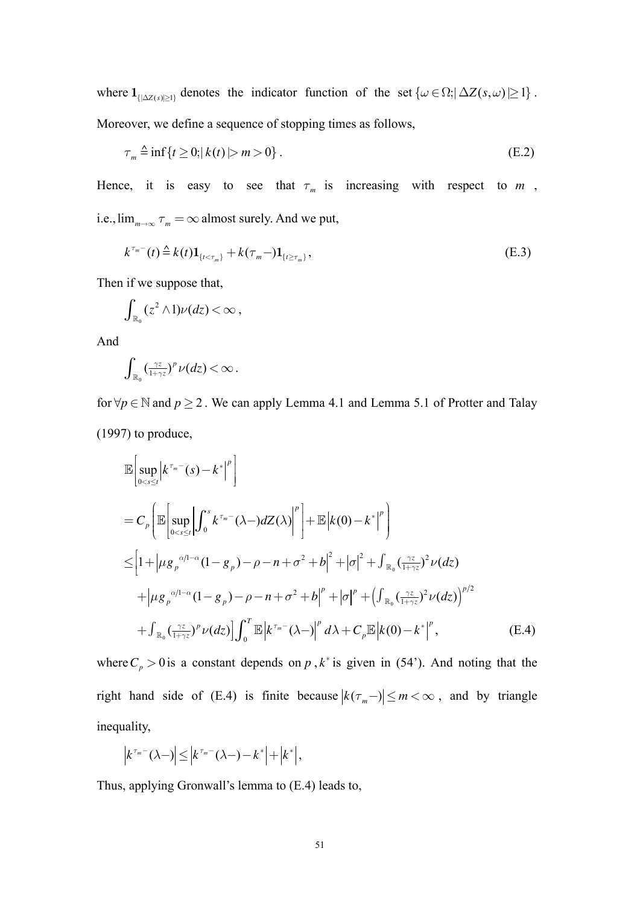where $\mathbf{1}_{\{|\Delta Z(s)|\geq 1\}}$ denotes the indicator function of the set $\{\omega \in \Omega; |\Delta Z(s,\omega)| \geq 1\}$. Moreover, we define a sequence of stopping times as follows,

$$\tau_m \triangleq \inf\{t \geq 0; |k(t)| > m > 0\}. \tag{E.2}$$

Hence, it is easy to see that $\tau_m$ is increasing with respect to $m$, i.e., $\lim_{m\to\infty} \tau_m = \infty$ almost surely. And we put,

$$k^{\tau_m -}(t) \triangleq k(t)\mathbf{1}_{\{t<\tau_m\}} + k(\tau_m -)\mathbf{1}_{\{t\geq \tau_m\}}, \tag{E.3}$$

Then if we suppose that,

$$\int_{\mathbb{R}_0} (z^2 \wedge 1)\nu(dz) < \infty,$$

And

$$\int_{\mathbb{R}_0} (\tfrac{\gamma z}{1+\gamma z})^p \nu(dz) < \infty.$$

for $\forall p \in \mathbb{N}$ and $p \geq 2$. We can apply Lemma 4.1 and Lemma 5.1 of Protter and Talay (1997) to produce,

$$\begin{aligned}
&\mathbb{E}\left[\sup_{0<s\leq t}\left|k^{\tau_m -}(s) - k^*\right|^p\right] \\
&= C_p\left(\mathbb{E}\left[\sup_{0<s\leq t}\left|\int_0^s k^{\tau_m -}(\lambda -)dZ(\lambda)\right|^p\right] + \mathbb{E}\left|k(0)-k^*\right|^p\right) \\
&\leq \Big[1 + \left|\mu g_p{}^{\alpha/1-\alpha}(1-g_p) - \rho - n + \sigma^2 + b\right|^2 + |\sigma|^2 + \textstyle\int_{\mathbb{R}_0}(\frac{\gamma z}{1+\gamma z})^2\nu(dz) \\
&\quad + \left|\mu g_p{}^{\alpha/1-\alpha}(1-g_p) - \rho - n + \sigma^2 + b\right|^p + |\sigma|^p + \left(\textstyle\int_{\mathbb{R}_0}(\frac{\gamma z}{1+\gamma z})^2\nu(dz)\right)^{p/2} \\
&\quad + \textstyle\int_{\mathbb{R}_0}(\frac{\gamma z}{1+\gamma z})^p\nu(dz)\Big]\displaystyle\int_0^T \mathbb{E}\left|k^{\tau_m -}(\lambda -)\right|^p d\lambda + C_p\mathbb{E}\left|k(0)-k^*\right|^p,
\end{aligned} \tag{E.4}$$

where $C_p > 0$ is a constant depends on $p$, $k^*$ is given in (54'). And noting that the right hand side of (E.4) is finite because $\left|k(\tau_m -)\right| \leq m < \infty$, and by triangle inequality,

$$\left|k^{\tau_m -}(\lambda -)\right| \leq \left|k^{\tau_m -}(\lambda -) - k^*\right| + \left|k^*\right|,$$

Thus, applying Gronwall's lemma to (E.4) leads to,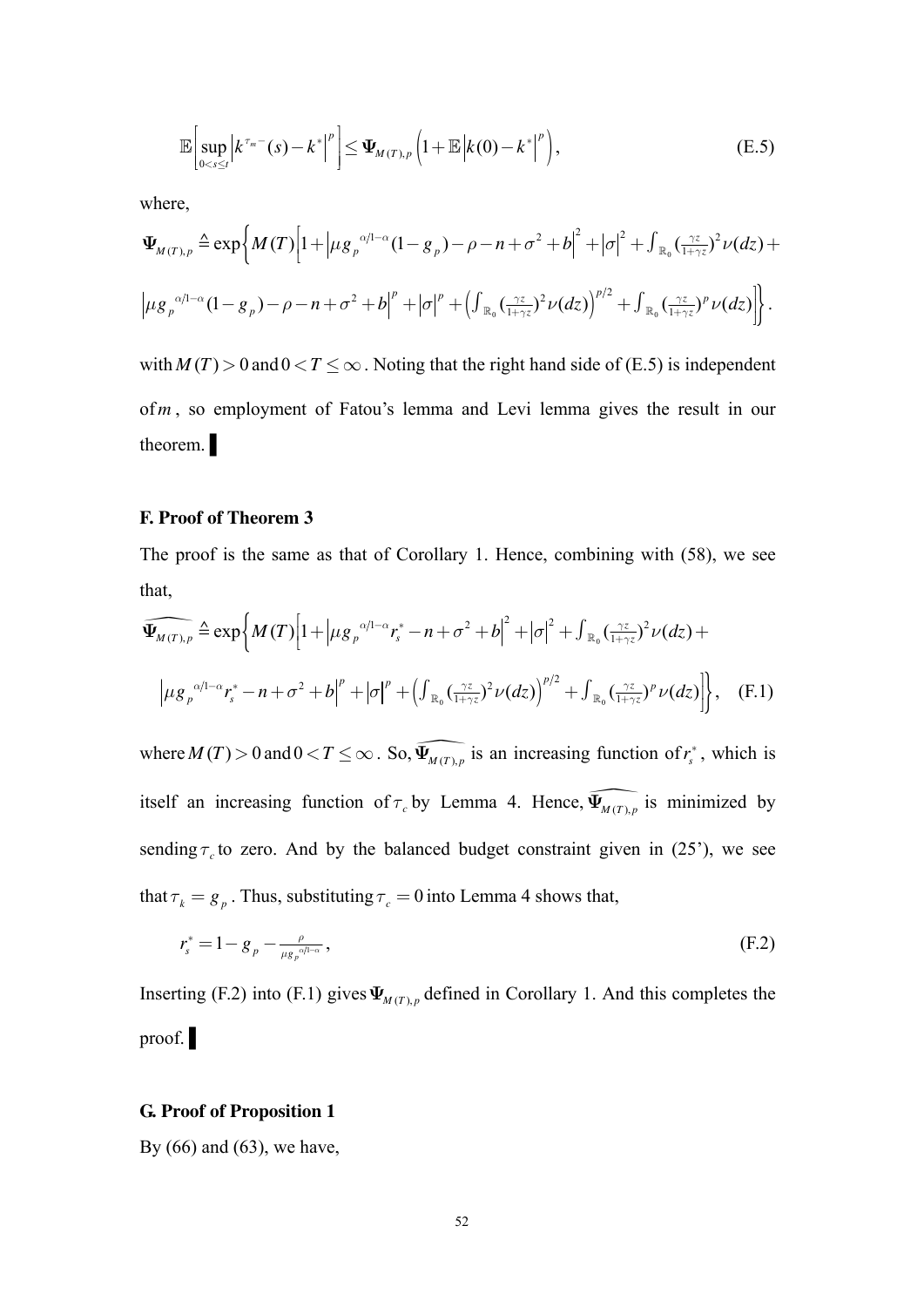$$\mathbb{E}\left[\sup_{0<s\leq t}\left|k^{\tau_m -}(s)-k^*\right|^p\right]\leq \mathbf{\Psi}_{M(T),p}\left(1+\mathbb{E}\left|k(0)-k^*\right|^p\right), \tag{E.5}$$

where,

$$\mathbf{\Psi}_{M(T),p} \triangleq \exp\Big\{M(T)\Big[1+\left|\mu g_p^{\ \alpha/1-\alpha}(1-g_p)-\rho-n+\sigma^2+b\right|^2+\left|\sigma\right|^2+\int_{\mathbb{R}_0}(\tfrac{\gamma z}{1+\gamma z})^2\nu(dz)+$$

$$\left|\mu g_p^{\ \alpha/1-\alpha}(1-g_p)-\rho-n+\sigma^2+b\right|^p+\left|\sigma\right|^p+\Big(\int_{\mathbb{R}_0}(\tfrac{\gamma z}{1+\gamma z})^2\nu(dz)\Big)^{p/2}+\int_{\mathbb{R}_0}(\tfrac{\gamma z}{1+\gamma z})^p\nu(dz)\Big]\Big\}.$$

with $M(T)>0$ and $0<T\leq\infty$. Noting that the right hand side of (E.5) is independent of $m$, so employment of Fatou's lemma and Levi lemma gives the result in our theorem. ▌

**F. Proof of Theorem 3**

The proof is the same as that of Corollary 1. Hence, combining with (58), we see that,

$$\widehat{\mathbf{\Psi}_{M(T),p}} \triangleq \exp\Big\{M(T)\Big[1+\left|\mu g_p^{\ \alpha/1-\alpha}r_s^*-n+\sigma^2+b\right|^2+\left|\sigma\right|^2+\int_{\mathbb{R}_0}(\tfrac{\gamma z}{1+\gamma z})^2\nu(dz)+$$

$$\left|\mu g_p^{\ \alpha/1-\alpha}r_s^*-n+\sigma^2+b\right|^p+\left|\sigma\right|^p+\Big(\int_{\mathbb{R}_0}(\tfrac{\gamma z}{1+\gamma z})^2\nu(dz)\Big)^{p/2}+\int_{\mathbb{R}_0}(\tfrac{\gamma z}{1+\gamma z})^p\nu(dz)\Big]\Big\}, \tag{F.1}$$

where $M(T)>0$ and $0<T\leq\infty$. So, $\widehat{\mathbf{\Psi}_{M(T),p}}$ is an increasing function of $r_s^*$, which is itself an increasing function of $\tau_c$ by Lemma 4. Hence, $\widehat{\mathbf{\Psi}_{M(T),p}}$ is minimized by sending $\tau_c$ to zero. And by the balanced budget constraint given in (25'), we see that $\tau_k=g_p$. Thus, substituting $\tau_c=0$ into Lemma 4 shows that,

$$r_s^*=1-g_p-\frac{\rho}{\mu g_p^{\ \alpha/1-\alpha}}, \tag{F.2}$$

Inserting (F.2) into (F.1) gives $\mathbf{\Psi}_{M(T),p}$ defined in Corollary 1. And this completes the proof. ▌

**G. Proof of Proposition 1**

By (66) and (63), we have,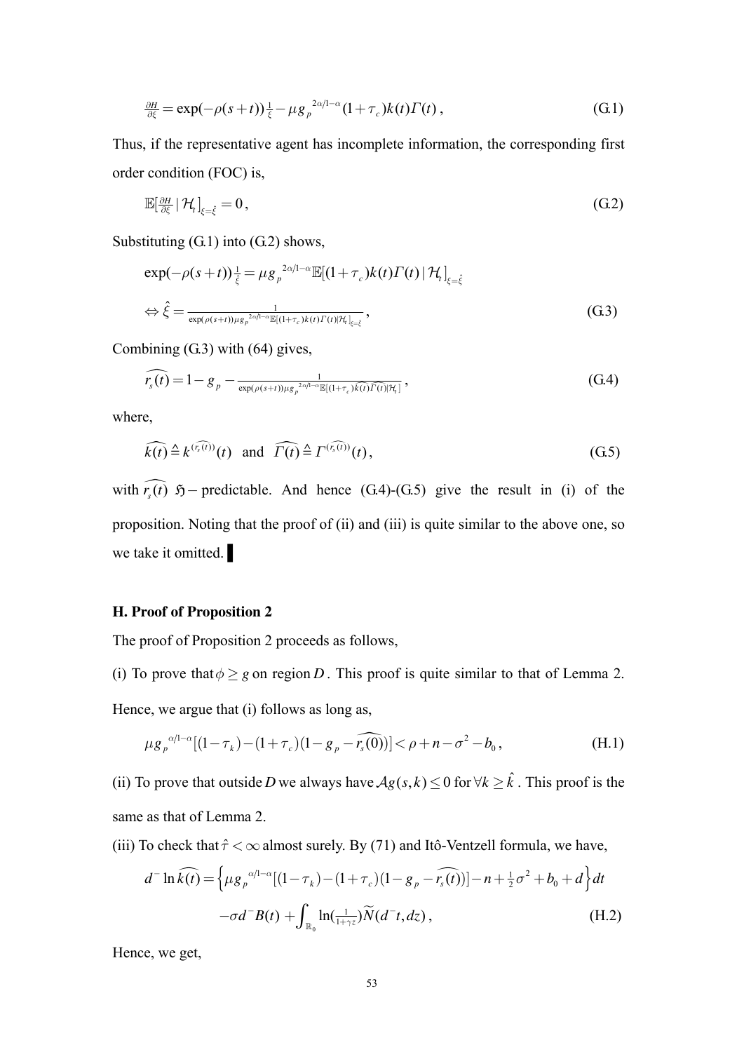$$\tfrac{\partial H}{\partial \xi} = \exp(-\rho(s+t))\tfrac{1}{\xi} - \mu g_p^{\ 2\alpha/1-\alpha}(1+\tau_c)k(t)\Gamma(t)\,, \tag{G.1}$$

Thus, if the representative agent has incomplete information, the corresponding first order condition (FOC) is,

$$\mathbb{E}[\tfrac{\partial H}{\partial \xi} \mid \mathcal{H}_t]_{\xi=\hat{\xi}} = 0\,, \tag{G.2}$$

Substituting (G.1) into (G.2) shows,

$$\exp(-\rho(s+t))\tfrac{1}{\hat{\xi}} = \mu g_p^{\ 2\alpha/1-\alpha}\mathbb{E}[(1+\tau_c)k(t)\Gamma(t) \mid \mathcal{H}_t]_{\xi=\hat{\xi}}$$

$$\Leftrightarrow \hat{\xi} = \tfrac{1}{\exp(\rho(s+t))\mu g_p^{\ 2\alpha/1-\alpha}\mathbb{E}[(1+\tau_c)k(t)\Gamma(t)|\mathcal{H}_t]_{\xi=\hat{\xi}}}\,, \tag{G.3}$$

Combining (G.3) with (64) gives,

$$\widehat{r_s(t)} = 1 - g_p - \tfrac{1}{\exp(\rho(s+t))\mu g_p^{\ 2\alpha/1-\alpha}\mathbb{E}[(1+\tau_c)\widehat{k(t)}\widehat{\Gamma(t)}|\mathcal{H}_t]}\,, \tag{G.4}$$

where,

$$\widehat{k(t)} \triangleq k^{(\widehat{r_s(t)})}(t) \quad \text{and} \quad \widehat{\Gamma(t)} \triangleq \Gamma^{(\widehat{r_s(t)})}(t)\,, \tag{G.5}$$

with $\widehat{r_s(t)}$ $\mathfrak{H}-$predictable. And hence (G.4)-(G.5) give the result in (i) of the proposition. Noting that the proof of (ii) and (iii) is quite similar to the above one, so we take it omitted. ▌

## H. Proof of Proposition 2

The proof of Proposition 2 proceeds as follows,

(i) To prove that $\phi \geq g$ on region $D$. This proof is quite similar to that of Lemma 2. Hence, we argue that (i) follows as long as,

$$\mu g_p^{\ \alpha/1-\alpha}[(1-\tau_k)-(1+\tau_c)(1-g_p-\widehat{r_s(0)})] < \rho + n - \sigma^2 - b_0\,, \tag{H.1}$$

(ii) To prove that outside $D$ we always have $\mathcal{A}g(s,k) \leq 0$ for $\forall k \geq \hat{k}$. This proof is the same as that of Lemma 2.

(iii) To check that $\hat{\tau} < \infty$ almost surely. By (71) and Itô-Ventzell formula, we have,

$$d^- \ln \widehat{k(t)} = \left\{\mu g_p^{\ \alpha/1-\alpha}[(1-\tau_k)-(1+\tau_c)(1-g_p-\widehat{r_s(t)})] - n + \tfrac{1}{2}\sigma^2 + b_0 + d\right\}dt$$

$$-\sigma d^- B(t) + \int_{\mathbb{R}_0} \ln(\tfrac{1}{1+\gamma z})\widetilde{N}(d^- t, dz)\,, \tag{H.2}$$

Hence, we get,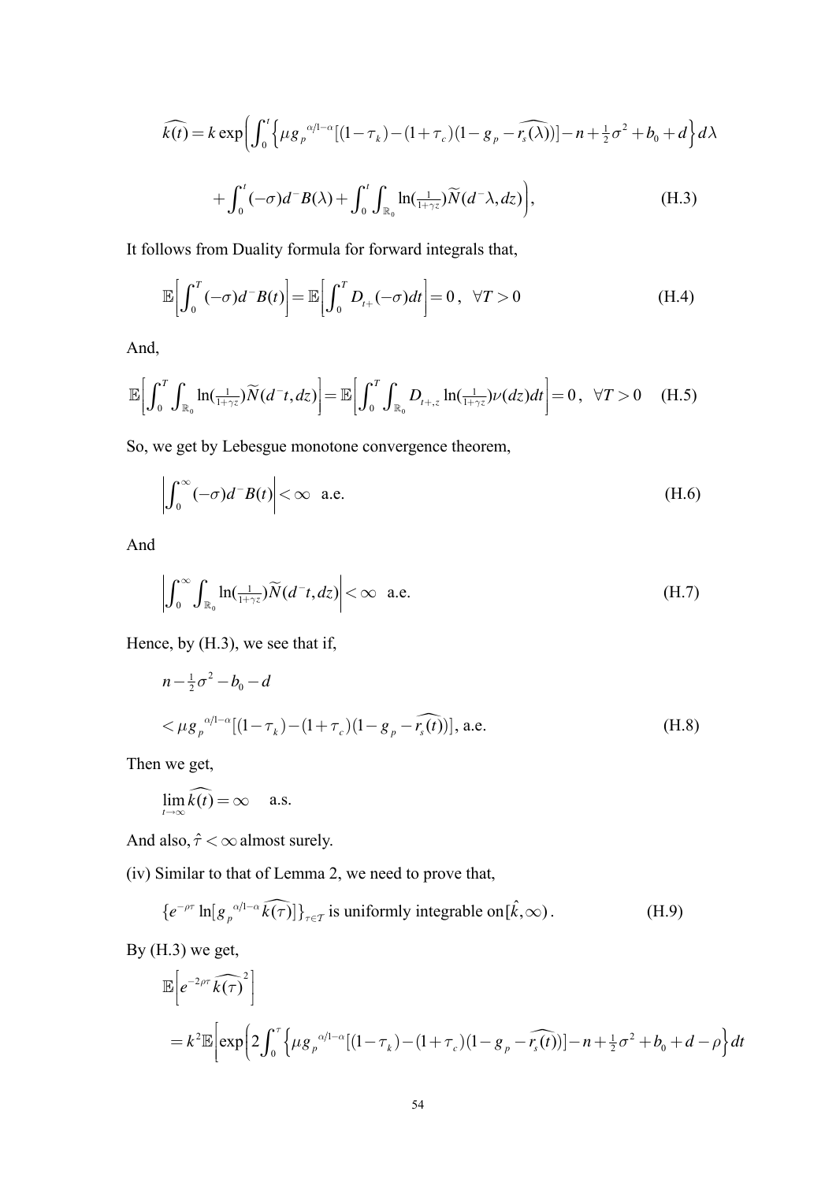$$\widehat{k(t)} = k \exp\bigg( \int_0^t \Big\{ \mu g_p^{\alpha/1-\alpha} [(1-\tau_k) - (1+\tau_c)(1-g_p - \widehat{r_s(\lambda)})] - n + \tfrac{1}{2}\sigma^2 + b_0 + d \Big\} d\lambda$$

$$+ \int_0^t (-\sigma) d^- B(\lambda) + \int_0^t \int_{\mathbb{R}_0} \ln(\tfrac{1}{1+\gamma z}) \widetilde{N}(d^-\lambda, dz) \bigg), \tag{H.3}$$

It follows from Duality formula for forward integrals that,

$$\mathbb{E}\left[ \int_0^T (-\sigma) d^- B(t) \right] = \mathbb{E}\left[ \int_0^T D_{t+}(-\sigma) dt \right] = 0, \quad \forall T > 0 \tag{H.4}$$

And,

$$\mathbb{E}\left[ \int_0^T \int_{\mathbb{R}_0} \ln(\tfrac{1}{1+\gamma z}) \widetilde{N}(d^-t, dz) \right] = \mathbb{E}\left[ \int_0^T \int_{\mathbb{R}_0} D_{t+,z} \ln(\tfrac{1}{1+\gamma z}) \nu(dz) dt \right] = 0, \quad \forall T > 0 \tag{H.5}$$

So, we get by Lebesgue monotone convergence theorem,

$$\left| \int_0^\infty (-\sigma) d^- B(t) \right| < \infty \quad \text{a.e.} \tag{H.6}$$

And

$$\left| \int_0^\infty \int_{\mathbb{R}_0} \ln(\tfrac{1}{1+\gamma z}) \widetilde{N}(d^-t, dz) \right| < \infty \quad \text{a.e.} \tag{H.7}$$

Hence, by (H.3), we see that if,

$$n - \tfrac{1}{2}\sigma^2 - b_0 - d$$

$$< \mu g_p^{\alpha/1-\alpha} [(1-\tau_k) - (1+\tau_c)(1-g_p - \widehat{r_s(t)})], \text{ a.e.} \tag{H.8}$$

Then we get,

$$\lim_{t \to \infty} \widehat{k(t)} = \infty \quad \text{a.s.}$$

And also, $\hat{\tau} < \infty$ almost surely.

(iv) Similar to that of Lemma 2, we need to prove that,

$$\{ e^{-\rho\tau} \ln[g_p^{\alpha/1-\alpha} \widehat{k(\tau)}] \}_{\tau \in \mathcal{T}} \text{ is uniformly integrable on } [\hat{k}, \infty). \tag{H.9}$$

By (H.3) we get,

$$\mathbb{E}\left[ e^{-2\rho\tau} \widehat{k(\tau)}^2 \right]$$

$$= k^2 \mathbb{E}\bigg[ \exp\bigg( 2\int_0^\tau \Big\{ \mu g_p^{\alpha/1-\alpha} [(1-\tau_k) - (1+\tau_c)(1-g_p - \widehat{r_s(t)})] - n + \tfrac{1}{2}\sigma^2 + b_0 + d - \rho \Big\} dt$$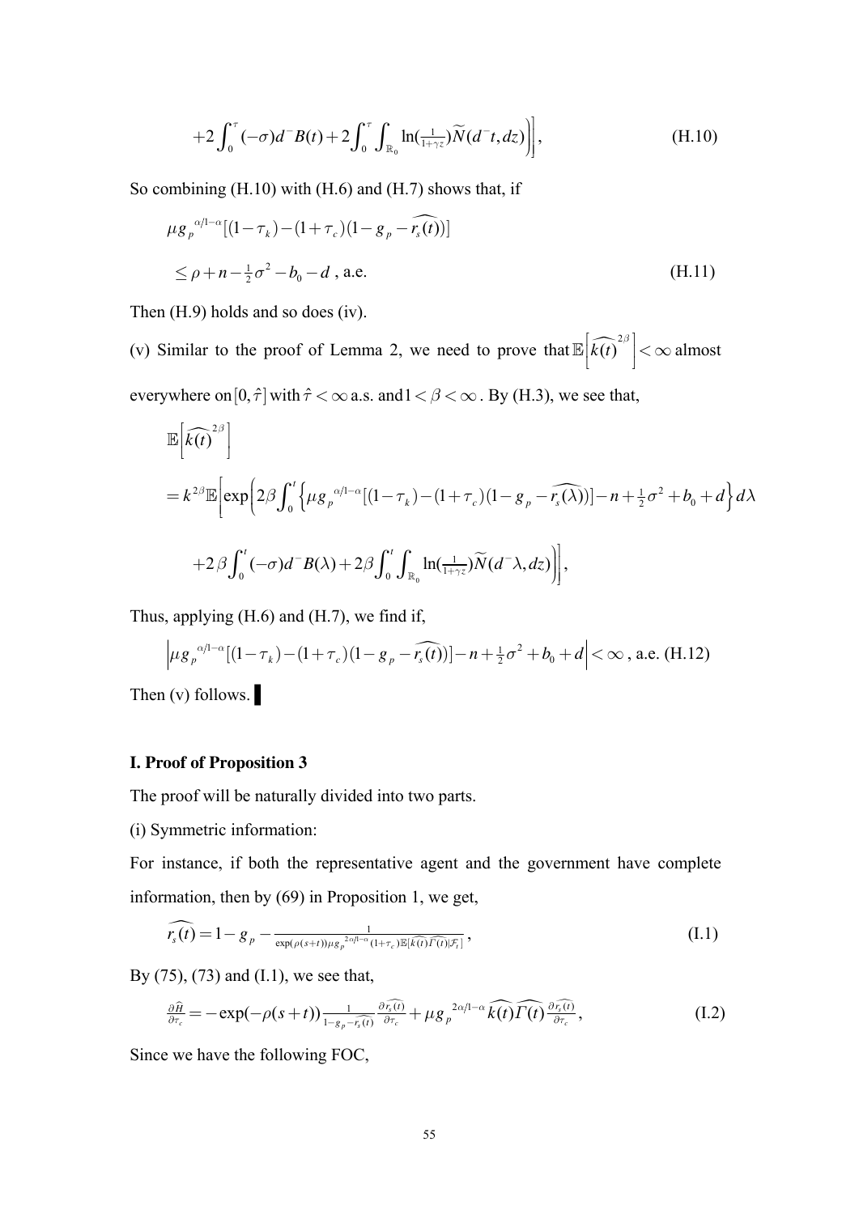$$+2\int_0^{\tau}(-\sigma)d^{-}B(t)+2\int_0^{\tau}\int_{\mathbb{R}_0}\ln(\tfrac{1}{1+\gamma z})\widetilde{N}(d^{-}t,dz)\Bigg)\Bigg], \tag{H.10}$$

So combining (H.10) with (H.6) and (H.7) shows that, if

$$\mu g_p{}^{\alpha/1-\alpha}[(1-\tau_k)-(1+\tau_c)(1-g_p-\widehat{r_s(t)})]$$

$$\leq \rho+n-\tfrac{1}{2}\sigma^2-b_0-d \text{ , a.e.} \tag{H.11}$$

Then (H.9) holds and so does (iv).

(v) Similar to the proof of Lemma 2, we need to prove that $\mathbb{E}\left[\widehat{k(t)}^{2\beta}\right]<\infty$ almost everywhere on $[0,\hat{\tau}]$ with $\hat{\tau}<\infty$ a.s. and $1<\beta<\infty$. By (H.3), we see that,

$$\mathbb{E}\left[\widehat{k(t)}^{2\beta}\right]$$

$$=k^{2\beta}\mathbb{E}\Bigg[\exp\Bigg(2\beta\int_0^t\Big\{\mu g_p{}^{\alpha/1-\alpha}[(1-\tau_k)-(1+\tau_c)(1-g_p-\widehat{r_s(\lambda)})]-n+\tfrac{1}{2}\sigma^2+b_0+d\Big\}d\lambda$$

$$+2\beta\int_0^t(-\sigma)d^{-}B(\lambda)+2\beta\int_0^t\int_{\mathbb{R}_0}\ln(\tfrac{1}{1+\gamma z})\widetilde{N}(d^{-}\lambda,dz)\Bigg)\Bigg],$$

Thus, applying (H.6) and (H.7), we find if,

$$\left|\mu g_p{}^{\alpha/1-\alpha}[(1-\tau_k)-(1+\tau_c)(1-g_p-\widehat{r_s(t)})]-n+\tfrac{1}{2}\sigma^2+b_0+d\right|<\infty \text{ , a.e.} \tag{H.12}$$

Then (v) follows. ▌

**I. Proof of Proposition 3**

The proof will be naturally divided into two parts.

(i) Symmetric information:

For instance, if both the representative agent and the government have complete information, then by (69) in Proposition 1, we get,

$$\widehat{r_s(t)}=1-g_p-\frac{1}{\exp(\rho(s+t))\mu g_p{}^{2\alpha/1-\alpha}(1+\tau_c)\mathbb{E}[\widehat{k(t)}\widehat{\Gamma(t)}|\mathcal{F}_t]}, \tag{I.1}$$

By (75), (73) and (I.1), we see that,

$$\frac{\partial\widehat{H}}{\partial\tau_c}=-\exp(-\rho(s+t))\frac{1}{1-g_p-\widehat{r_s(t)}}\frac{\partial\widehat{r_s(t)}}{\partial\tau_c}+\mu g_p{}^{2\alpha/1-\alpha}\widehat{k(t)}\widehat{\Gamma(t)}\frac{\partial\widehat{r_s(t)}}{\partial\tau_c}, \tag{I.2}$$

Since we have the following FOC,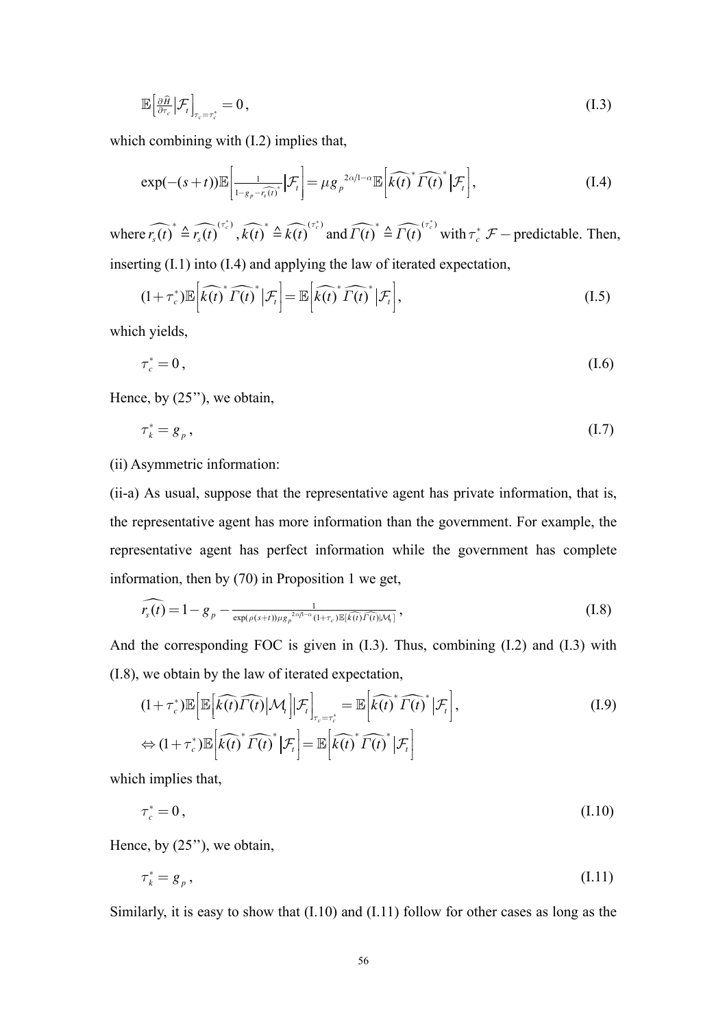$$\mathbb{E}\left[\tfrac{\partial \widehat{H}}{\partial \tau_c}\Big|\mathcal{F}_t\right]_{\tau_c=\tau_c^*}=0\,, \tag{I.3}$$

which combining with (I.2) implies that,

$$\exp(-(s+t))\mathbb{E}\left[\tfrac{1}{1-g_p-\widehat{r_s(t)}^*}\Big|\mathcal{F}_t\right]=\mu g_p{}^{2\alpha/1-\alpha}\mathbb{E}\left[\widehat{k(t)}^*\,\widehat{\Gamma(t)}^*\Big|\mathcal{F}_t\right], \tag{I.4}$$

where $\widehat{r_s(t)}^* \triangleq \widehat{r_s(t)}^{(\tau_c^*)}$, $\widehat{k(t)}^* \triangleq \widehat{k(t)}^{(\tau_c^*)}$ and $\widehat{\Gamma(t)}^* \triangleq \widehat{\Gamma(t)}^{(\tau_c^*)}$ with $\tau_c^*$ $\mathcal{F}-$predictable. Then, inserting (I.1) into (I.4) and applying the law of iterated expectation,

$$(1+\tau_c^*)\mathbb{E}\left[\widehat{k(t)}^*\,\widehat{\Gamma(t)}^*\Big|\mathcal{F}_t\right]=\mathbb{E}\left[\widehat{k(t)}^*\,\widehat{\Gamma(t)}^*\Big|\mathcal{F}_t\right], \tag{I.5}$$

which yields,

$$\tau_c^*=0\,, \tag{I.6}$$

Hence, by (25''), we obtain,

$$\tau_k^*=g_p\,, \tag{I.7}$$

(ii) Asymmetric information:

(ii-a) As usual, suppose that the representative agent has private information, that is, the representative agent has more information than the government. For example, the representative agent has perfect information while the government has complete information, then by (70) in Proposition 1 we get,

$$\widehat{r_s(t)}=1-g_p-\tfrac{1}{\exp(\rho(s+t))\mu g_p{}^{2\alpha/1-\alpha}(1+\tau_c)\mathbb{E}[\widehat{k(t)}\widehat{\Gamma(t)}|\mathcal{M}_t]}\,, \tag{I.8}$$

And the corresponding FOC is given in (I.3). Thus, combining (I.2) and (I.3) with (I.8), we obtain by the law of iterated expectation,

$$\begin{aligned}
&(1+\tau_c^*)\mathbb{E}\left[\mathbb{E}\left[\widehat{k(t)}\widehat{\Gamma(t)}\Big|\mathcal{M}_t\right]\Big|\mathcal{F}_t\right]_{\tau_c=\tau_c^*}=\mathbb{E}\left[\widehat{k(t)}^*\,\widehat{\Gamma(t)}^*\Big|\mathcal{F}_t\right], \\
&\Leftrightarrow (1+\tau_c^*)\mathbb{E}\left[\widehat{k(t)}^*\,\widehat{\Gamma(t)}^*\Big|\mathcal{F}_t\right]=\mathbb{E}\left[\widehat{k(t)}^*\,\widehat{\Gamma(t)}^*\Big|\mathcal{F}_t\right]
\end{aligned} \tag{I.9}$$

which implies that,

$$\tau_c^*=0\,, \tag{I.10}$$

Hence, by (25''), we obtain,

$$\tau_k^*=g_p\,, \tag{I.11}$$

Similarly, it is easy to show that (I.10) and (I.11) follow for other cases as long as the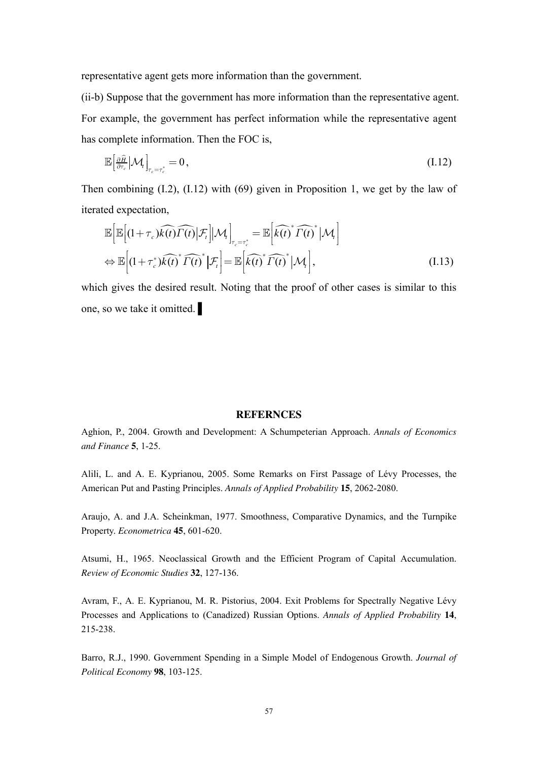representative agent gets more information than the government.

(ii-b) Suppose that the government has more information than the representative agent. For example, the government has perfect information while the representative agent has complete information. Then the FOC is,

$$\mathbb{E}\left[\tfrac{\partial \widehat{H}}{\partial \tau_c} \middle| \mathcal{M}_t\right]_{\tau_c=\tau_c^*} = 0\,, \tag{I.12}$$

Then combining (I.2), (I.12) with (69) given in Proposition 1, we get by the law of iterated expectation,

$$\mathbb{E}\left[\mathbb{E}\left[(1+\tau_c)\widehat{k(t)}\widehat{\Gamma(t)}\middle|\mathcal{F}_t\right]\middle|\mathcal{M}_t\right]_{\tau_c=\tau_c^*} = \mathbb{E}\left[\widehat{k(t)}^*\widehat{\Gamma(t)}^*\middle|\mathcal{M}_t\right]$$

$$\Leftrightarrow \mathbb{E}\left[(1+\tau_c^*)\widehat{k(t)}^*\widehat{\Gamma(t)}^*\middle|\mathcal{F}_t\right] = \mathbb{E}\left[\widehat{k(t)}^*\widehat{\Gamma(t)}^*\middle|\mathcal{M}_t\right], \tag{I.13}$$

which gives the desired result. Noting that the proof of other cases is similar to this one, so we take it omitted. ▌

## REFERNCES

Aghion, P., 2004. Growth and Development: A Schumpeterian Approach. *Annals of Economics and Finance* **5**, 1-25.

Alili, L. and A. E. Kyprianou, 2005. Some Remarks on First Passage of Lévy Processes, the American Put and Pasting Principles. *Annals of Applied Probability* **15**, 2062-2080.

Araujo, A. and J.A. Scheinkman, 1977. Smoothness, Comparative Dynamics, and the Turnpike Property. *Econometrica* **45**, 601-620.

Atsumi, H., 1965. Neoclassical Growth and the Efficient Program of Capital Accumulation. *Review of Economic Studies* **32**, 127-136.

Avram, F., A. E. Kyprianou, M. R. Pistorius, 2004. Exit Problems for Spectrally Negative Lévy Processes and Applications to (Canadized) Russian Options. *Annals of Applied Probability* **14**, 215-238.

Barro, R.J., 1990. Government Spending in a Simple Model of Endogenous Growth. *Journal of Political Economy* **98**, 103-125.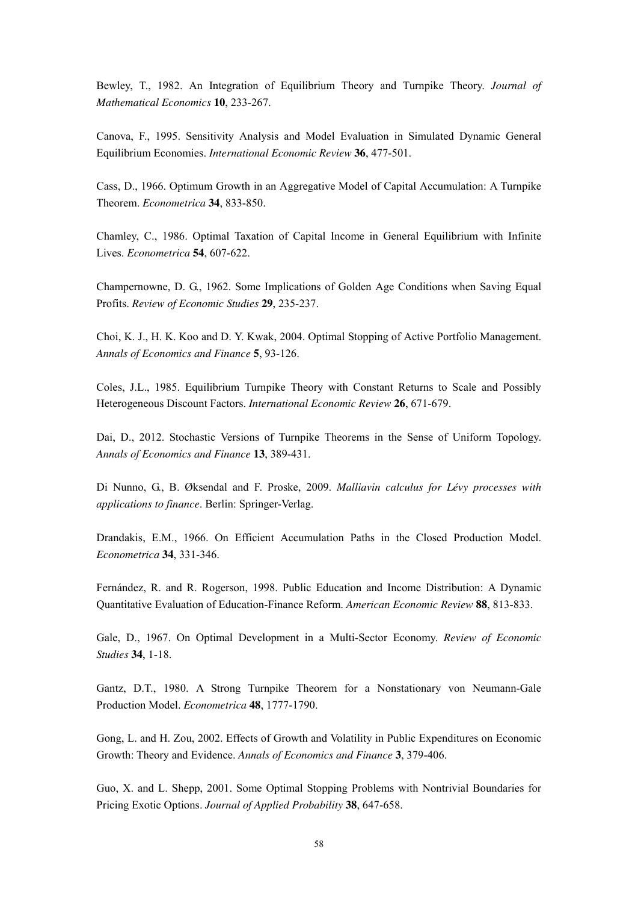Bewley, T., 1982. An Integration of Equilibrium Theory and Turnpike Theory. *Journal of Mathematical Economics* **10**, 233-267.

Canova, F., 1995. Sensitivity Analysis and Model Evaluation in Simulated Dynamic General Equilibrium Economies. *International Economic Review* **36**, 477-501.

Cass, D., 1966. Optimum Growth in an Aggregative Model of Capital Accumulation: A Turnpike Theorem. *Econometrica* **34**, 833-850.

Chamley, C., 1986. Optimal Taxation of Capital Income in General Equilibrium with Infinite Lives. *Econometrica* **54**, 607-622.

Champernowne, D. G., 1962. Some Implications of Golden Age Conditions when Saving Equal Profits. *Review of Economic Studies* **29**, 235-237.

Choi, K. J., H. K. Koo and D. Y. Kwak, 2004. Optimal Stopping of Active Portfolio Management. *Annals of Economics and Finance* **5**, 93-126.

Coles, J.L., 1985. Equilibrium Turnpike Theory with Constant Returns to Scale and Possibly Heterogeneous Discount Factors. *International Economic Review* **26**, 671-679.

Dai, D., 2012. Stochastic Versions of Turnpike Theorems in the Sense of Uniform Topology. *Annals of Economics and Finance* **13**, 389-431.

Di Nunno, G., B. Øksendal and F. Proske, 2009. *Malliavin calculus for Lévy processes with applications to finance*. Berlin: Springer-Verlag.

Drandakis, E.M., 1966. On Efficient Accumulation Paths in the Closed Production Model. *Econometrica* **34**, 331-346.

Fernández, R. and R. Rogerson, 1998. Public Education and Income Distribution: A Dynamic Quantitative Evaluation of Education-Finance Reform. *American Economic Review* **88**, 813-833.

Gale, D., 1967. On Optimal Development in a Multi-Sector Economy. *Review of Economic Studies* **34**, 1-18.

Gantz, D.T., 1980. A Strong Turnpike Theorem for a Nonstationary von Neumann-Gale Production Model. *Econometrica* **48**, 1777-1790.

Gong, L. and H. Zou, 2002. Effects of Growth and Volatility in Public Expenditures on Economic Growth: Theory and Evidence. *Annals of Economics and Finance* **3**, 379-406.

Guo, X. and L. Shepp, 2001. Some Optimal Stopping Problems with Nontrivial Boundaries for Pricing Exotic Options. *Journal of Applied Probability* **38**, 647-658.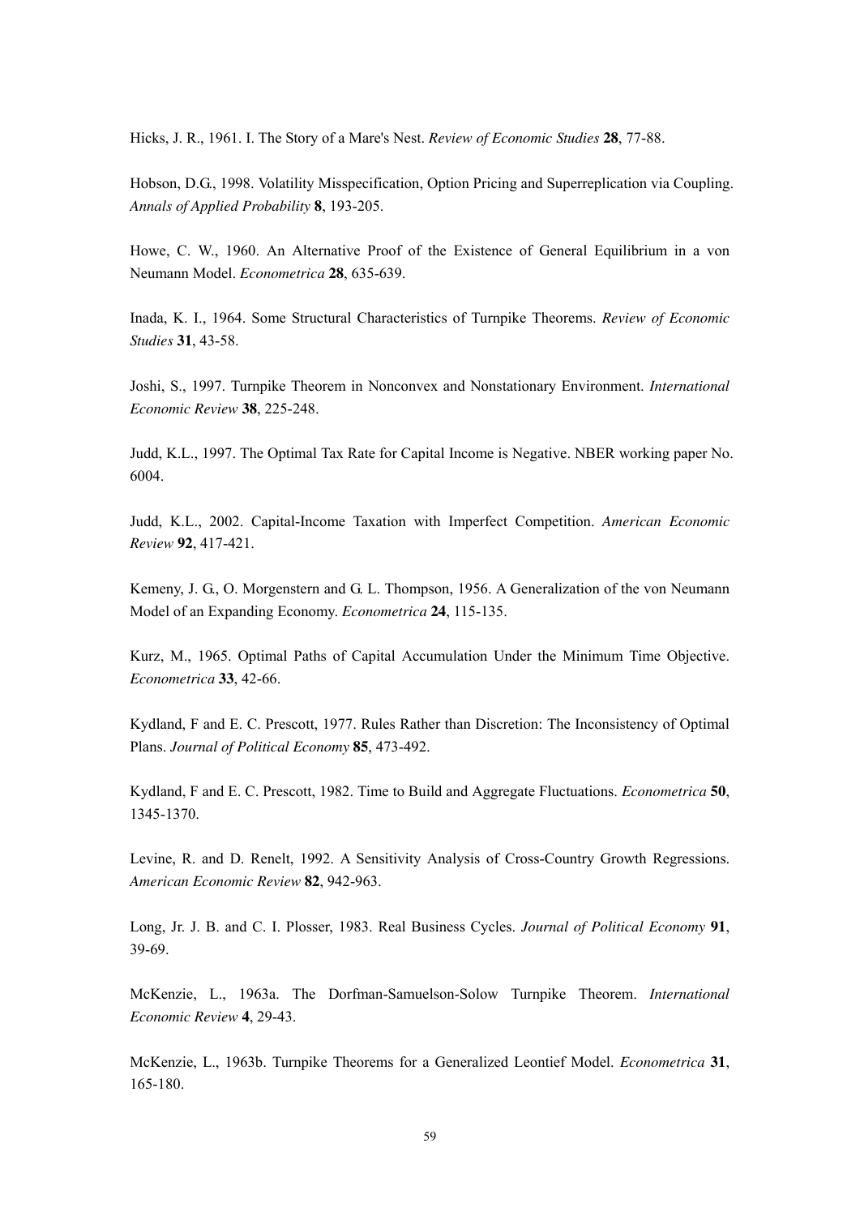Hicks, J. R., 1961. I. The Story of a Mare's Nest. *Review of Economic Studies* **28**, 77-88.

Hobson, D.G., 1998. Volatility Misspecification, Option Pricing and Superreplication via Coupling. *Annals of Applied Probability* **8**, 193-205.

Howe, C. W., 1960. An Alternative Proof of the Existence of General Equilibrium in a von Neumann Model. *Econometrica* **28**, 635-639.

Inada, K. I., 1964. Some Structural Characteristics of Turnpike Theorems. *Review of Economic Studies* **31**, 43-58.

Joshi, S., 1997. Turnpike Theorem in Nonconvex and Nonstationary Environment. *International Economic Review* **38**, 225-248.

Judd, K.L., 1997. The Optimal Tax Rate for Capital Income is Negative. NBER working paper No. 6004.

Judd, K.L., 2002. Capital-Income Taxation with Imperfect Competition. *American Economic Review* **92**, 417-421.

Kemeny, J. G., O. Morgenstern and G. L. Thompson, 1956. A Generalization of the von Neumann Model of an Expanding Economy. *Econometrica* **24**, 115-135.

Kurz, M., 1965. Optimal Paths of Capital Accumulation Under the Minimum Time Objective. *Econometrica* **33**, 42-66.

Kydland, F and E. C. Prescott, 1977. Rules Rather than Discretion: The Inconsistency of Optimal Plans. *Journal of Political Economy* **85**, 473-492.

Kydland, F and E. C. Prescott, 1982. Time to Build and Aggregate Fluctuations. *Econometrica* **50**, 1345-1370.

Levine, R. and D. Renelt, 1992. A Sensitivity Analysis of Cross-Country Growth Regressions. *American Economic Review* **82**, 942-963.

Long, Jr. J. B. and C. I. Plosser, 1983. Real Business Cycles. *Journal of Political Economy* **91**, 39-69.

McKenzie, L., 1963a. The Dorfman-Samuelson-Solow Turnpike Theorem. *International Economic Review* **4**, 29-43.

McKenzie, L., 1963b. Turnpike Theorems for a Generalized Leontief Model. *Econometrica* **31**, 165-180.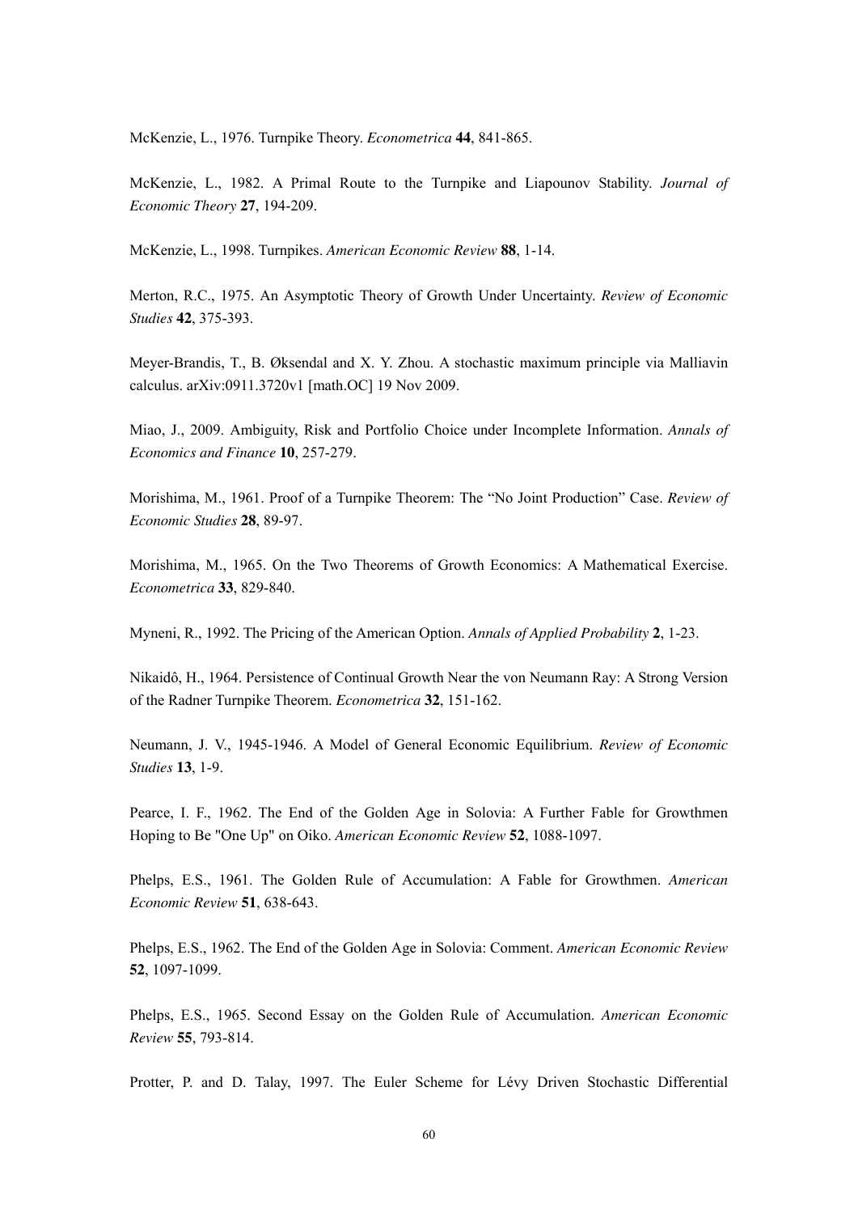McKenzie, L., 1976. Turnpike Theory. *Econometrica* **44**, 841-865.

McKenzie, L., 1982. A Primal Route to the Turnpike and Liapounov Stability. *Journal of Economic Theory* **27**, 194-209.

McKenzie, L., 1998. Turnpikes. *American Economic Review* **88**, 1-14.

Merton, R.C., 1975. An Asymptotic Theory of Growth Under Uncertainty. *Review of Economic Studies* **42**, 375-393.

Meyer-Brandis, T., B. Øksendal and X. Y. Zhou. A stochastic maximum principle via Malliavin calculus. arXiv:0911.3720v1 [math.OC] 19 Nov 2009.

Miao, J., 2009. Ambiguity, Risk and Portfolio Choice under Incomplete Information. *Annals of Economics and Finance* **10**, 257-279.

Morishima, M., 1961. Proof of a Turnpike Theorem: The "No Joint Production" Case. *Review of Economic Studies* **28**, 89-97.

Morishima, M., 1965. On the Two Theorems of Growth Economics: A Mathematical Exercise. *Econometrica* **33**, 829-840.

Myneni, R., 1992. The Pricing of the American Option. *Annals of Applied Probability* **2**, 1-23.

Nikaidô, H., 1964. Persistence of Continual Growth Near the von Neumann Ray: A Strong Version of the Radner Turnpike Theorem. *Econometrica* **32**, 151-162.

Neumann, J. V., 1945-1946. A Model of General Economic Equilibrium. *Review of Economic Studies* **13**, 1-9.

Pearce, I. F., 1962. The End of the Golden Age in Solovia: A Further Fable for Growthmen Hoping to Be "One Up" on Oiko. *American Economic Review* **52**, 1088-1097.

Phelps, E.S., 1961. The Golden Rule of Accumulation: A Fable for Growthmen. *American Economic Review* **51**, 638-643.

Phelps, E.S., 1962. The End of the Golden Age in Solovia: Comment. *American Economic Review* **52**, 1097-1099.

Phelps, E.S., 1965. Second Essay on the Golden Rule of Accumulation. *American Economic Review* **55**, 793-814.

Protter, P. and D. Talay, 1997. The Euler Scheme for Lévy Driven Stochastic Differential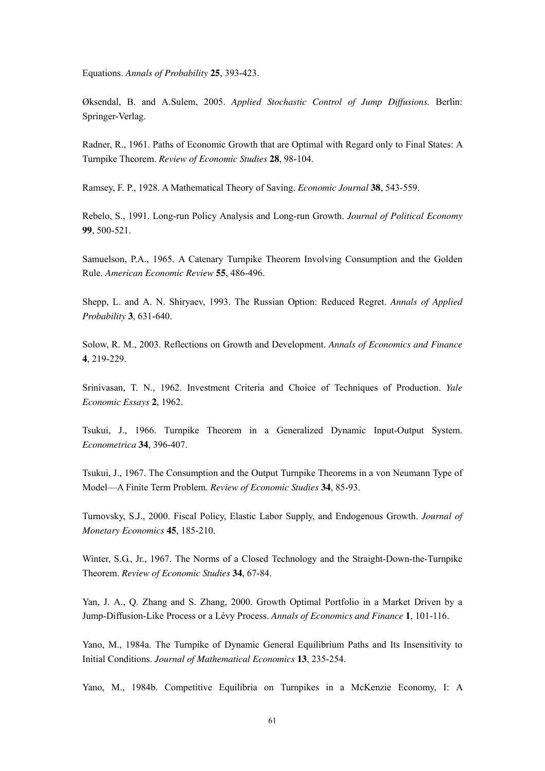Equations. *Annals of Probability* **25**, 393-423.

Øksendal, B. and A.Sulem, 2005. *Applied Stochastic Control of Jump Diffusions.* Berlin: Springer-Verlag.

Radner, R., 1961. Paths of Economic Growth that are Optimal with Regard only to Final States: A Turnpike Theorem. *Review of Economic Studies* **28**, 98-104.

Ramsey, F. P., 1928. A Mathematical Theory of Saving. *Economic Journal* **38**, 543-559.

Rebelo, S., 1991. Long-run Policy Analysis and Long-run Growth. *Journal of Political Economy* **99**, 500-521.

Samuelson, P.A., 1965. A Catenary Turnpike Theorem Involving Consumption and the Golden Rule. *American Economic Review* **55**, 486-496.

Shepp, L. and A. N. Shiryaev, 1993. The Russian Option: Reduced Regret. *Annals of Applied Probability* **3**, 631-640.

Solow, R. M., 2003. Reflections on Growth and Development. *Annals of Economics and Finance* **4**, 219-229.

Srinivasan, T. N., 1962. Investment Criteria and Choice of Techniques of Production. *Yale Economic Essays* **2**, 1962.

Tsukui, J., 1966. Turnpike Theorem in a Generalized Dynamic Input-Output System. *Econometrica* **34**, 396-407.

Tsukui, J., 1967. The Consumption and the Output Turnpike Theorems in a von Neumann Type of Model—A Finite Term Problem. *Review of Economic Studies* **34**, 85-93.

Turnovsky, S.J., 2000. Fiscal Policy, Elastic Labor Supply, and Endogenous Growth. *Journal of Monetary Economics* **45**, 185-210.

Winter, S.G., Jr., 1967. The Norms of a Closed Technology and the Straight-Down-the-Turnpike Theorem. *Review of Economic Studies* **34**, 67-84.

Yan, J. A., Q. Zhang and S. Zhang, 2000. Growth Optimal Portfolio in a Market Driven by a Jump-Diffusion-Like Process or a Lévy Process. *Annals of Economics and Finance* **1**, 101-116.

Yano, M., 1984a. The Turnpike of Dynamic General Equilibrium Paths and Its Insensitivity to Initial Conditions. *Journal of Mathematical Economics* **13**, 235-254.

Yano, M., 1984b. Competitive Equilibria on Turnpikes in a McKenzie Economy, I: A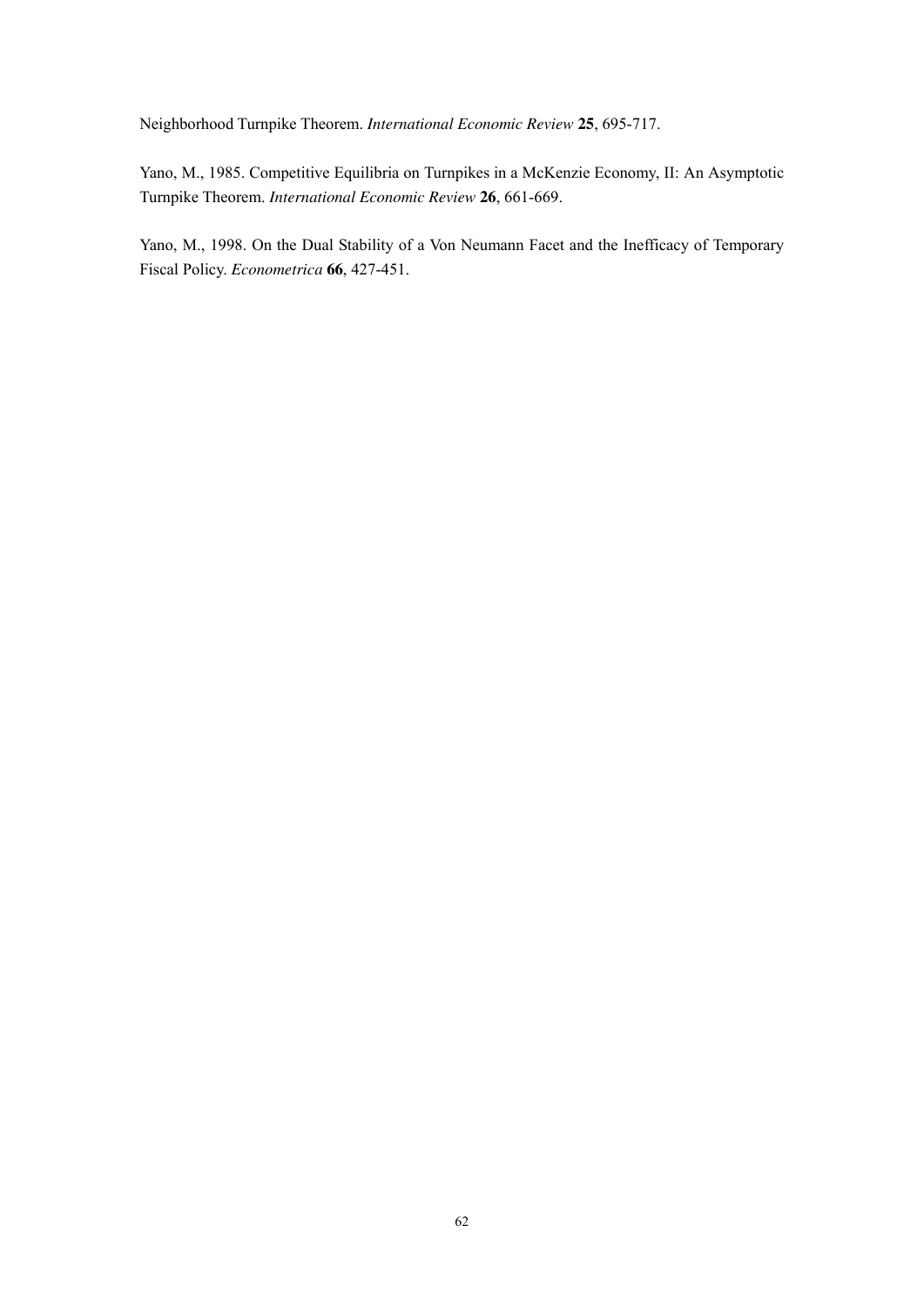Neighborhood Turnpike Theorem. *International Economic Review* **25**, 695-717.

Yano, M., 1985. Competitive Equilibria on Turnpikes in a McKenzie Economy, II: An Asymptotic Turnpike Theorem. *International Economic Review* **26**, 661-669.

Yano, M., 1998. On the Dual Stability of a Von Neumann Facet and the Inefficacy of Temporary Fiscal Policy. *Econometrica* **66**, 427-451.